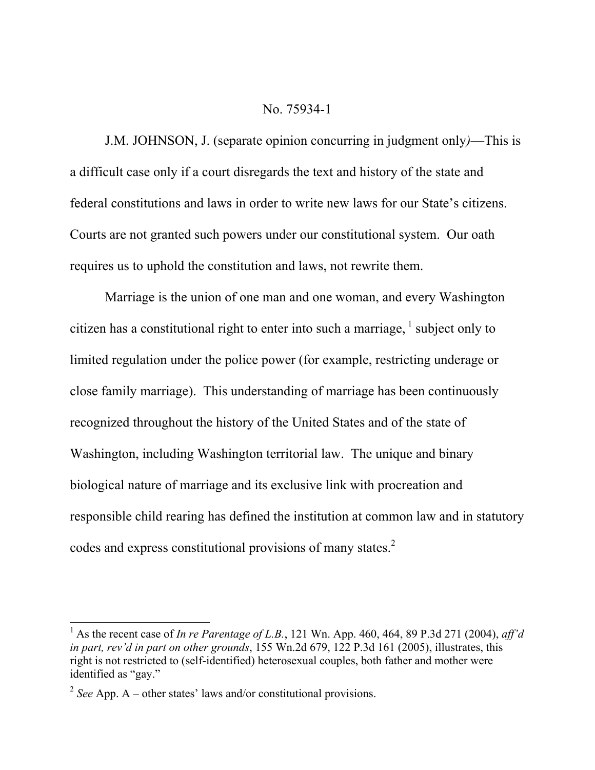No. 75934-1

J.M. JOHNSON, J. (separate opinion concurring in judgment only)—This is a difficult case only if a court disregards the text and history of the state and federal constitutions and laws in order to write new laws for our State's citizens. Courts are not granted such powers under our constitutional system. Our oath requires us to uphold the constitution and laws, not rewrite them.

Marriage is the union of one man and one woman, and every Washington citizen has a constitutional right to enter into such a marriage,[1] subject only to limited regulation under the police power (for example, restricting underage or close family marriage). This understanding of marriage has been continuously recognized throughout the history of the United States and of the state of Washington, including Washington territorial law. The unique and binary biological nature of marriage and its exclusive link with procreation and responsible child rearing has defined the institution at common law and in statutory codes and express constitutional provisions of many states.[2]

---

[1] As the recent case of *In re Parentage of L.B.*, 121 Wn. App. 460, 464, 89 P.3d 271 (2004), *aff'd in part, rev'd in part on other grounds*, 155 Wn.2d 679, 122 P.3d 161 (2005), illustrates, this right is not restricted to (self-identified) heterosexual couples, both father and mother were identified as "gay."

[2] *See* App. A – other states' laws and/or constitutional provisions.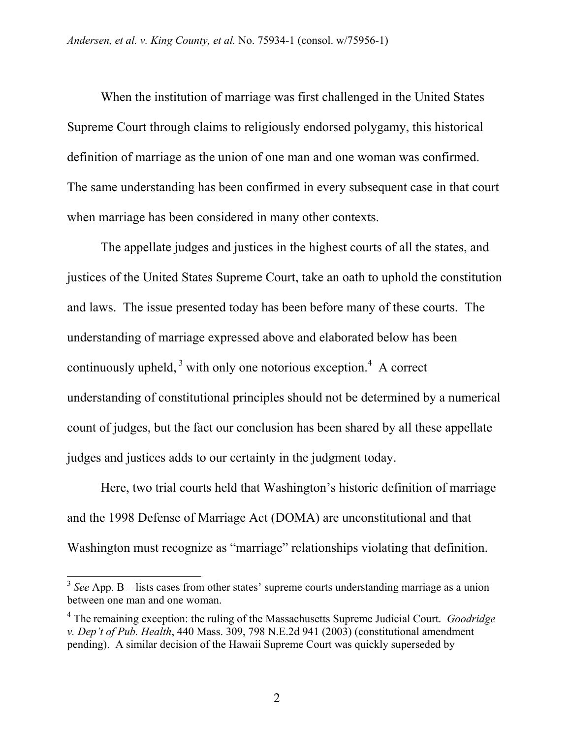When the institution of marriage was first challenged in the United States Supreme Court through claims to religiously endorsed polygamy, this historical definition of marriage as the union of one man and one woman was confirmed. The same understanding has been confirmed in every subsequent case in that court when marriage has been considered in many other contexts.

The appellate judges and justices in the highest courts of all the states, and justices of the United States Supreme Court, take an oath to uphold the constitution and laws. The issue presented today has been before many of these courts. The understanding of marriage expressed above and elaborated below has been continuously upheld,[3] with only one notorious exception.[4] A correct understanding of constitutional principles should not be determined by a numerical count of judges, but the fact our conclusion has been shared by all these appellate judges and justices adds to our certainty in the judgment today.

Here, two trial courts held that Washington's historic definition of marriage and the 1998 Defense of Marriage Act (DOMA) are unconstitutional and that Washington must recognize as "marriage" relationships violating that definition.

---

[3] *See* App. B – lists cases from other states' supreme courts understanding marriage as a union between one man and one woman.

[4] The remaining exception: the ruling of the Massachusetts Supreme Judicial Court. *Goodridge v. Dep't of Pub. Health*, 440 Mass. 309, 798 N.E.2d 941 (2003) (constitutional amendment pending). A similar decision of the Hawaii Supreme Court was quickly superseded by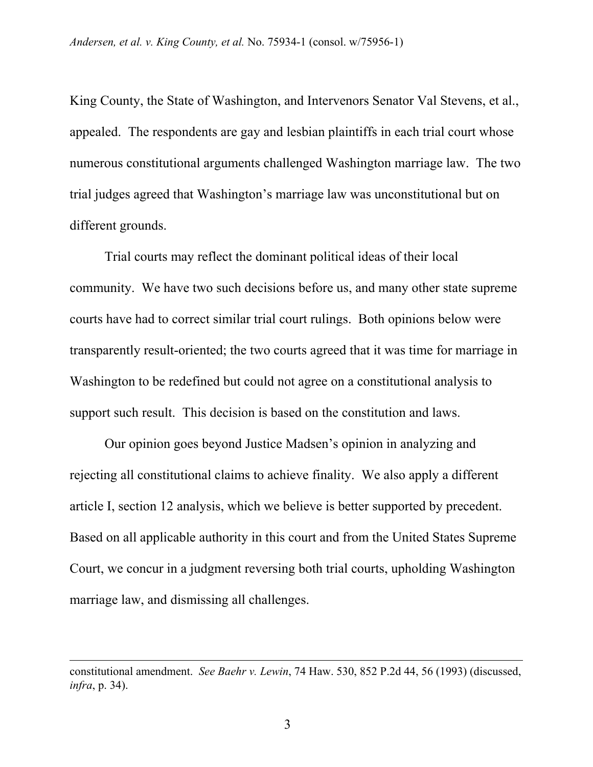King County, the State of Washington, and Intervenors Senator Val Stevens, et al., appealed. The respondents are gay and lesbian plaintiffs in each trial court whose numerous constitutional arguments challenged Washington marriage law. The two trial judges agreed that Washington's marriage law was unconstitutional but on different grounds.

Trial courts may reflect the dominant political ideas of their local community. We have two such decisions before us, and many other state supreme courts have had to correct similar trial court rulings. Both opinions below were transparently result-oriented; the two courts agreed that it was time for marriage in Washington to be redefined but could not agree on a constitutional analysis to support such result. This decision is based on the constitution and laws.

Our opinion goes beyond Justice Madsen's opinion in analyzing and rejecting all constitutional claims to achieve finality. We also apply a different article I, section 12 analysis, which we believe is better supported by precedent. Based on all applicable authority in this court and from the United States Supreme Court, we concur in a judgment reversing both trial courts, upholding Washington marriage law, and dismissing all challenges.

---

constitutional amendment. *See Baehr v. Lewin*, 74 Haw. 530, 852 P.2d 44, 56 (1993) (discussed, *infra*, p. 34).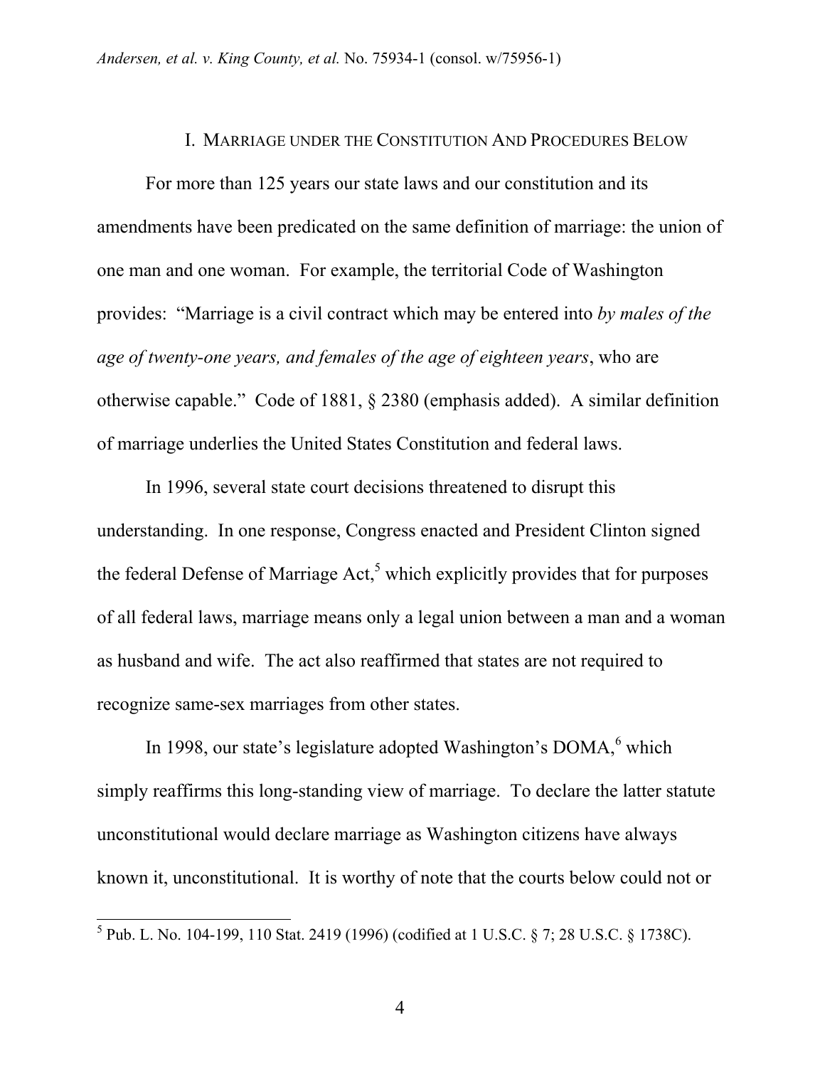## I. Marriage under the Constitution And Procedures Below

For more than 125 years our state laws and our constitution and its amendments have been predicated on the same definition of marriage: the union of one man and one woman. For example, the territorial Code of Washington provides: "Marriage is a civil contract which may be entered into *by males of the age of twenty-one years, and females of the age of eighteen years*, who are otherwise capable." Code of 1881, § 2380 (emphasis added). A similar definition of marriage underlies the United States Constitution and federal laws.

In 1996, several state court decisions threatened to disrupt this understanding. In one response, Congress enacted and President Clinton signed the federal Defense of Marriage Act,[5] which explicitly provides that for purposes of all federal laws, marriage means only a legal union between a man and a woman as husband and wife. The act also reaffirmed that states are not required to recognize same-sex marriages from other states.

In 1998, our state's legislature adopted Washington's DOMA,[6] which simply reaffirms this long-standing view of marriage. To declare the latter statute unconstitutional would declare marriage as Washington citizens have always known it, unconstitutional. It is worthy of note that the courts below could not or

---

[5] Pub. L. No. 104-199, 110 Stat. 2419 (1996) (codified at 1 U.S.C. § 7; 28 U.S.C. § 1738C).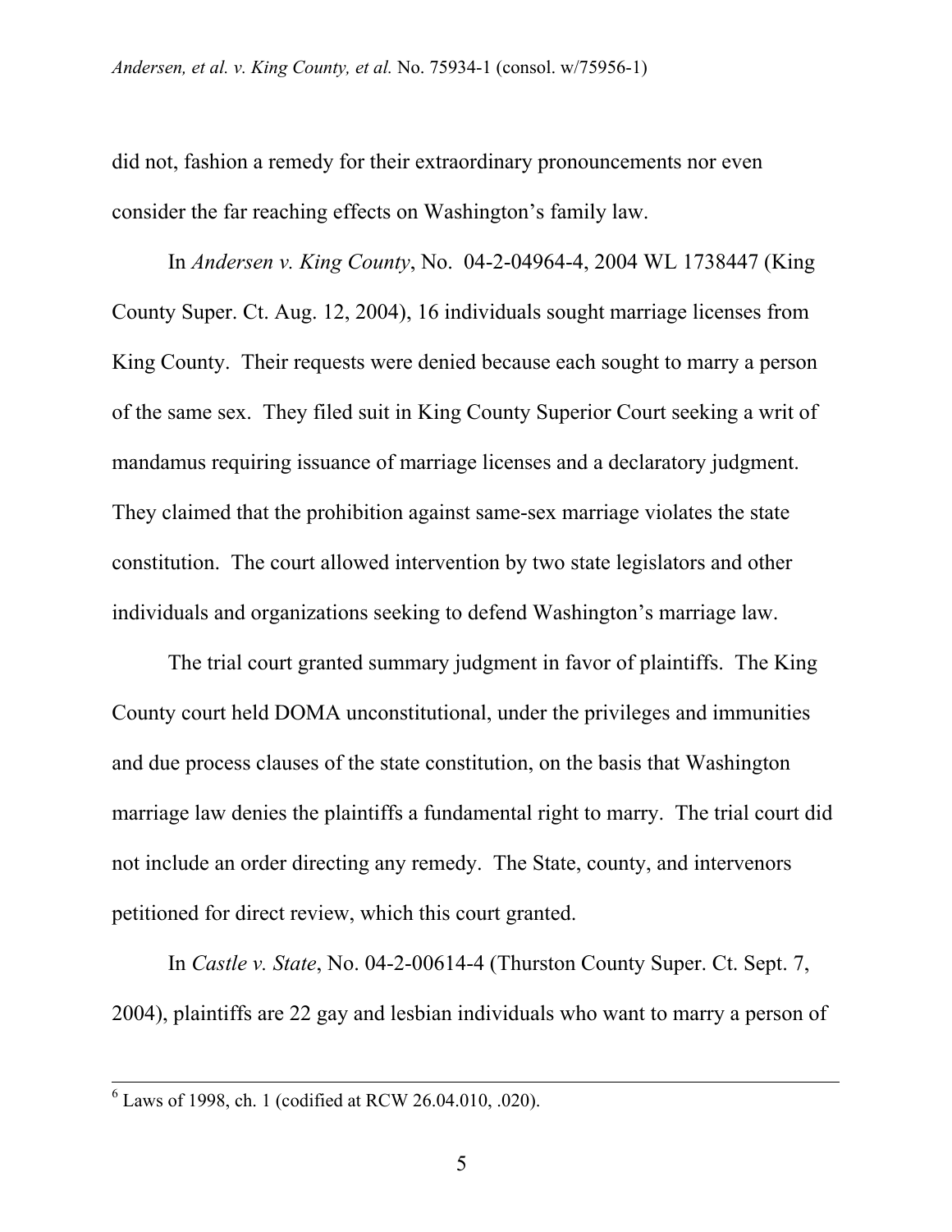did not, fashion a remedy for their extraordinary pronouncements nor even consider the far reaching effects on Washington's family law.

In *Andersen v. King County*, No. 04-2-04964-4, 2004 WL 1738447 (King County Super. Ct. Aug. 12, 2004), 16 individuals sought marriage licenses from King County. Their requests were denied because each sought to marry a person of the same sex. They filed suit in King County Superior Court seeking a writ of mandamus requiring issuance of marriage licenses and a declaratory judgment. They claimed that the prohibition against same-sex marriage violates the state constitution. The court allowed intervention by two state legislators and other individuals and organizations seeking to defend Washington's marriage law.

The trial court granted summary judgment in favor of plaintiffs. The King County court held DOMA unconstitutional, under the privileges and immunities and due process clauses of the state constitution, on the basis that Washington marriage law denies the plaintiffs a fundamental right to marry. The trial court did not include an order directing any remedy. The State, county, and intervenors petitioned for direct review, which this court granted.

In *Castle v. State*, No. 04-2-00614-4 (Thurston County Super. Ct. Sept. 7, 2004), plaintiffs are 22 gay and lesbian individuals who want to marry a person of

---

[6] Laws of 1998, ch. 1 (codified at RCW 26.04.010, .020).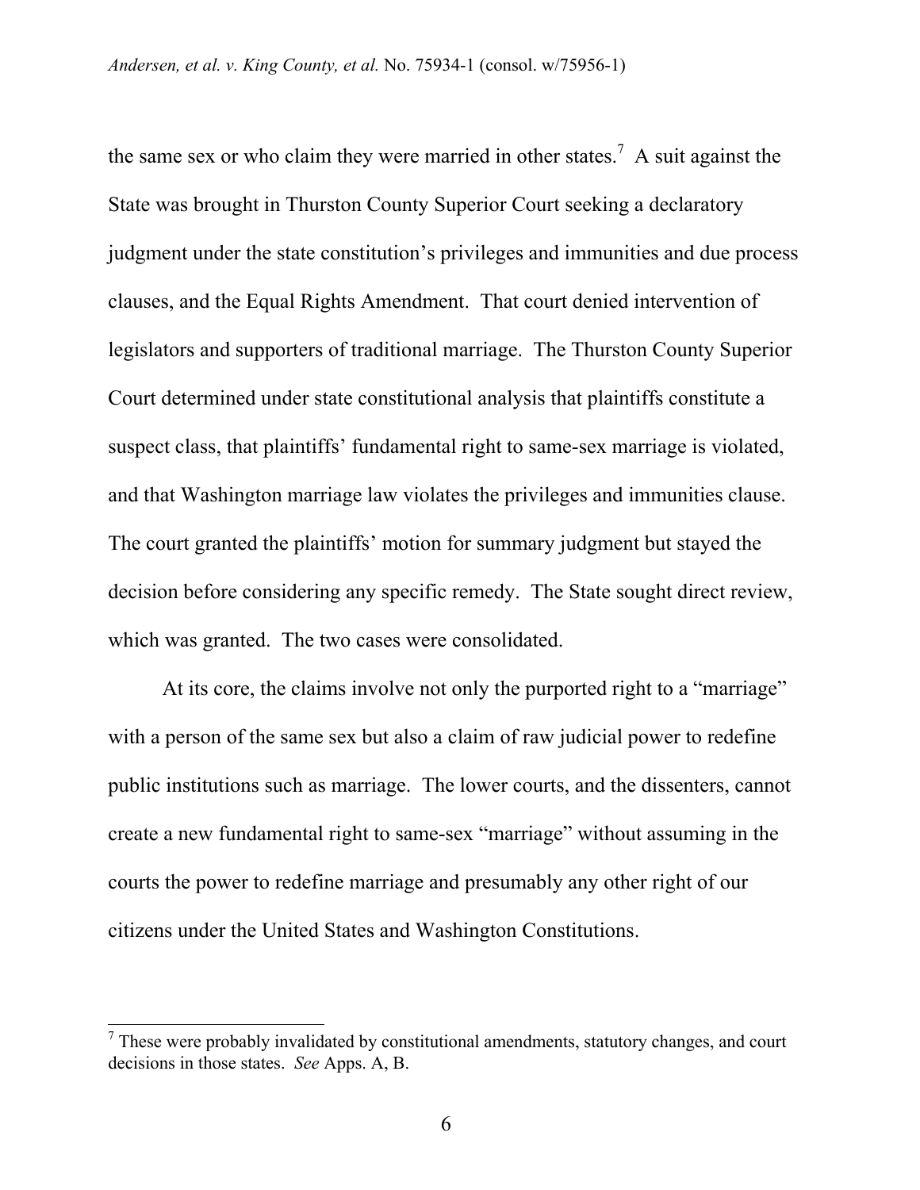the same sex or who claim they were married in other states.[7] A suit against the State was brought in Thurston County Superior Court seeking a declaratory judgment under the state constitution's privileges and immunities and due process clauses, and the Equal Rights Amendment. That court denied intervention of legislators and supporters of traditional marriage. The Thurston County Superior Court determined under state constitutional analysis that plaintiffs constitute a suspect class, that plaintiffs' fundamental right to same-sex marriage is violated, and that Washington marriage law violates the privileges and immunities clause. The court granted the plaintiffs' motion for summary judgment but stayed the decision before considering any specific remedy. The State sought direct review, which was granted. The two cases were consolidated.

At its core, the claims involve not only the purported right to a "marriage" with a person of the same sex but also a claim of raw judicial power to redefine public institutions such as marriage. The lower courts, and the dissenters, cannot create a new fundamental right to same-sex "marriage" without assuming in the courts the power to redefine marriage and presumably any other right of our citizens under the United States and Washington Constitutions.

---

[7] These were probably invalidated by constitutional amendments, statutory changes, and court decisions in those states. *See* Apps. A, B.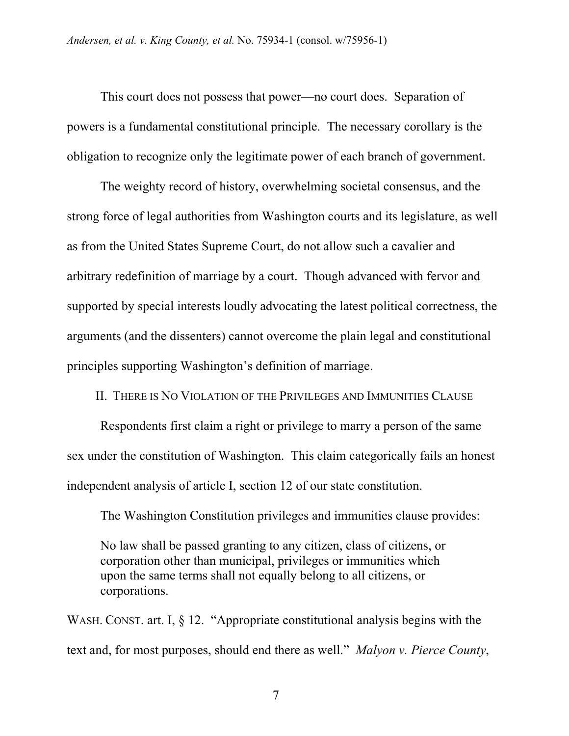This court does not possess that power—no court does. Separation of powers is a fundamental constitutional principle. The necessary corollary is the obligation to recognize only the legitimate power of each branch of government.

The weighty record of history, overwhelming societal consensus, and the strong force of legal authorities from Washington courts and its legislature, as well as from the United States Supreme Court, do not allow such a cavalier and arbitrary redefinition of marriage by a court. Though advanced with fervor and supported by special interests loudly advocating the latest political correctness, the arguments (and the dissenters) cannot overcome the plain legal and constitutional principles supporting Washington's definition of marriage.

## II. THERE IS NO VIOLATION OF THE PRIVILEGES AND IMMUNITIES CLAUSE

Respondents first claim a right or privilege to marry a person of the same sex under the constitution of Washington. This claim categorically fails an honest independent analysis of article I, section 12 of our state constitution.

The Washington Constitution privileges and immunities clause provides:

> No law shall be passed granting to any citizen, class of citizens, or corporation other than municipal, privileges or immunities which upon the same terms shall not equally belong to all citizens, or corporations.

WASH. CONST. art. I, § 12. "Appropriate constitutional analysis begins with the text and, for most purposes, should end there as well." *Malyon v. Pierce County*,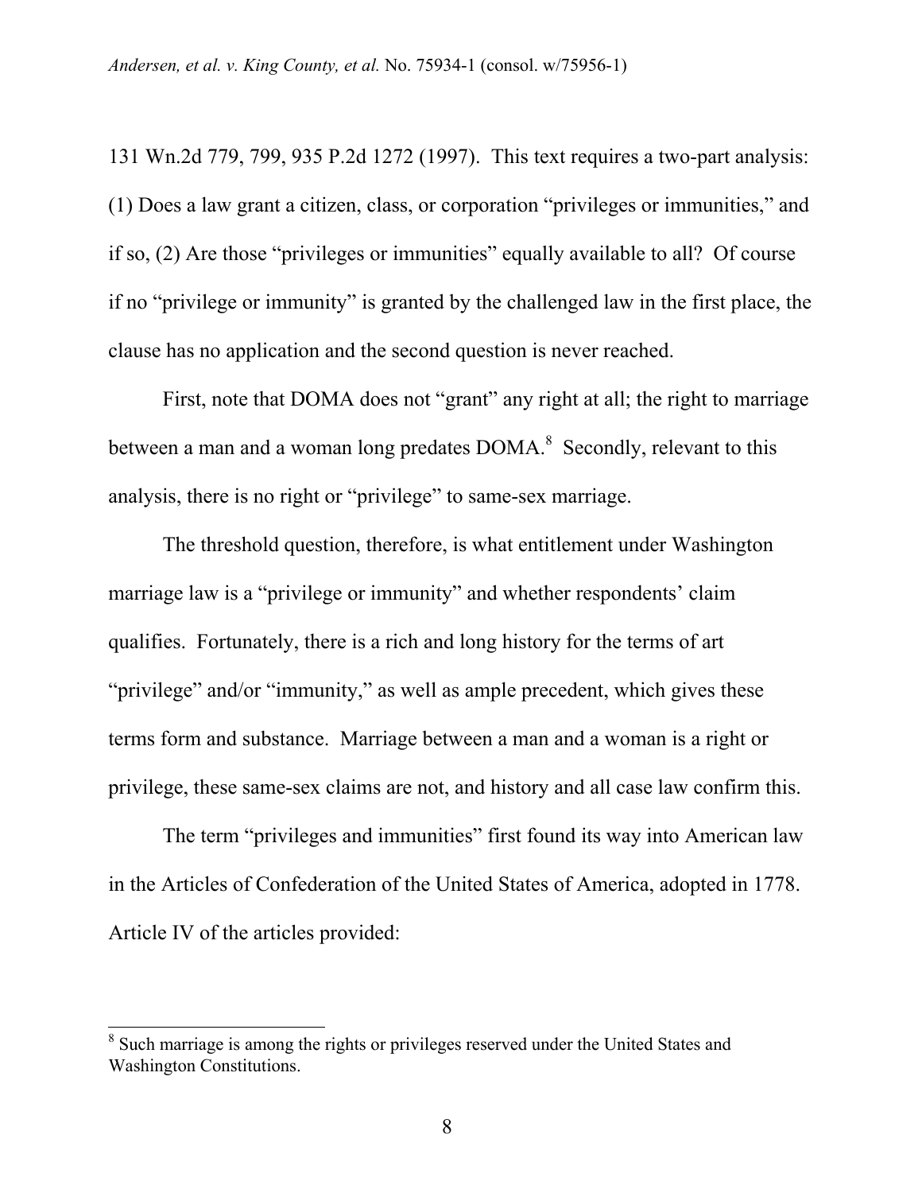131 Wn.2d 779, 799, 935 P.2d 1272 (1997). This text requires a two-part analysis: (1) Does a law grant a citizen, class, or corporation "privileges or immunities," and if so, (2) Are those "privileges or immunities" equally available to all? Of course if no "privilege or immunity" is granted by the challenged law in the first place, the clause has no application and the second question is never reached.

First, note that DOMA does not "grant" any right at all; the right to marriage between a man and a woman long predates DOMA.[8] Secondly, relevant to this analysis, there is no right or "privilege" to same-sex marriage.

The threshold question, therefore, is what entitlement under Washington marriage law is a "privilege or immunity" and whether respondents' claim qualifies. Fortunately, there is a rich and long history for the terms of art "privilege" and/or "immunity," as well as ample precedent, which gives these terms form and substance. Marriage between a man and a woman is a right or privilege, these same-sex claims are not, and history and all case law confirm this.

The term "privileges and immunities" first found its way into American law in the Articles of Confederation of the United States of America, adopted in 1778. Article IV of the articles provided:

[8] Such marriage is among the rights or privileges reserved under the United States and Washington Constitutions.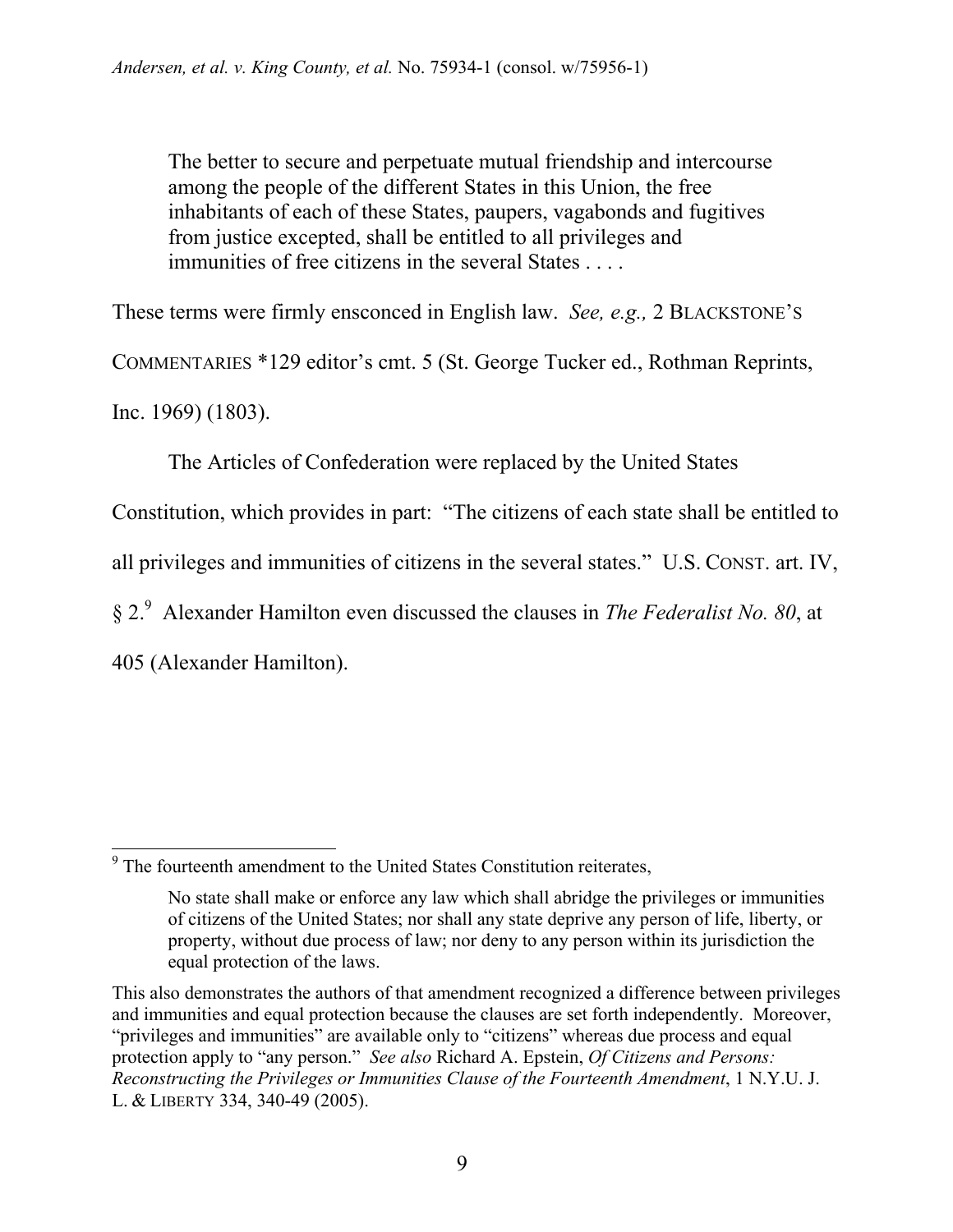> The better to secure and perpetuate mutual friendship and intercourse among the people of the different States in this Union, the free inhabitants of each of these States, paupers, vagabonds and fugitives from justice excepted, shall be entitled to all privileges and immunities of free citizens in the several States . . . .

These terms were firmly ensconced in English law. *See, e.g.,* 2 BLACKSTONE'S COMMENTARIES *129 editor's cmt. 5 (St. George Tucker ed., Rothman Reprints, Inc. 1969) (1803).

The Articles of Confederation were replaced by the United States Constitution, which provides in part: "The citizens of each state shall be entitled to all privileges and immunities of citizens in the several states." U.S. CONST. art. IV, § 2.[9] Alexander Hamilton even discussed the clauses in *The Federalist No. 80*, at 405 (Alexander Hamilton).

---

[9] The fourteenth amendment to the United States Constitution reiterates,

> No state shall make or enforce any law which shall abridge the privileges or immunities of citizens of the United States; nor shall any state deprive any person of life, liberty, or property, without due process of law; nor deny to any person within its jurisdiction the equal protection of the laws.

This also demonstrates the authors of that amendment recognized a difference between privileges and immunities and equal protection because the clauses are set forth independently. Moreover, "privileges and immunities" are available only to "citizens" whereas due process and equal protection apply to "any person." *See also* Richard A. Epstein, *Of Citizens and Persons: Reconstructing the Privileges or Immunities Clause of the Fourteenth Amendment*, 1 N.Y.U. J. L. & LIBERTY 334, 340-49 (2005).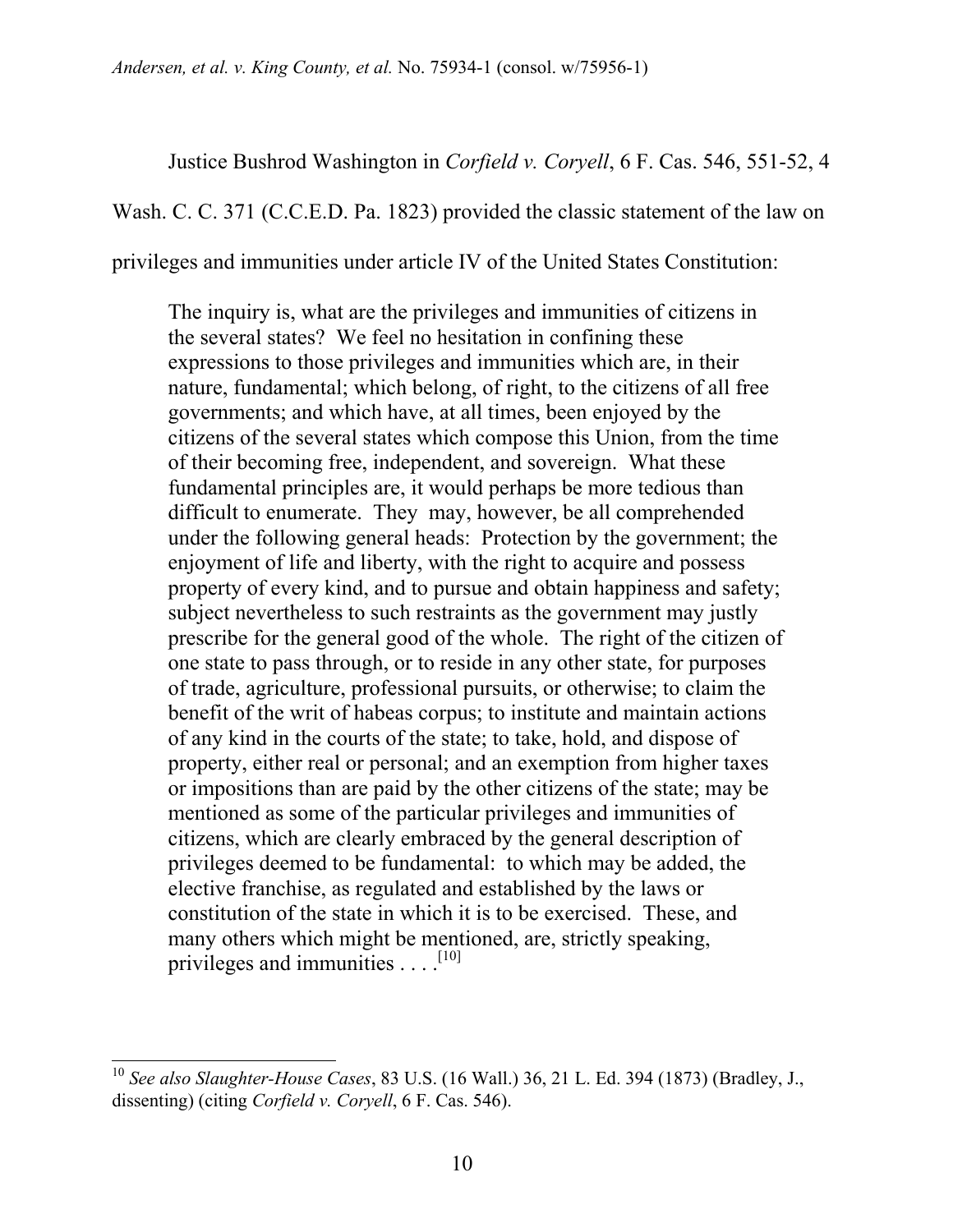Justice Bushrod Washington in *Corfield v. Coryell*, 6 F. Cas. 546, 551-52, 4 Wash. C. C. 371 (C.C.E.D. Pa. 1823) provided the classic statement of the law on privileges and immunities under article IV of the United States Constitution:

> The inquiry is, what are the privileges and immunities of citizens in the several states? We feel no hesitation in confining these expressions to those privileges and immunities which are, in their nature, fundamental; which belong, of right, to the citizens of all free governments; and which have, at all times, been enjoyed by the citizens of the several states which compose this Union, from the time of their becoming free, independent, and sovereign. What these fundamental principles are, it would perhaps be more tedious than difficult to enumerate. They may, however, be all comprehended under the following general heads: Protection by the government; the enjoyment of life and liberty, with the right to acquire and possess property of every kind, and to pursue and obtain happiness and safety; subject nevertheless to such restraints as the government may justly prescribe for the general good of the whole. The right of the citizen of one state to pass through, or to reside in any other state, for purposes of trade, agriculture, professional pursuits, or otherwise; to claim the benefit of the writ of habeas corpus; to institute and maintain actions of any kind in the courts of the state; to take, hold, and dispose of property, either real or personal; and an exemption from higher taxes or impositions than are paid by the other citizens of the state; may be mentioned as some of the particular privileges and immunities of citizens, which are clearly embraced by the general description of privileges deemed to be fundamental: to which may be added, the elective franchise, as regulated and established by the laws or constitution of the state in which it is to be exercised. These, and many others which might be mentioned, are, strictly speaking, privileges and immunities . . . .[10]

---

[10] *See also Slaughter-House Cases*, 83 U.S. (16 Wall.) 36, 21 L. Ed. 394 (1873) (Bradley, J., dissenting) (citing *Corfield v. Coryell*, 6 F. Cas. 546).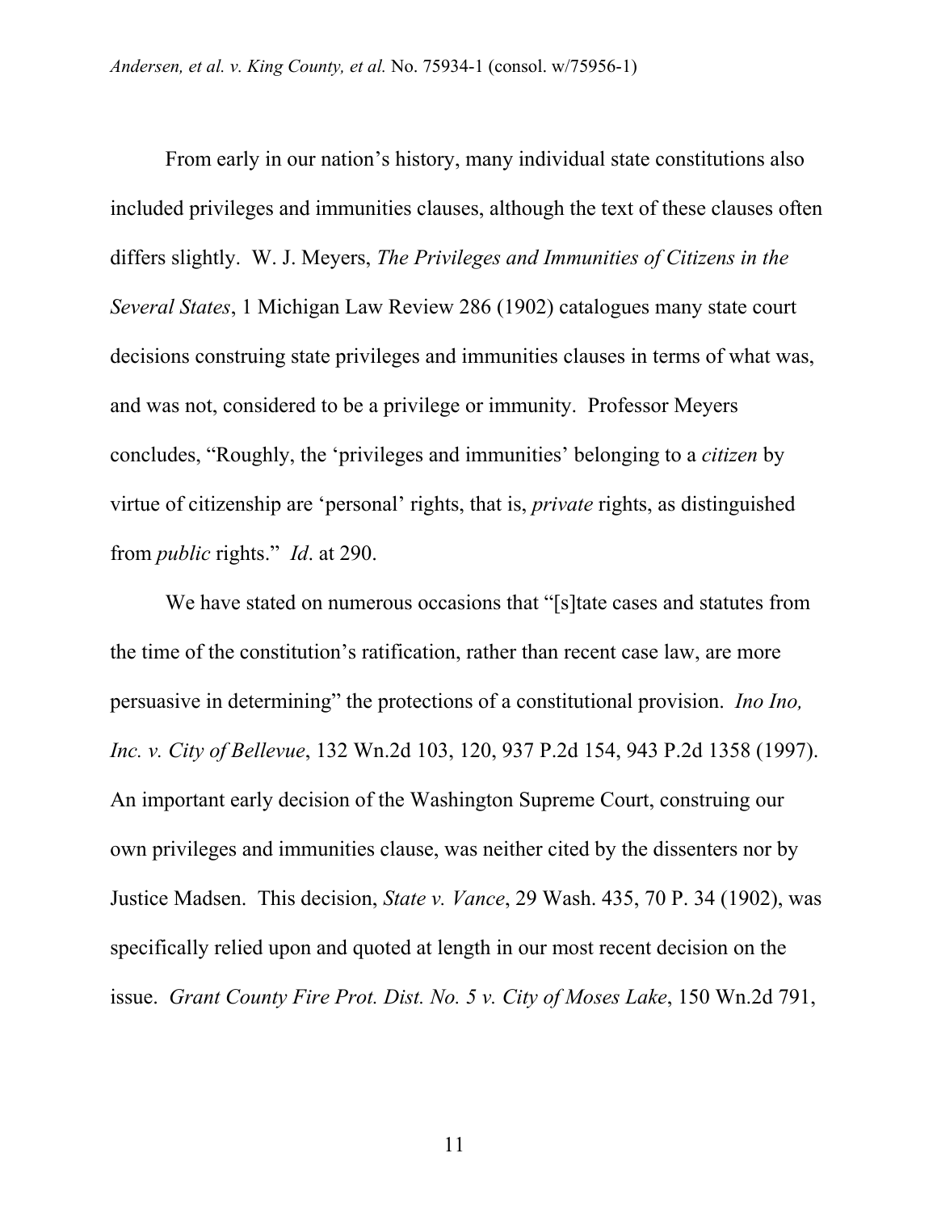From early in our nation's history, many individual state constitutions also included privileges and immunities clauses, although the text of these clauses often differs slightly. W. J. Meyers, *The Privileges and Immunities of Citizens in the Several States*, 1 Michigan Law Review 286 (1902) catalogues many state court decisions construing state privileges and immunities clauses in terms of what was, and was not, considered to be a privilege or immunity. Professor Meyers concludes, "Roughly, the 'privileges and immunities' belonging to a *citizen* by virtue of citizenship are 'personal' rights, that is, *private* rights, as distinguished from *public* rights." *Id*. at 290.

We have stated on numerous occasions that "[s]tate cases and statutes from the time of the constitution's ratification, rather than recent case law, are more persuasive in determining" the protections of a constitutional provision. *Ino Ino, Inc. v. City of Bellevue*, 132 Wn.2d 103, 120, 937 P.2d 154, 943 P.2d 1358 (1997). An important early decision of the Washington Supreme Court, construing our own privileges and immunities clause, was neither cited by the dissenters nor by Justice Madsen. This decision, *State v. Vance*, 29 Wash. 435, 70 P. 34 (1902), was specifically relied upon and quoted at length in our most recent decision on the issue. *Grant County Fire Prot. Dist. No. 5 v. City of Moses Lake*, 150 Wn.2d 791,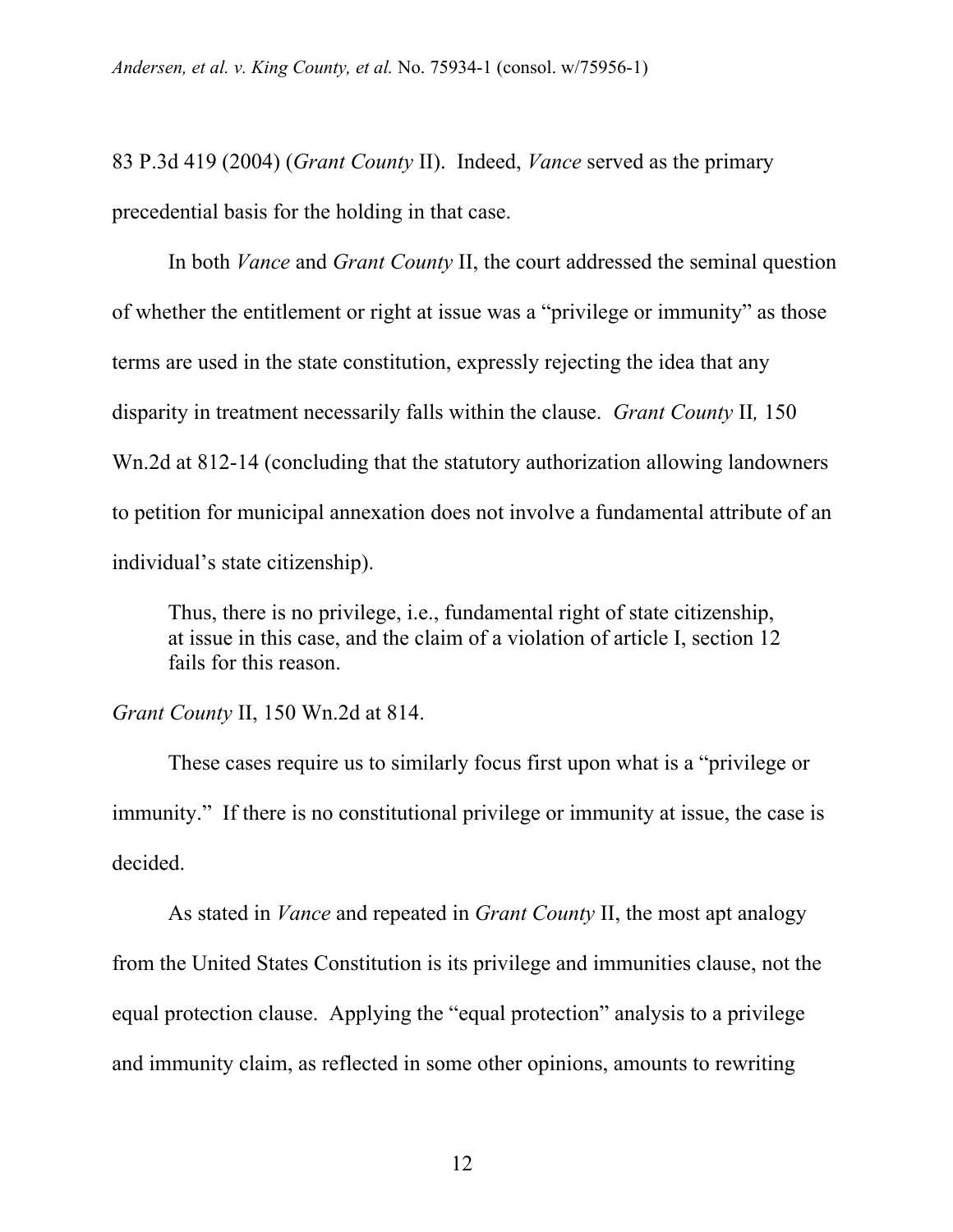83 P.3d 419 (2004) (*Grant County* II). Indeed, *Vance* served as the primary precedential basis for the holding in that case.

In both *Vance* and *Grant County* II, the court addressed the seminal question of whether the entitlement or right at issue was a "privilege or immunity" as those terms are used in the state constitution, expressly rejecting the idea that any disparity in treatment necessarily falls within the clause. *Grant County* II*,* 150 Wn.2d at 812-14 (concluding that the statutory authorization allowing landowners to petition for municipal annexation does not involve a fundamental attribute of an individual's state citizenship).

> Thus, there is no privilege, i.e., fundamental right of state citizenship, at issue in this case, and the claim of a violation of article I, section 12 fails for this reason.

*Grant County* II, 150 Wn.2d at 814.

These cases require us to similarly focus first upon what is a "privilege or immunity." If there is no constitutional privilege or immunity at issue, the case is decided.

As stated in *Vance* and repeated in *Grant County* II, the most apt analogy from the United States Constitution is its privilege and immunities clause, not the equal protection clause. Applying the "equal protection" analysis to a privilege and immunity claim, as reflected in some other opinions, amounts to rewriting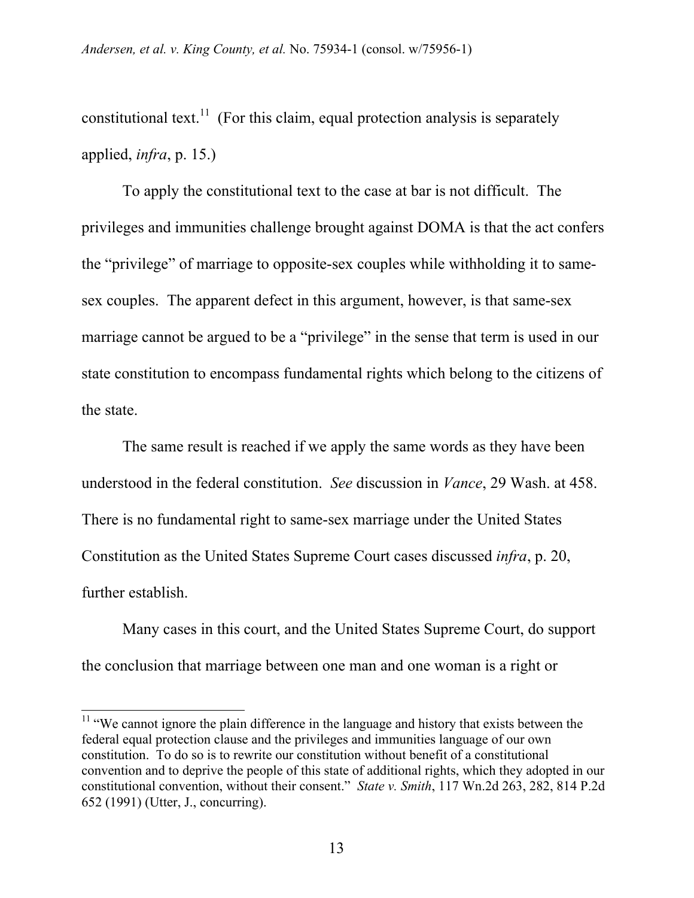constitutional text.[11] (For this claim, equal protection analysis is separately applied, *infra*, p. 15.)

To apply the constitutional text to the case at bar is not difficult. The privileges and immunities challenge brought against DOMA is that the act confers the "privilege" of marriage to opposite-sex couples while withholding it to same-sex couples. The apparent defect in this argument, however, is that same-sex marriage cannot be argued to be a "privilege" in the sense that term is used in our state constitution to encompass fundamental rights which belong to the citizens of the state.

The same result is reached if we apply the same words as they have been understood in the federal constitution. *See* discussion in *Vance*, 29 Wash. at 458. There is no fundamental right to same-sex marriage under the United States Constitution as the United States Supreme Court cases discussed *infra*, p. 20, further establish.

Many cases in this court, and the United States Supreme Court, do support the conclusion that marriage between one man and one woman is a right or

---

[11] "We cannot ignore the plain difference in the language and history that exists between the federal equal protection clause and the privileges and immunities language of our own constitution. To do so is to rewrite our constitution without benefit of a constitutional convention and to deprive the people of this state of additional rights, which they adopted in our constitutional convention, without their consent." *State v. Smith*, 117 Wn.2d 263, 282, 814 P.2d 652 (1991) (Utter, J., concurring).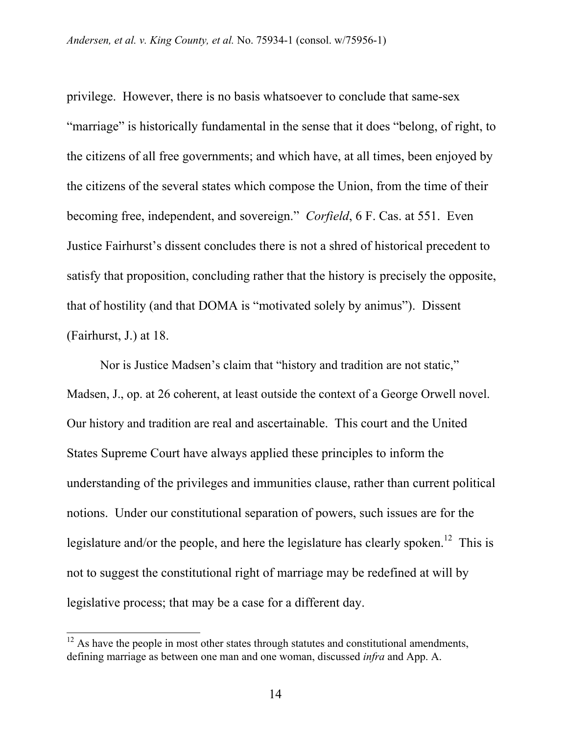privilege. However, there is no basis whatsoever to conclude that same-sex "marriage" is historically fundamental in the sense that it does "belong, of right, to the citizens of all free governments; and which have, at all times, been enjoyed by the citizens of the several states which compose the Union, from the time of their becoming free, independent, and sovereign." *Corfield*, 6 F. Cas. at 551. Even Justice Fairhurst's dissent concludes there is not a shred of historical precedent to satisfy that proposition, concluding rather that the history is precisely the opposite, that of hostility (and that DOMA is "motivated solely by animus"). Dissent (Fairhurst, J.) at 18.

Nor is Justice Madsen's claim that "history and tradition are not static," Madsen, J., op. at 26 coherent, at least outside the context of a George Orwell novel. Our history and tradition are real and ascertainable. This court and the United States Supreme Court have always applied these principles to inform the understanding of the privileges and immunities clause, rather than current political notions. Under our constitutional separation of powers, such issues are for the legislature and/or the people, and here the legislature has clearly spoken.[12] This is not to suggest the constitutional right of marriage may be redefined at will by legislative process; that may be a case for a different day.

[12] As have the people in most other states through statutes and constitutional amendments, defining marriage as between one man and one woman, discussed *infra* and App. A.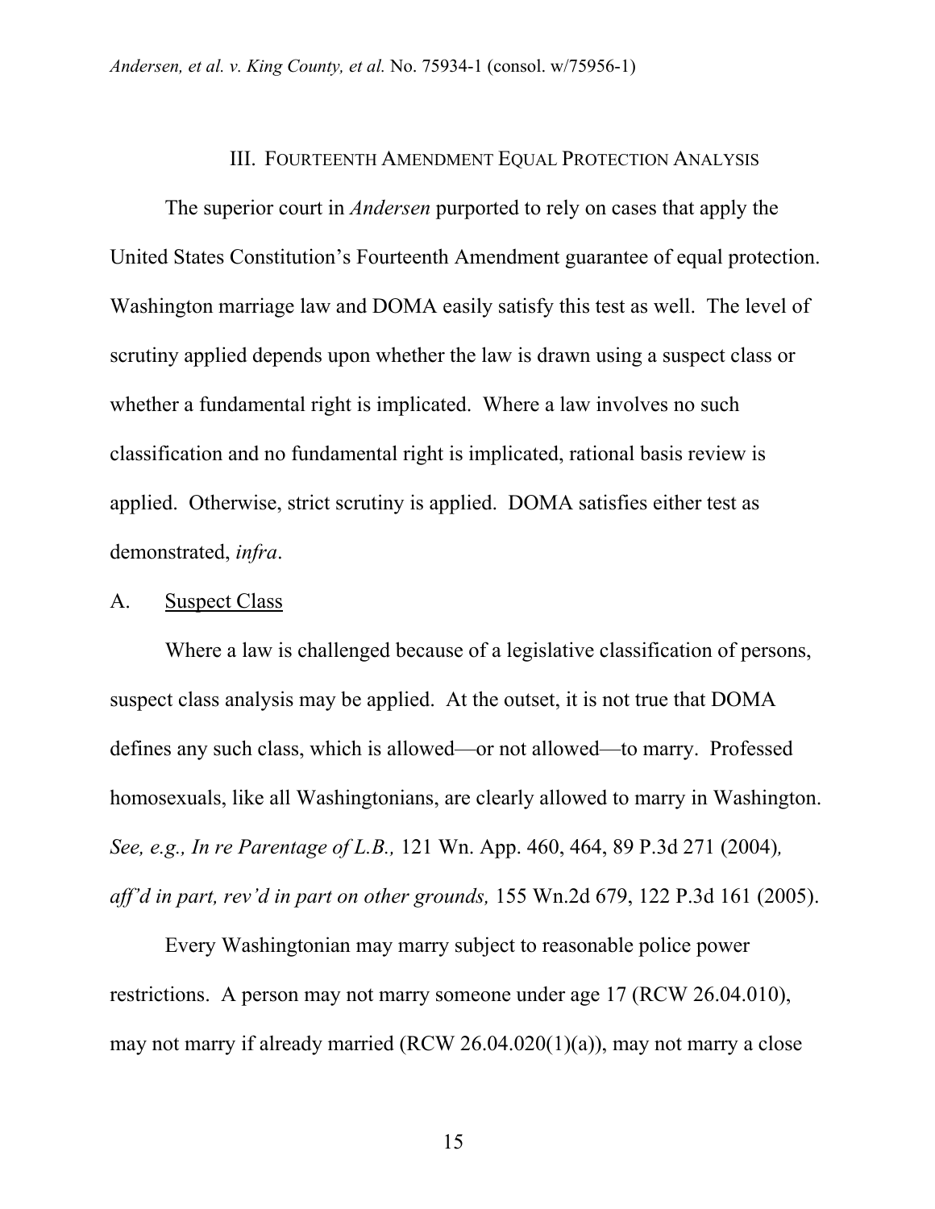## III. Fourteenth Amendment Equal Protection Analysis

The superior court in *Andersen* purported to rely on cases that apply the United States Constitution's Fourteenth Amendment guarantee of equal protection. Washington marriage law and DOMA easily satisfy this test as well. The level of scrutiny applied depends upon whether the law is drawn using a suspect class or whether a fundamental right is implicated. Where a law involves no such classification and no fundamental right is implicated, rational basis review is applied. Otherwise, strict scrutiny is applied. DOMA satisfies either test as demonstrated, *infra*.

### A. Suspect Class

Where a law is challenged because of a legislative classification of persons, suspect class analysis may be applied. At the outset, it is not true that DOMA defines any such class, which is allowed—or not allowed—to marry. Professed homosexuals, like all Washingtonians, are clearly allowed to marry in Washington. *See, e.g., In re Parentage of L.B.,* 121 Wn. App. 460, 464, 89 P.3d 271 (2004)*, aff'd in part, rev'd in part on other grounds,* 155 Wn.2d 679, 122 P.3d 161 (2005).

Every Washingtonian may marry subject to reasonable police power restrictions. A person may not marry someone under age 17 (RCW 26.04.010), may not marry if already married (RCW 26.04.020(1)(a)), may not marry a close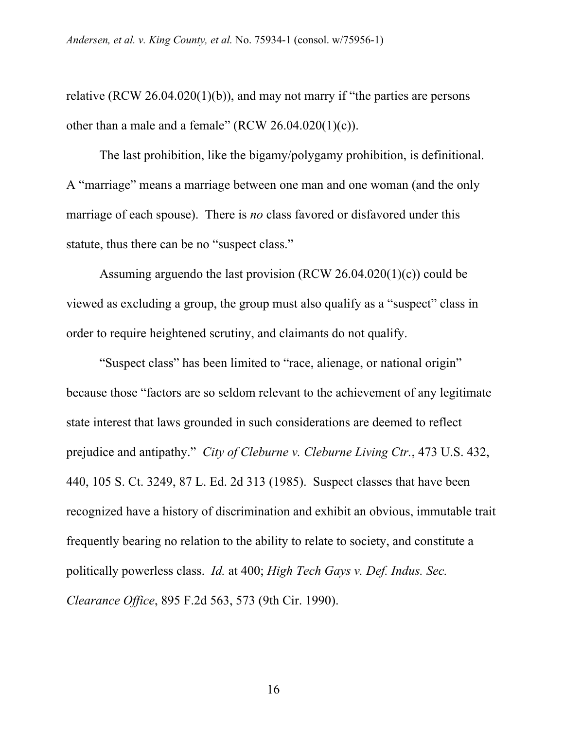relative (RCW 26.04.020(1)(b)), and may not marry if "the parties are persons other than a male and a female" (RCW 26.04.020(1)(c)).

The last prohibition, like the bigamy/polygamy prohibition, is definitional. A "marriage" means a marriage between one man and one woman (and the only marriage of each spouse). There is *no* class favored or disfavored under this statute, thus there can be no "suspect class."

Assuming arguendo the last provision (RCW 26.04.020(1)(c)) could be viewed as excluding a group, the group must also qualify as a "suspect" class in order to require heightened scrutiny, and claimants do not qualify.

"Suspect class" has been limited to "race, alienage, or national origin" because those "factors are so seldom relevant to the achievement of any legitimate state interest that laws grounded in such considerations are deemed to reflect prejudice and antipathy." *City of Cleburne v. Cleburne Living Ctr.*, 473 U.S. 432, 440, 105 S. Ct. 3249, 87 L. Ed. 2d 313 (1985). Suspect classes that have been recognized have a history of discrimination and exhibit an obvious, immutable trait frequently bearing no relation to the ability to relate to society, and constitute a politically powerless class. *Id.* at 400; *High Tech Gays v. Def. Indus. Sec. Clearance Office*, 895 F.2d 563, 573 (9th Cir. 1990).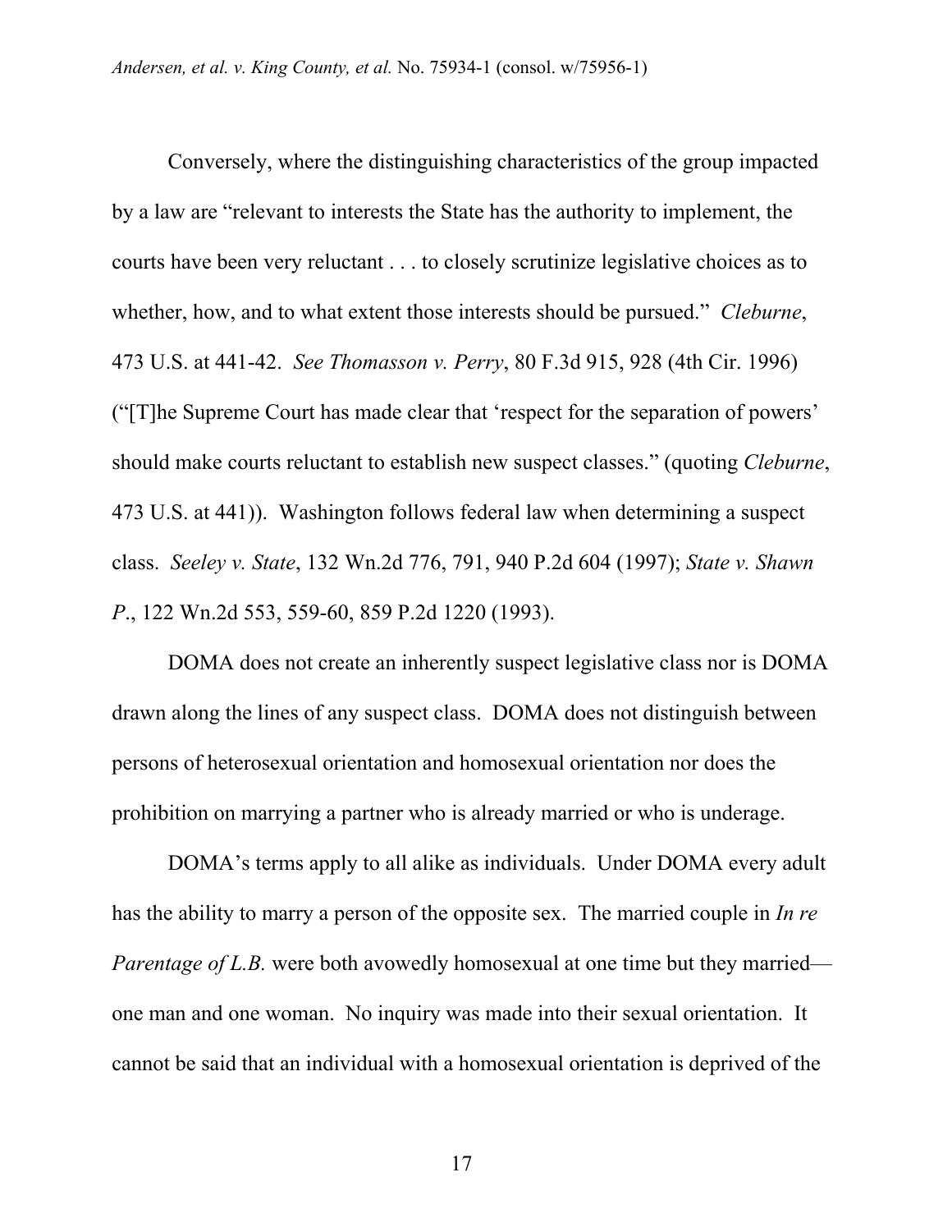Conversely, where the distinguishing characteristics of the group impacted by a law are "relevant to interests the State has the authority to implement, the courts have been very reluctant . . . to closely scrutinize legislative choices as to whether, how, and to what extent those interests should be pursued." *Cleburne*, 473 U.S. at 441-42. *See Thomasson v. Perry*, 80 F.3d 915, 928 (4th Cir. 1996) ("[T]he Supreme Court has made clear that 'respect for the separation of powers' should make courts reluctant to establish new suspect classes." (quoting *Cleburne*, 473 U.S. at 441)). Washington follows federal law when determining a suspect class. *Seeley v. State*, 132 Wn.2d 776, 791, 940 P.2d 604 (1997); *State v. Shawn P*., 122 Wn.2d 553, 559-60, 859 P.2d 1220 (1993).

DOMA does not create an inherently suspect legislative class nor is DOMA drawn along the lines of any suspect class. DOMA does not distinguish between persons of heterosexual orientation and homosexual orientation nor does the prohibition on marrying a partner who is already married or who is underage.

DOMA's terms apply to all alike as individuals. Under DOMA every adult has the ability to marry a person of the opposite sex. The married couple in *In re Parentage of L.B.* were both avowedly homosexual at one time but they married—one man and one woman. No inquiry was made into their sexual orientation. It cannot be said that an individual with a homosexual orientation is deprived of the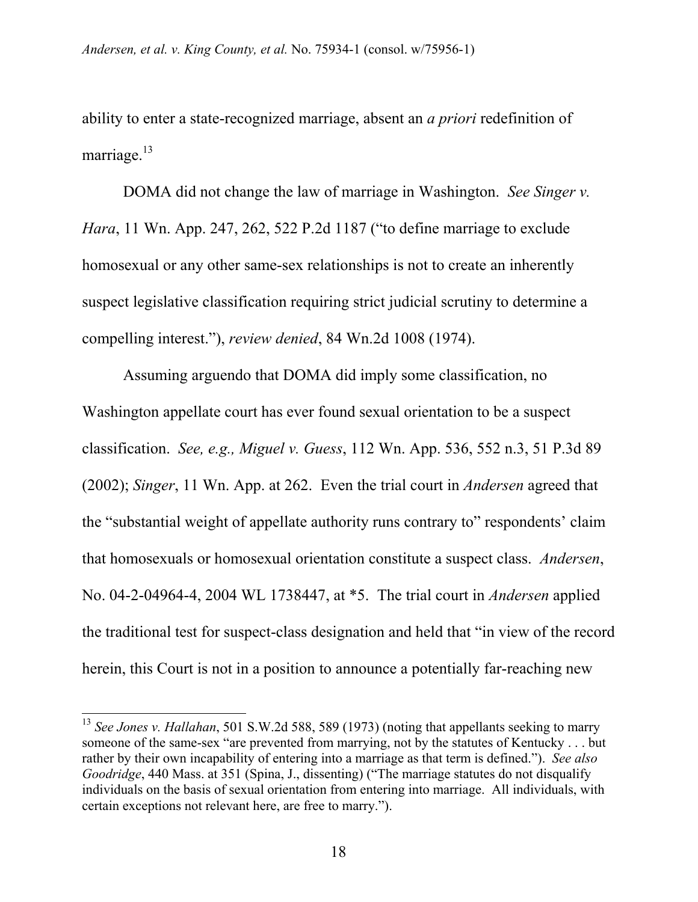ability to enter a state-recognized marriage, absent an *a priori* redefinition of marriage.[13]

DOMA did not change the law of marriage in Washington. *See Singer v. Hara*, 11 Wn. App. 247, 262, 522 P.2d 1187 ("to define marriage to exclude homosexual or any other same-sex relationships is not to create an inherently suspect legislative classification requiring strict judicial scrutiny to determine a compelling interest."), *review denied*, 84 Wn.2d 1008 (1974).

Assuming arguendo that DOMA did imply some classification, no Washington appellate court has ever found sexual orientation to be a suspect classification. *See, e.g., Miguel v. Guess*, 112 Wn. App. 536, 552 n.3, 51 P.3d 89 (2002); *Singer*, 11 Wn. App. at 262. Even the trial court in *Andersen* agreed that the "substantial weight of appellate authority runs contrary to" respondents' claim that homosexuals or homosexual orientation constitute a suspect class. *Andersen*, No. 04-2-04964-4, 2004 WL 1738447, at *5. The trial court in *Andersen* applied the traditional test for suspect-class designation and held that "in view of the record herein, this Court is not in a position to announce a potentially far-reaching new

---

[13] *See Jones v. Hallahan*, 501 S.W.2d 588, 589 (1973) (noting that appellants seeking to marry someone of the same-sex "are prevented from marrying, not by the statutes of Kentucky . . . but rather by their own incapability of entering into a marriage as that term is defined."). *See also Goodridge*, 440 Mass. at 351 (Spina, J., dissenting) ("The marriage statutes do not disqualify individuals on the basis of sexual orientation from entering into marriage. All individuals, with certain exceptions not relevant here, are free to marry.").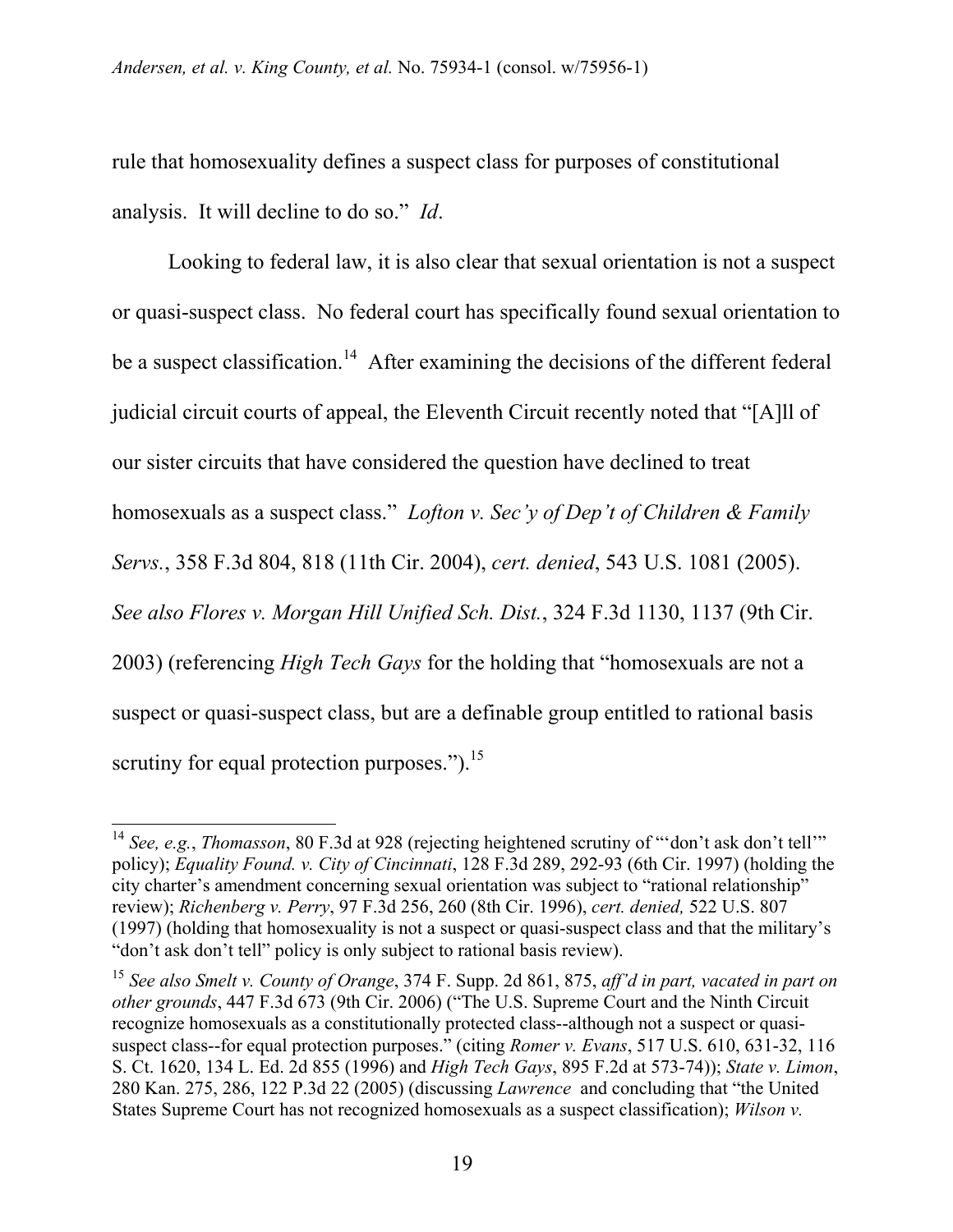rule that homosexuality defines a suspect class for purposes of constitutional analysis. It will decline to do so." *Id*.

Looking to federal law, it is also clear that sexual orientation is not a suspect or quasi-suspect class. No federal court has specifically found sexual orientation to be a suspect classification.[14] After examining the decisions of the different federal judicial circuit courts of appeal, the Eleventh Circuit recently noted that "[A]ll of our sister circuits that have considered the question have declined to treat homosexuals as a suspect class." *Lofton v. Sec'y of Dep't of Children & Family Servs.*, 358 F.3d 804, 818 (11th Cir. 2004), *cert. denied*, 543 U.S. 1081 (2005). *See also Flores v. Morgan Hill Unified Sch. Dist.*, 324 F.3d 1130, 1137 (9th Cir. 2003) (referencing *High Tech Gays* for the holding that "homosexuals are not a suspect or quasi-suspect class, but are a definable group entitled to rational basis scrutiny for equal protection purposes.").[15]

---

[14] *See, e.g.*, *Thomasson*, 80 F.3d at 928 (rejecting heightened scrutiny of "'don't ask don't tell'" policy); *Equality Found. v. City of Cincinnati*, 128 F.3d 289, 292-93 (6th Cir. 1997) (holding the city charter's amendment concerning sexual orientation was subject to "rational relationship" review); *Richenberg v. Perry*, 97 F.3d 256, 260 (8th Cir. 1996), *cert. denied,* 522 U.S. 807 (1997) (holding that homosexuality is not a suspect or quasi-suspect class and that the military's "don't ask don't tell" policy is only subject to rational basis review).

[15] *See also Smelt v. County of Orange*, 374 F. Supp. 2d 861, 875, *aff'd in part, vacated in part on other grounds*, 447 F.3d 673 (9th Cir. 2006) ("The U.S. Supreme Court and the Ninth Circuit recognize homosexuals as a constitutionally protected class--although not a suspect or quasi-suspect class--for equal protection purposes." (citing *Romer v. Evans*, 517 U.S. 610, 631-32, 116 S. Ct. 1620, 134 L. Ed. 2d 855 (1996) and *High Tech Gays*, 895 F.2d at 573-74)); *State v. Limon*, 280 Kan. 275, 286, 122 P.3d 22 (2005) (discussing *Lawrence* and concluding that "the United States Supreme Court has not recognized homosexuals as a suspect classification); *Wilson v.*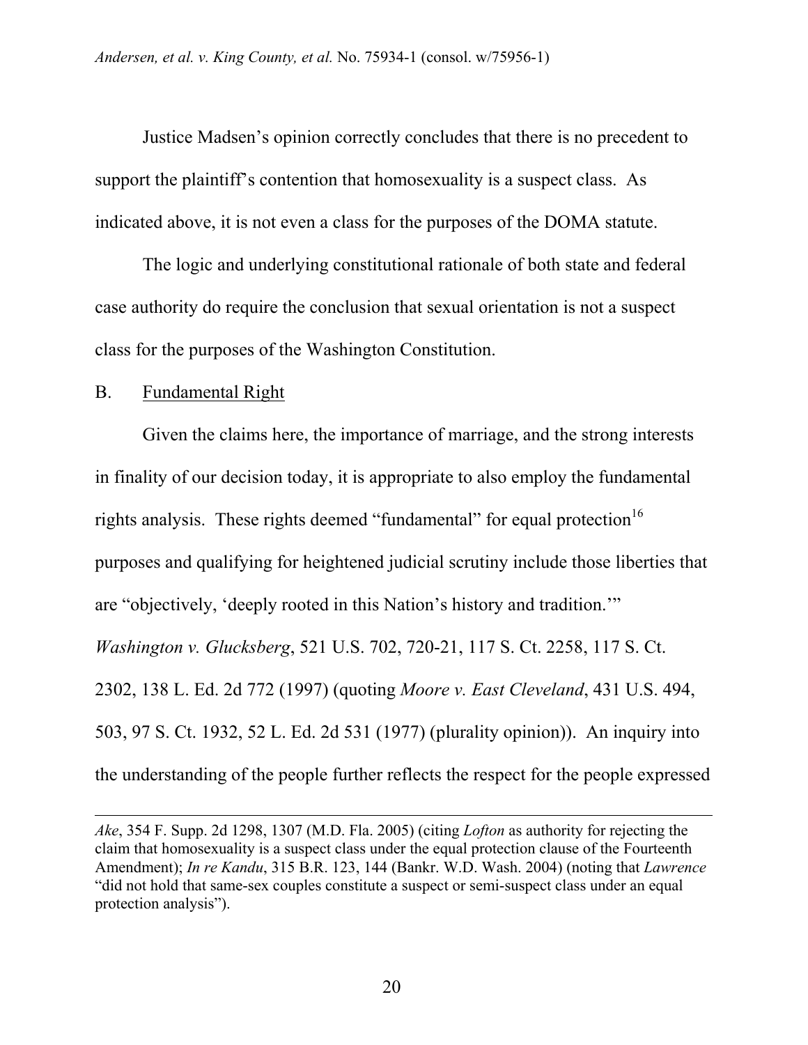Justice Madsen's opinion correctly concludes that there is no precedent to support the plaintiff's contention that homosexuality is a suspect class. As indicated above, it is not even a class for the purposes of the DOMA statute.

The logic and underlying constitutional rationale of both state and federal case authority do require the conclusion that sexual orientation is not a suspect class for the purposes of the Washington Constitution.

B. Fundamental Right

Given the claims here, the importance of marriage, and the strong interests in finality of our decision today, it is appropriate to also employ the fundamental rights analysis. These rights deemed "fundamental" for equal protection[16] purposes and qualifying for heightened judicial scrutiny include those liberties that are "objectively, 'deeply rooted in this Nation's history and tradition.'" *Washington v. Glucksberg*, 521 U.S. 702, 720-21, 117 S. Ct. 2258, 117 S. Ct. 2302, 138 L. Ed. 2d 772 (1997) (quoting *Moore v. East Cleveland*, 431 U.S. 494, 503, 97 S. Ct. 1932, 52 L. Ed. 2d 531 (1977) (plurality opinion)). An inquiry into the understanding of the people further reflects the respect for the people expressed

---

*Ake*, 354 F. Supp. 2d 1298, 1307 (M.D. Fla. 2005) (citing *Lofton* as authority for rejecting the claim that homosexuality is a suspect class under the equal protection clause of the Fourteenth Amendment); *In re Kandu*, 315 B.R. 123, 144 (Bankr. W.D. Wash. 2004) (noting that *Lawrence* "did not hold that same-sex couples constitute a suspect or semi-suspect class under an equal protection analysis").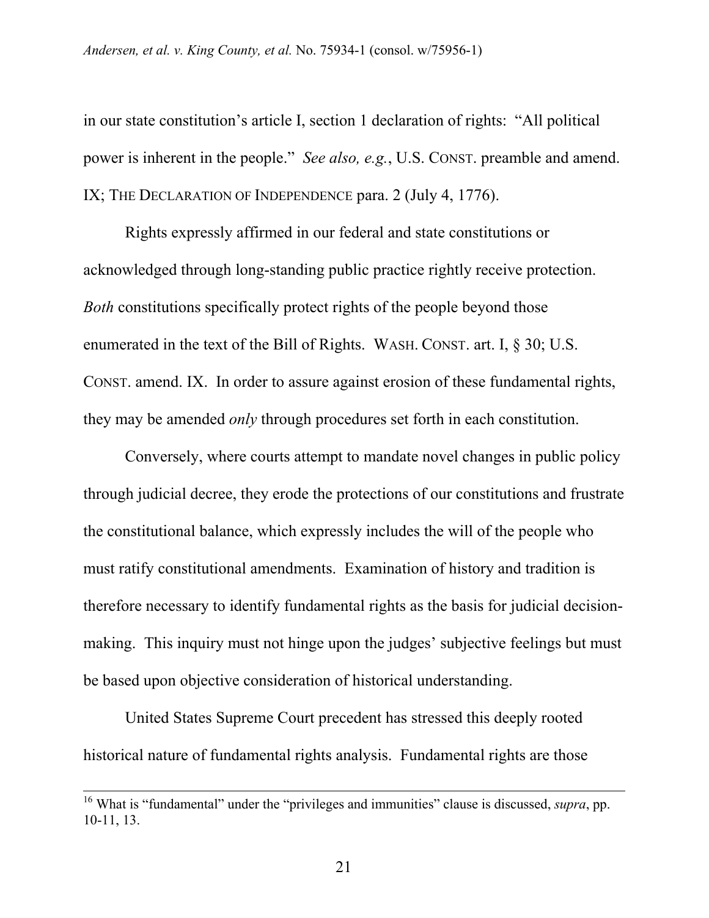in our state constitution's article I, section 1 declaration of rights: "All political power is inherent in the people." *See also, e.g.*, U.S. CONST. preamble and amend. IX; THE DECLARATION OF INDEPENDENCE para. 2 (July 4, 1776).

Rights expressly affirmed in our federal and state constitutions or acknowledged through long-standing public practice rightly receive protection. *Both* constitutions specifically protect rights of the people beyond those enumerated in the text of the Bill of Rights. WASH. CONST. art. I, § 30; U.S. CONST. amend. IX. In order to assure against erosion of these fundamental rights, they may be amended *only* through procedures set forth in each constitution.

Conversely, where courts attempt to mandate novel changes in public policy through judicial decree, they erode the protections of our constitutions and frustrate the constitutional balance, which expressly includes the will of the people who must ratify constitutional amendments. Examination of history and tradition is therefore necessary to identify fundamental rights as the basis for judicial decision-making. This inquiry must not hinge upon the judges' subjective feelings but must be based upon objective consideration of historical understanding.

United States Supreme Court precedent has stressed this deeply rooted historical nature of fundamental rights analysis. Fundamental rights are those

---

[16] What is "fundamental" under the "privileges and immunities" clause is discussed, *supra*, pp. 10-11, 13.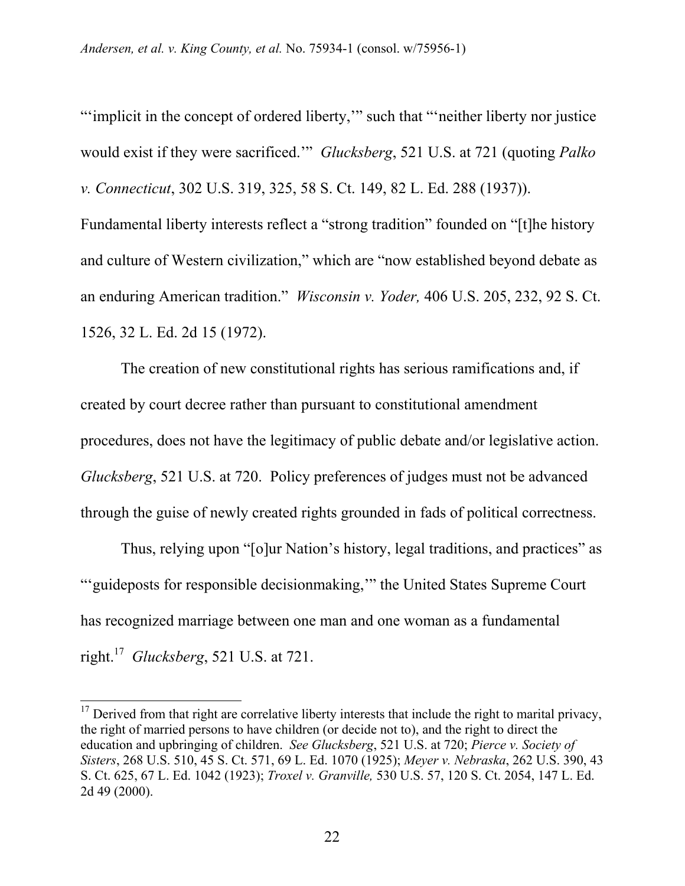"'implicit in the concept of ordered liberty,'" such that "'neither liberty nor justice would exist if they were sacrificed.'" *Glucksberg*, 521 U.S. at 721 (quoting *Palko v. Connecticut*, 302 U.S. 319, 325, 58 S. Ct. 149, 82 L. Ed. 288 (1937)). Fundamental liberty interests reflect a "strong tradition" founded on "[t]he history and culture of Western civilization," which are "now established beyond debate as an enduring American tradition." *Wisconsin v. Yoder,* 406 U.S. 205, 232, 92 S. Ct. 1526, 32 L. Ed. 2d 15 (1972).

The creation of new constitutional rights has serious ramifications and, if created by court decree rather than pursuant to constitutional amendment procedures, does not have the legitimacy of public debate and/or legislative action. *Glucksberg*, 521 U.S. at 720. Policy preferences of judges must not be advanced through the guise of newly created rights grounded in fads of political correctness.

Thus, relying upon "[o]ur Nation's history, legal traditions, and practices" as "'guideposts for responsible decisionmaking,'" the United States Supreme Court has recognized marriage between one man and one woman as a fundamental right.[17] *Glucksberg*, 521 U.S. at 721.

---

[17] Derived from that right are correlative liberty interests that include the right to marital privacy, the right of married persons to have children (or decide not to), and the right to direct the education and upbringing of children. *See Glucksberg*, 521 U.S. at 720; *Pierce v. Society of Sisters*, 268 U.S. 510, 45 S. Ct. 571, 69 L. Ed. 1070 (1925); *Meyer v. Nebraska*, 262 U.S. 390, 43 S. Ct. 625, 67 L. Ed. 1042 (1923); *Troxel v. Granville,* 530 U.S. 57, 120 S. Ct. 2054, 147 L. Ed. 2d 49 (2000).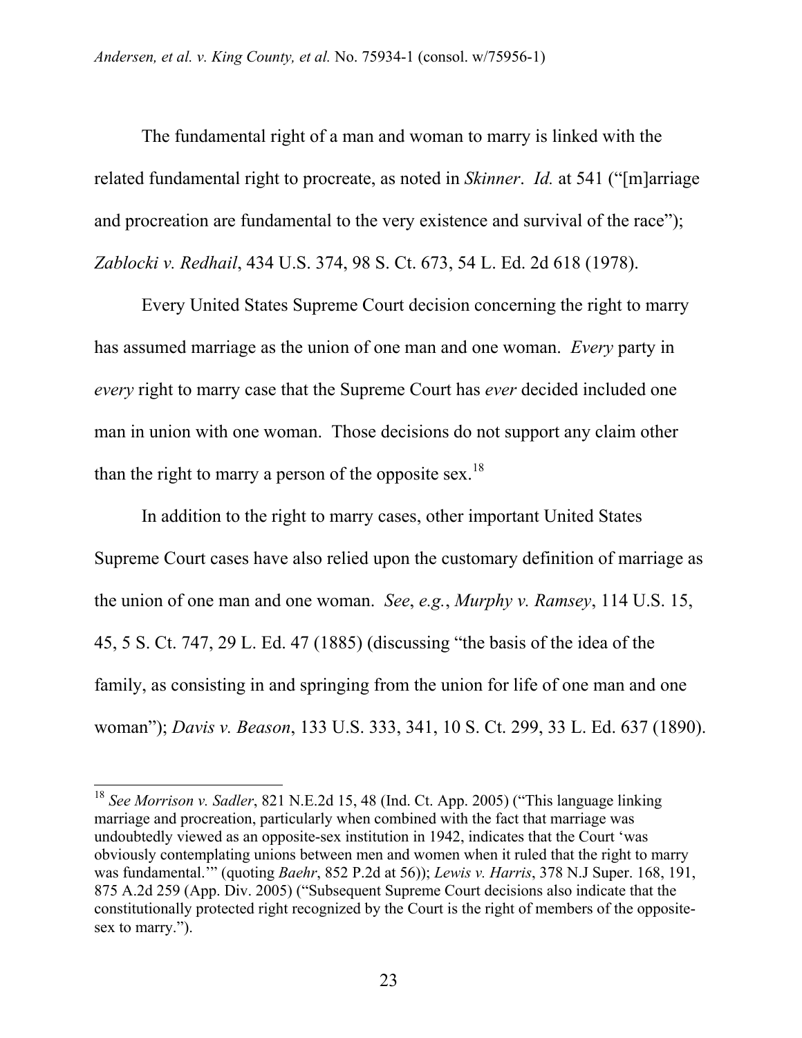The fundamental right of a man and woman to marry is linked with the related fundamental right to procreate, as noted in *Skinner*. *Id.* at 541 ("[m]arriage and procreation are fundamental to the very existence and survival of the race"); *Zablocki v. Redhail*, 434 U.S. 374, 98 S. Ct. 673, 54 L. Ed. 2d 618 (1978).

Every United States Supreme Court decision concerning the right to marry has assumed marriage as the union of one man and one woman. *Every* party in *every* right to marry case that the Supreme Court has *ever* decided included one man in union with one woman. Those decisions do not support any claim other than the right to marry a person of the opposite sex.[18]

In addition to the right to marry cases, other important United States Supreme Court cases have also relied upon the customary definition of marriage as the union of one man and one woman. *See*, *e.g.*, *Murphy v. Ramsey*, 114 U.S. 15, 45, 5 S. Ct. 747, 29 L. Ed. 47 (1885) (discussing "the basis of the idea of the family, as consisting in and springing from the union for life of one man and one woman"); *Davis v. Beason*, 133 U.S. 333, 341, 10 S. Ct. 299, 33 L. Ed. 637 (1890).

---

[18] *See Morrison v. Sadler*, 821 N.E.2d 15, 48 (Ind. Ct. App. 2005) ("This language linking marriage and procreation, particularly when combined with the fact that marriage was undoubtedly viewed as an opposite-sex institution in 1942, indicates that the Court 'was obviously contemplating unions between men and women when it ruled that the right to marry was fundamental.'" (quoting *Baehr*, 852 P.2d at 56)); *Lewis v. Harris*, 378 N.J Super. 168, 191, 875 A.2d 259 (App. Div. 2005) ("Subsequent Supreme Court decisions also indicate that the constitutionally protected right recognized by the Court is the right of members of the opposite-sex to marry.").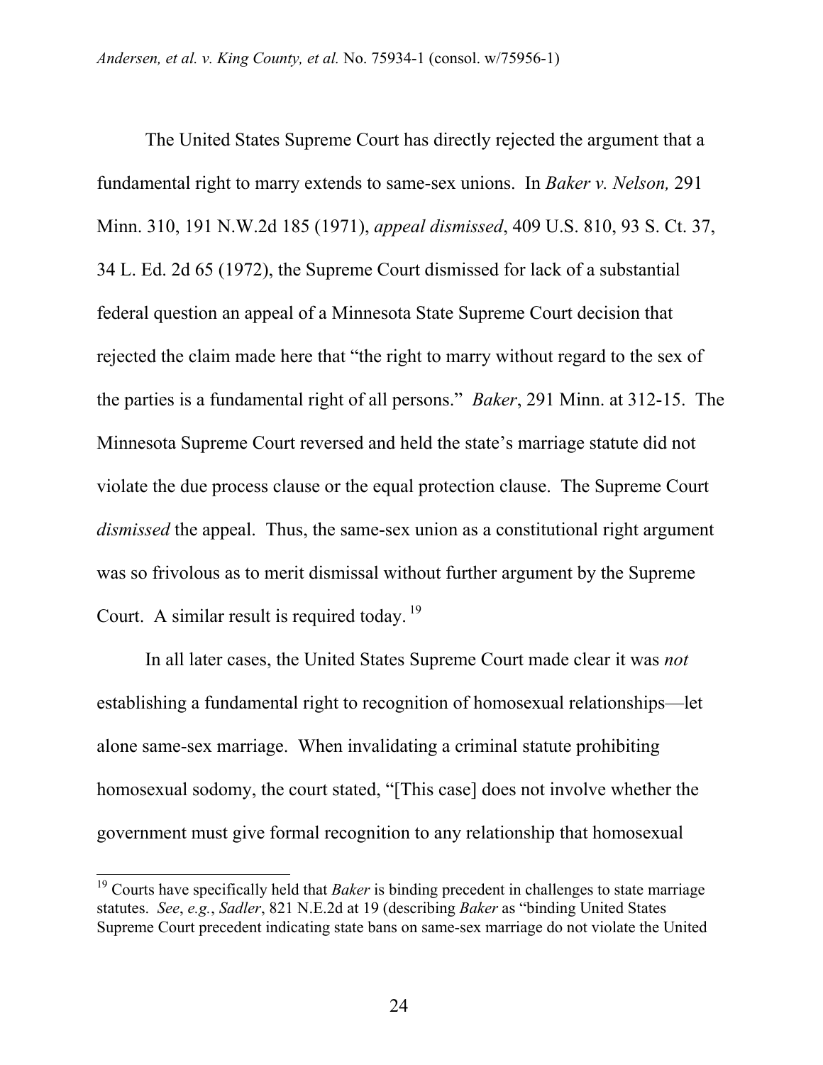The United States Supreme Court has directly rejected the argument that a fundamental right to marry extends to same-sex unions. In *Baker v. Nelson,* 291 Minn. 310, 191 N.W.2d 185 (1971), *appeal dismissed*, 409 U.S. 810, 93 S. Ct. 37, 34 L. Ed. 2d 65 (1972), the Supreme Court dismissed for lack of a substantial federal question an appeal of a Minnesota State Supreme Court decision that rejected the claim made here that "the right to marry without regard to the sex of the parties is a fundamental right of all persons." *Baker*, 291 Minn. at 312-15. The Minnesota Supreme Court reversed and held the state's marriage statute did not violate the due process clause or the equal protection clause. The Supreme Court *dismissed* the appeal. Thus, the same-sex union as a constitutional right argument was so frivolous as to merit dismissal without further argument by the Supreme Court. A similar result is required today.[19]

In all later cases, the United States Supreme Court made clear it was *not* establishing a fundamental right to recognition of homosexual relationships—let alone same-sex marriage. When invalidating a criminal statute prohibiting homosexual sodomy, the court stated, "[This case] does not involve whether the government must give formal recognition to any relationship that homosexual

[19] Courts have specifically held that *Baker* is binding precedent in challenges to state marriage statutes. *See*, *e.g.*, *Sadler*, 821 N.E.2d at 19 (describing *Baker* as "binding United States Supreme Court precedent indicating state bans on same-sex marriage do not violate the United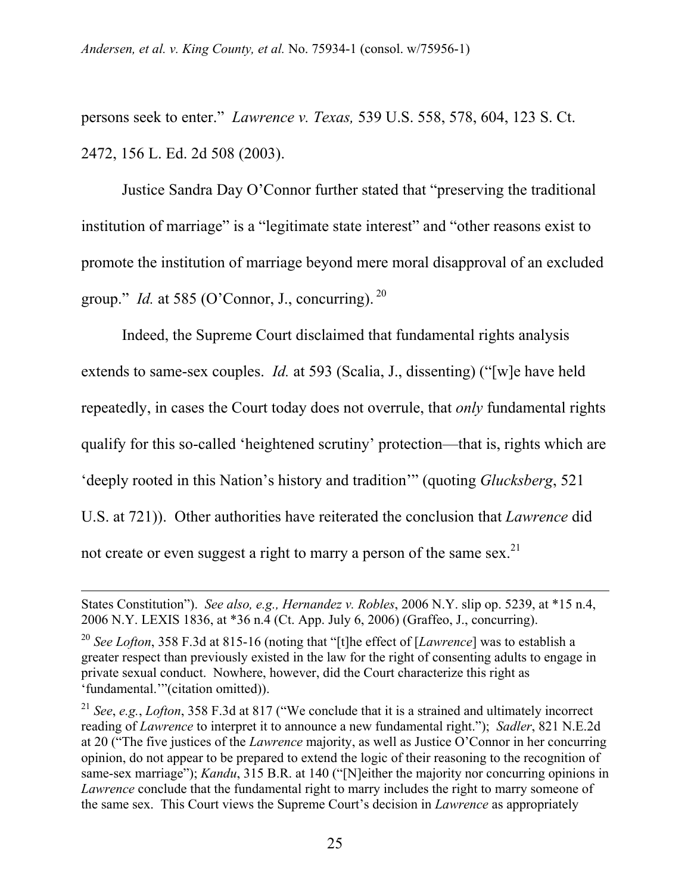persons seek to enter." *Lawrence v. Texas,* 539 U.S. 558, 578, 604, 123 S. Ct. 2472, 156 L. Ed. 2d 508 (2003).

Justice Sandra Day O'Connor further stated that "preserving the traditional institution of marriage" is a "legitimate state interest" and "other reasons exist to promote the institution of marriage beyond mere moral disapproval of an excluded group." *Id.* at 585 (O'Connor, J., concurring).[20]

Indeed, the Supreme Court disclaimed that fundamental rights analysis extends to same-sex couples. *Id.* at 593 (Scalia, J., dissenting) ("[w]e have held repeatedly, in cases the Court today does not overrule, that *only* fundamental rights qualify for this so-called 'heightened scrutiny' protection—that is, rights which are 'deeply rooted in this Nation's history and tradition'" (quoting *Glucksberg*, 521 U.S. at 721)). Other authorities have reiterated the conclusion that *Lawrence* did not create or even suggest a right to marry a person of the same sex.[21]

---

States Constitution"). *See also, e.g., Hernandez v. Robles*, 2006 N.Y. slip op. 5239, at *15 n.4, 2006 N.Y. LEXIS 1836, at *36 n.4 (Ct. App. July 6, 2006) (Graffeo, J., concurring).

[20] *See Lofton*, 358 F.3d at 815-16 (noting that "[t]he effect of [*Lawrence*] was to establish a greater respect than previously existed in the law for the right of consenting adults to engage in private sexual conduct. Nowhere, however, did the Court characterize this right as 'fundamental.'"(citation omitted)).

[21] *See*, *e.g.*, *Lofton*, 358 F.3d at 817 ("We conclude that it is a strained and ultimately incorrect reading of *Lawrence* to interpret it to announce a new fundamental right."); *Sadler*, 821 N.E.2d at 20 ("The five justices of the *Lawrence* majority, as well as Justice O'Connor in her concurring opinion, do not appear to be prepared to extend the logic of their reasoning to the recognition of same-sex marriage"); *Kandu*, 315 B.R. at 140 ("[N]either the majority nor concurring opinions in *Lawrence* conclude that the fundamental right to marry includes the right to marry someone of the same sex. This Court views the Supreme Court's decision in *Lawrence* as appropriately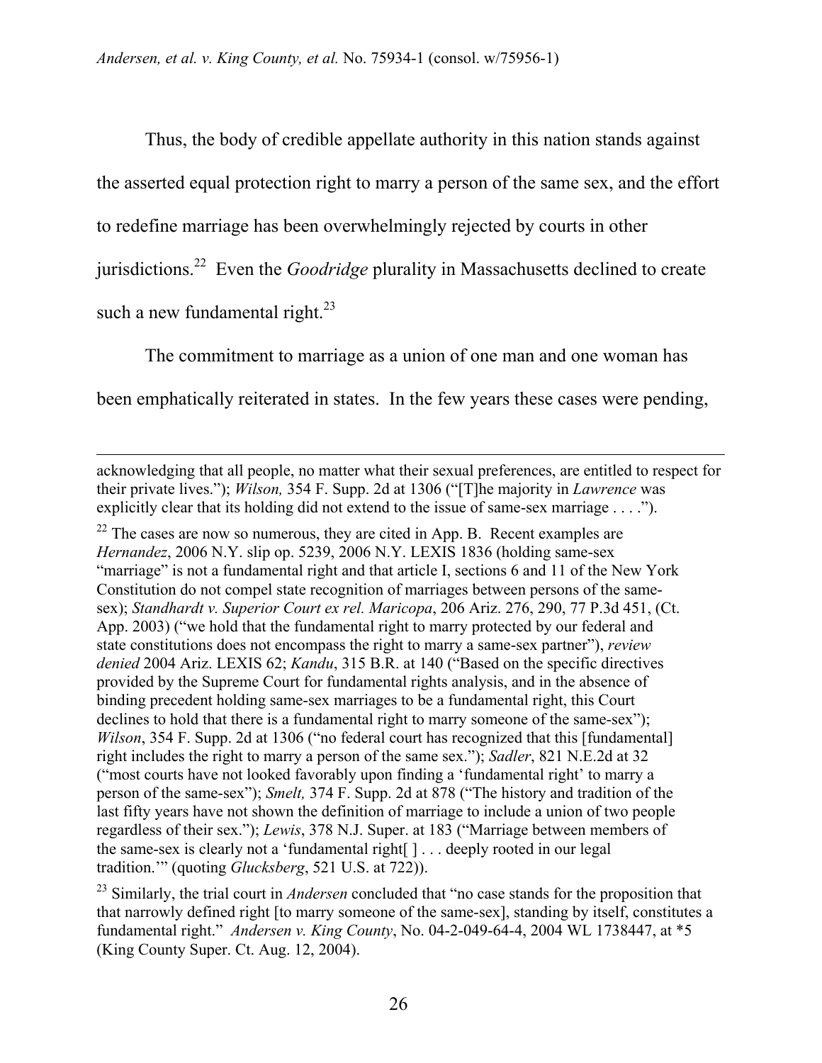Thus, the body of credible appellate authority in this nation stands against the asserted equal protection right to marry a person of the same sex, and the effort to redefine marriage has been overwhelmingly rejected by courts in other jurisdictions.[22] Even the *Goodridge* plurality in Massachusetts declined to create such a new fundamental right.[23]

The commitment to marriage as a union of one man and one woman has been emphatically reiterated in states. In the few years these cases were pending,

---

acknowledging that all people, no matter what their sexual preferences, are entitled to respect for their private lives."); *Wilson,* 354 F. Supp. 2d at 1306 ("[T]he majority in *Lawrence* was explicitly clear that its holding did not extend to the issue of same-sex marriage . . . .").

[22] The cases are now so numerous, they are cited in App. B. Recent examples are *Hernandez*, 2006 N.Y. slip op. 5239, 2006 N.Y. LEXIS 1836 (holding same-sex "marriage" is not a fundamental right and that article I, sections 6 and 11 of the New York Constitution do not compel state recognition of marriages between persons of the same-sex); *Standhardt v. Superior Court ex rel. Maricopa*, 206 Ariz. 276, 290, 77 P.3d 451, (Ct. App. 2003) ("we hold that the fundamental right to marry protected by our federal and state constitutions does not encompass the right to marry a same-sex partner"), *review denied* 2004 Ariz. LEXIS 62; *Kandu*, 315 B.R. at 140 ("Based on the specific directives provided by the Supreme Court for fundamental rights analysis, and in the absence of binding precedent holding same-sex marriages to be a fundamental right, this Court declines to hold that there is a fundamental right to marry someone of the same-sex"); *Wilson*, 354 F. Supp. 2d at 1306 ("no federal court has recognized that this [fundamental] right includes the right to marry a person of the same sex."); *Sadler*, 821 N.E.2d at 32 ("most courts have not looked favorably upon finding a 'fundamental right' to marry a person of the same-sex"); *Smelt,* 374 F. Supp. 2d at 878 ("The history and tradition of the last fifty years have not shown the definition of marriage to include a union of two people regardless of their sex."); *Lewis*, 378 N.J. Super. at 183 ("Marriage between members of the same-sex is clearly not a 'fundamental right[ ] . . . deeply rooted in our legal tradition.'" (quoting *Glucksberg*, 521 U.S. at 722)).

[23] Similarly, the trial court in *Andersen* concluded that "no case stands for the proposition that that narrowly defined right [to marry someone of the same-sex], standing by itself, constitutes a fundamental right." *Andersen v. King County*, No. 04-2-049-64-4, 2004 WL 1738447, at *5 (King County Super. Ct. Aug. 12, 2004).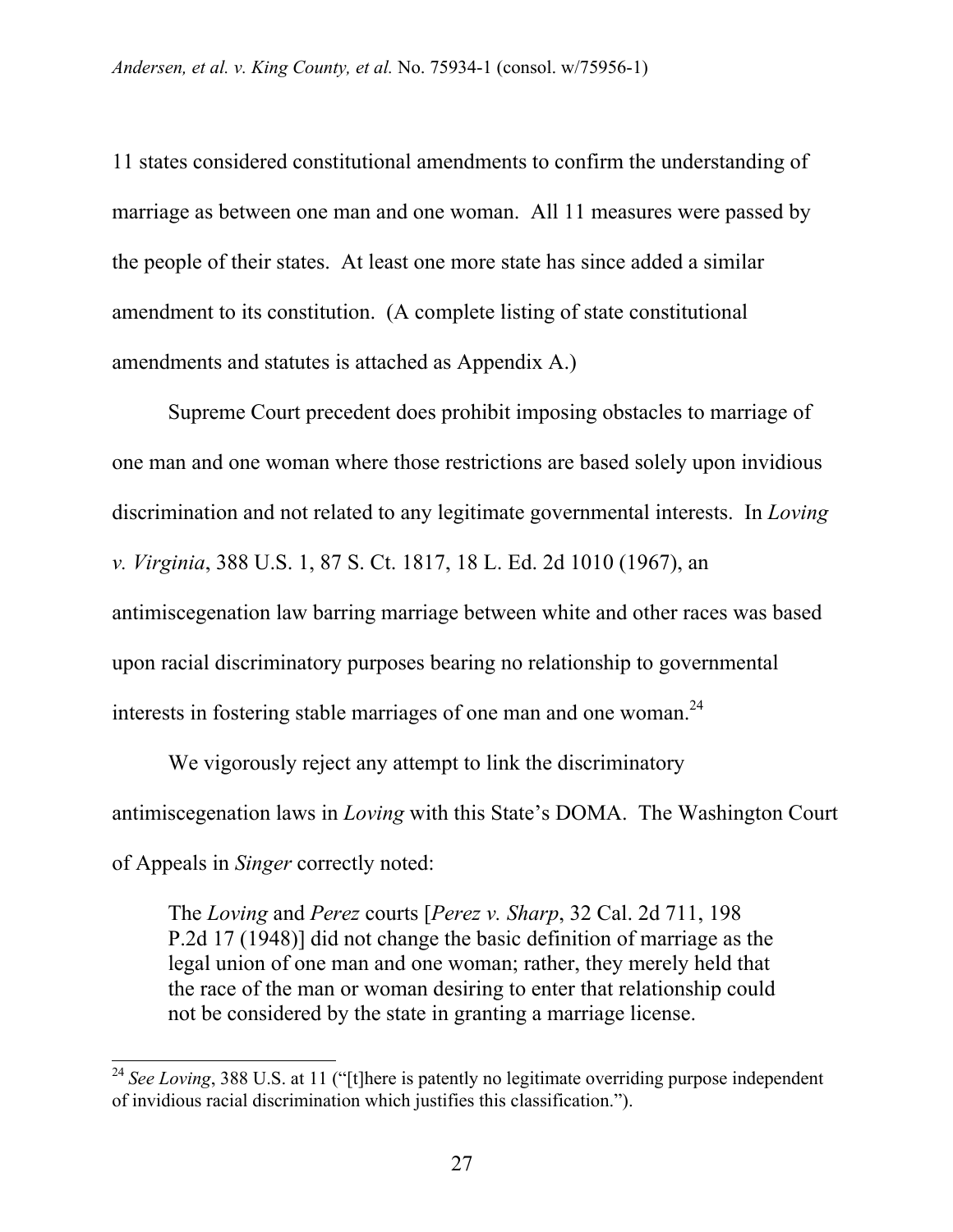11 states considered constitutional amendments to confirm the understanding of marriage as between one man and one woman. All 11 measures were passed by the people of their states. At least one more state has since added a similar amendment to its constitution. (A complete listing of state constitutional amendments and statutes is attached as Appendix A.)

Supreme Court precedent does prohibit imposing obstacles to marriage of one man and one woman where those restrictions are based solely upon invidious discrimination and not related to any legitimate governmental interests. In *Loving v. Virginia*, 388 U.S. 1, 87 S. Ct. 1817, 18 L. Ed. 2d 1010 (1967), an antimiscegenation law barring marriage between white and other races was based upon racial discriminatory purposes bearing no relationship to governmental interests in fostering stable marriages of one man and one woman.[24]

We vigorously reject any attempt to link the discriminatory antimiscegenation laws in *Loving* with this State's DOMA. The Washington Court of Appeals in *Singer* correctly noted:

> The *Loving* and *Perez* courts [*Perez v. Sharp*, 32 Cal. 2d 711, 198 P.2d 17 (1948)] did not change the basic definition of marriage as the legal union of one man and one woman; rather, they merely held that the race of the man or woman desiring to enter that relationship could not be considered by the state in granting a marriage license.

---

[24] *See Loving*, 388 U.S. at 11 ("[t]here is patently no legitimate overriding purpose independent of invidious racial discrimination which justifies this classification.").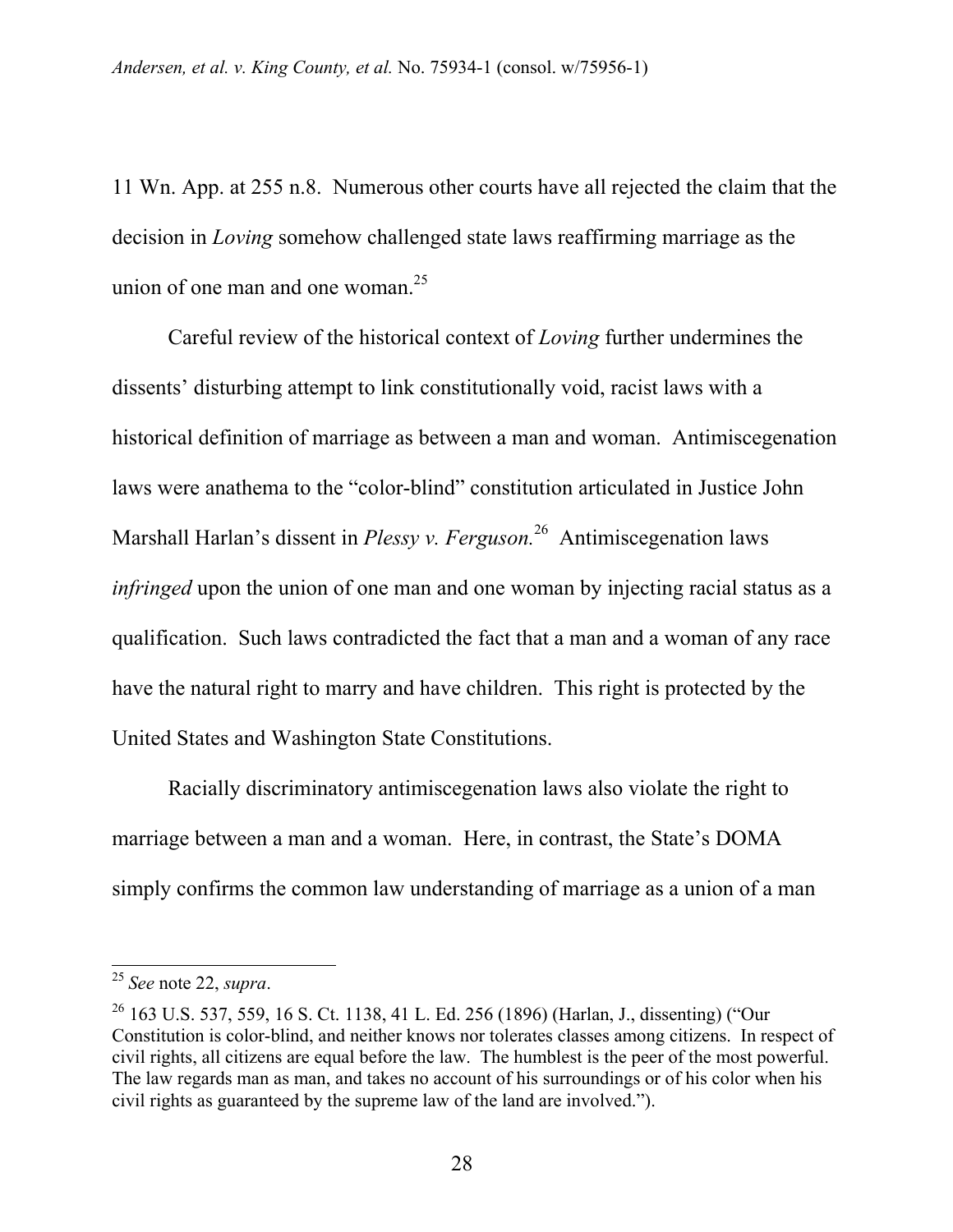11 Wn. App. at 255 n.8. Numerous other courts have all rejected the claim that the decision in *Loving* somehow challenged state laws reaffirming marriage as the union of one man and one woman.[25]

Careful review of the historical context of *Loving* further undermines the dissents' disturbing attempt to link constitutionally void, racist laws with a historical definition of marriage as between a man and woman. Antimiscegenation laws were anathema to the "color-blind" constitution articulated in Justice John Marshall Harlan's dissent in *Plessy v. Ferguson.*[26] Antimiscegenation laws *infringed* upon the union of one man and one woman by injecting racial status as a qualification. Such laws contradicted the fact that a man and a woman of any race have the natural right to marry and have children. This right is protected by the United States and Washington State Constitutions.

Racially discriminatory antimiscegenation laws also violate the right to marriage between a man and a woman. Here, in contrast, the State's DOMA simply confirms the common law understanding of marriage as a union of a man

---

[25] *See* note 22, *supra*.

[26] 163 U.S. 537, 559, 16 S. Ct. 1138, 41 L. Ed. 256 (1896) (Harlan, J., dissenting) ("Our Constitution is color-blind, and neither knows nor tolerates classes among citizens. In respect of civil rights, all citizens are equal before the law. The humblest is the peer of the most powerful. The law regards man as man, and takes no account of his surroundings or of his color when his civil rights as guaranteed by the supreme law of the land are involved.").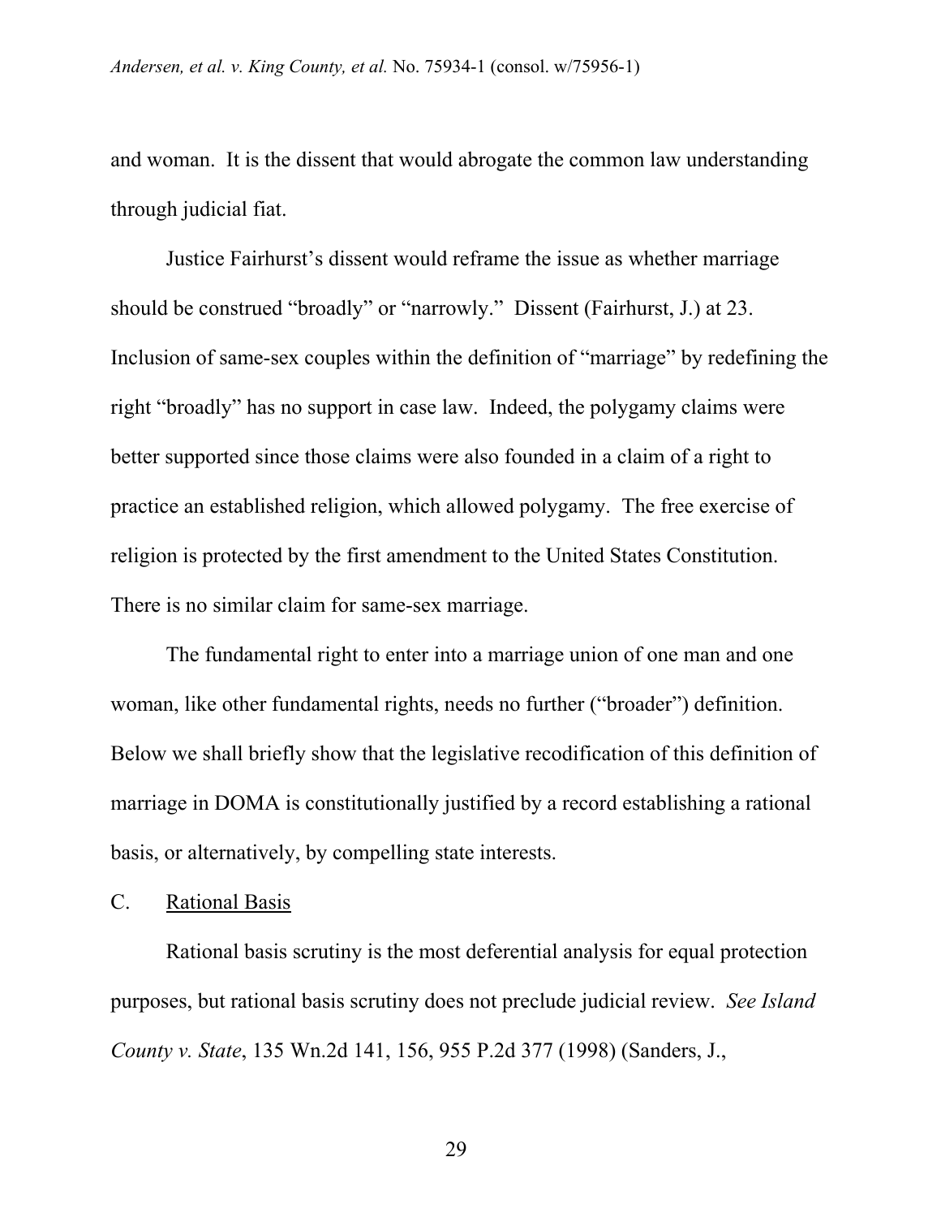and woman. It is the dissent that would abrogate the common law understanding through judicial fiat.

Justice Fairhurst's dissent would reframe the issue as whether marriage should be construed "broadly" or "narrowly." Dissent (Fairhurst, J.) at 23. Inclusion of same-sex couples within the definition of "marriage" by redefining the right "broadly" has no support in case law. Indeed, the polygamy claims were better supported since those claims were also founded in a claim of a right to practice an established religion, which allowed polygamy. The free exercise of religion is protected by the first amendment to the United States Constitution. There is no similar claim for same-sex marriage.

The fundamental right to enter into a marriage union of one man and one woman, like other fundamental rights, needs no further ("broader") definition. Below we shall briefly show that the legislative recodification of this definition of marriage in DOMA is constitutionally justified by a record establishing a rational basis, or alternatively, by compelling state interests.

C. <u>Rational Basis</u>

Rational basis scrutiny is the most deferential analysis for equal protection purposes, but rational basis scrutiny does not preclude judicial review. *See Island County v. State*, 135 Wn.2d 141, 156, 955 P.2d 377 (1998) (Sanders, J.,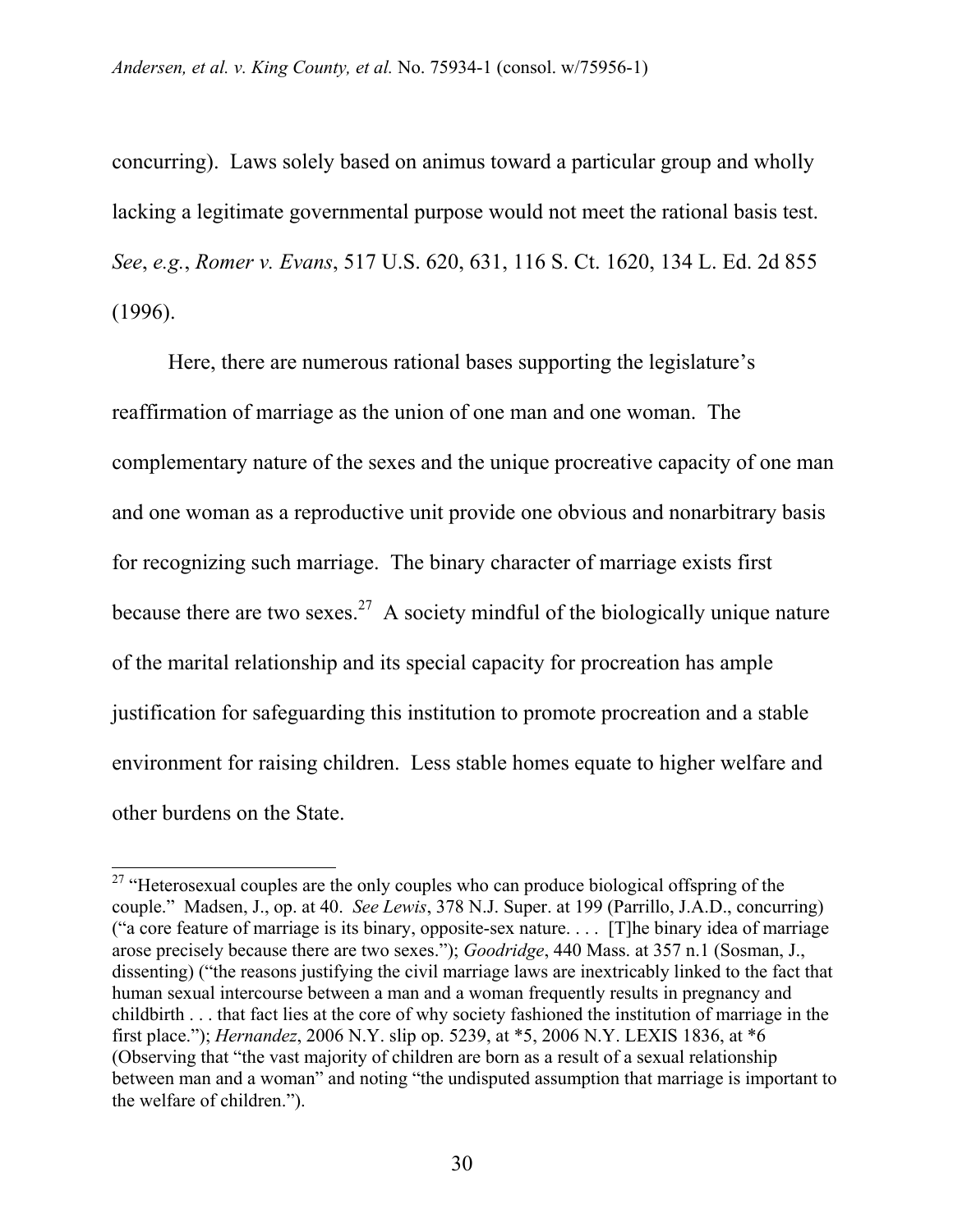concurring). Laws solely based on animus toward a particular group and wholly lacking a legitimate governmental purpose would not meet the rational basis test. *See*, *e.g.*, *Romer v. Evans*, 517 U.S. 620, 631, 116 S. Ct. 1620, 134 L. Ed. 2d 855 (1996).

Here, there are numerous rational bases supporting the legislature's reaffirmation of marriage as the union of one man and one woman. The complementary nature of the sexes and the unique procreative capacity of one man and one woman as a reproductive unit provide one obvious and nonarbitrary basis for recognizing such marriage. The binary character of marriage exists first because there are two sexes.[27] A society mindful of the biologically unique nature of the marital relationship and its special capacity for procreation has ample justification for safeguarding this institution to promote procreation and a stable environment for raising children. Less stable homes equate to higher welfare and other burdens on the State.

---

[27] "Heterosexual couples are the only couples who can produce biological offspring of the couple." Madsen, J., op. at 40. *See Lewis*, 378 N.J. Super. at 199 (Parrillo, J.A.D., concurring) ("a core feature of marriage is its binary, opposite-sex nature. . . . [T]he binary idea of marriage arose precisely because there are two sexes."); *Goodridge*, 440 Mass. at 357 n.1 (Sosman, J., dissenting) ("the reasons justifying the civil marriage laws are inextricably linked to the fact that human sexual intercourse between a man and a woman frequently results in pregnancy and childbirth . . . that fact lies at the core of why society fashioned the institution of marriage in the first place."); *Hernandez*, 2006 N.Y. slip op. 5239, at *5, 2006 N.Y. LEXIS 1836, at *6 (Observing that "the vast majority of children are born as a result of a sexual relationship between man and a woman" and noting "the undisputed assumption that marriage is important to the welfare of children.").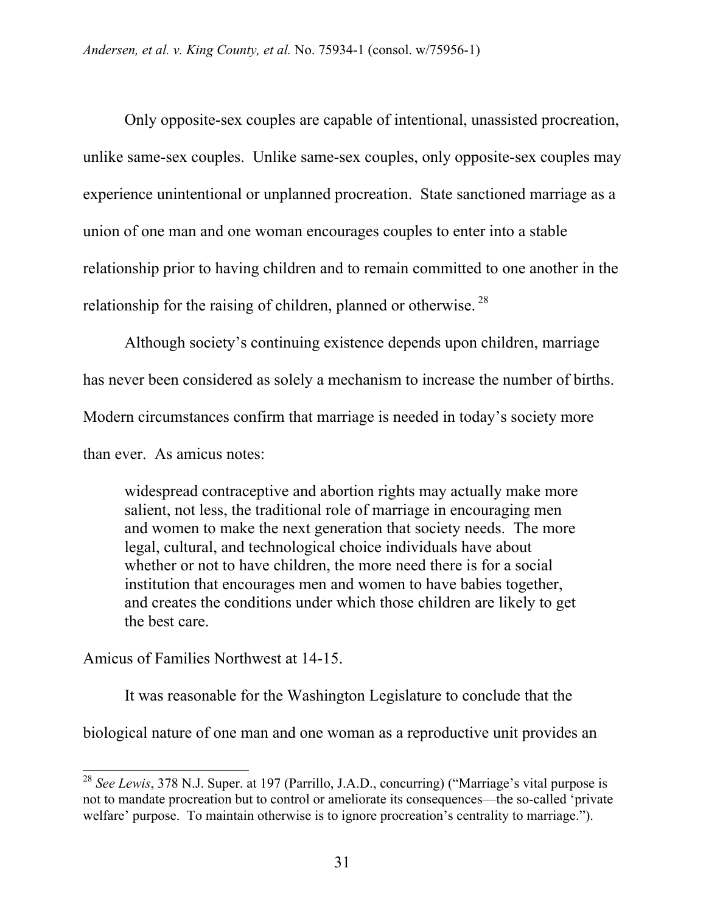Only opposite-sex couples are capable of intentional, unassisted procreation, unlike same-sex couples. Unlike same-sex couples, only opposite-sex couples may experience unintentional or unplanned procreation. State sanctioned marriage as a union of one man and one woman encourages couples to enter into a stable relationship prior to having children and to remain committed to one another in the relationship for the raising of children, planned or otherwise. [28]

Although society's continuing existence depends upon children, marriage has never been considered as solely a mechanism to increase the number of births. Modern circumstances confirm that marriage is needed in today's society more than ever. As amicus notes:

> widespread contraceptive and abortion rights may actually make more salient, not less, the traditional role of marriage in encouraging men and women to make the next generation that society needs. The more legal, cultural, and technological choice individuals have about whether or not to have children, the more need there is for a social institution that encourages men and women to have babies together, and creates the conditions under which those children are likely to get the best care.

Amicus of Families Northwest at 14-15.

It was reasonable for the Washington Legislature to conclude that the biological nature of one man and one woman as a reproductive unit provides an

---

[28] *See Lewis*, 378 N.J. Super. at 197 (Parrillo, J.A.D., concurring) ("Marriage's vital purpose is not to mandate procreation but to control or ameliorate its consequences—the so-called 'private welfare' purpose. To maintain otherwise is to ignore procreation's centrality to marriage.").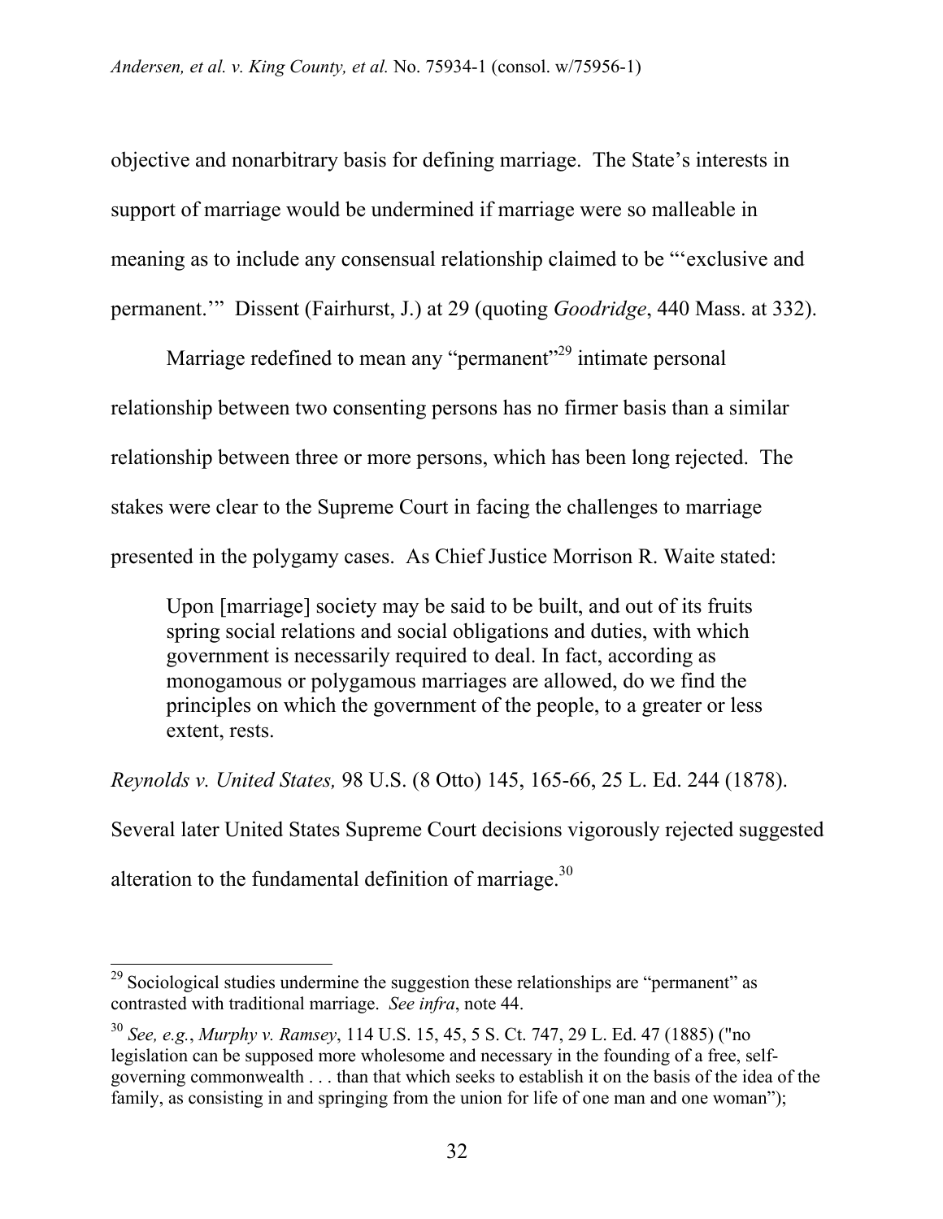objective and nonarbitrary basis for defining marriage. The State's interests in support of marriage would be undermined if marriage were so malleable in meaning as to include any consensual relationship claimed to be "'exclusive and permanent.'" Dissent (Fairhurst, J.) at 29 (quoting *Goodridge*, 440 Mass. at 332).

Marriage redefined to mean any "permanent"[29] intimate personal relationship between two consenting persons has no firmer basis than a similar relationship between three or more persons, which has been long rejected. The stakes were clear to the Supreme Court in facing the challenges to marriage presented in the polygamy cases. As Chief Justice Morrison R. Waite stated:

> Upon [marriage] society may be said to be built, and out of its fruits spring social relations and social obligations and duties, with which government is necessarily required to deal. In fact, according as monogamous or polygamous marriages are allowed, do we find the principles on which the government of the people, to a greater or less extent, rests.

*Reynolds v. United States,* 98 U.S. (8 Otto) 145, 165-66, 25 L. Ed. 244 (1878). Several later United States Supreme Court decisions vigorously rejected suggested alteration to the fundamental definition of marriage.[30]

---

[29] Sociological studies undermine the suggestion these relationships are "permanent" as contrasted with traditional marriage. *See infra*, note 44.

[30] *See, e.g.*, *Murphy v. Ramsey*, 114 U.S. 15, 45, 5 S. Ct. 747, 29 L. Ed. 47 (1885) ("no legislation can be supposed more wholesome and necessary in the founding of a free, self-governing commonwealth . . . than that which seeks to establish it on the basis of the idea of the family, as consisting in and springing from the union for life of one man and one woman");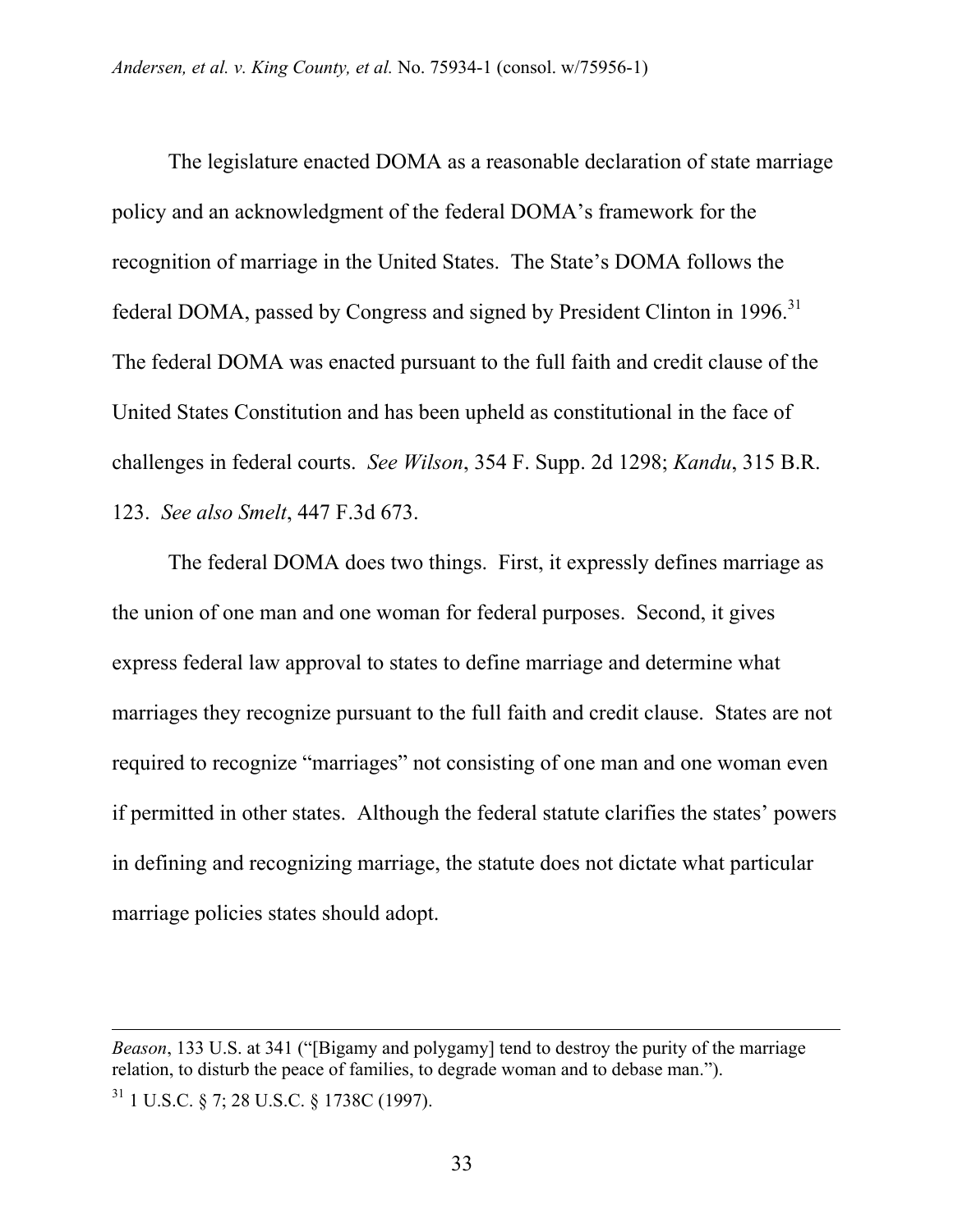The legislature enacted DOMA as a reasonable declaration of state marriage policy and an acknowledgment of the federal DOMA's framework for the recognition of marriage in the United States. The State's DOMA follows the federal DOMA, passed by Congress and signed by President Clinton in 1996.[31] The federal DOMA was enacted pursuant to the full faith and credit clause of the United States Constitution and has been upheld as constitutional in the face of challenges in federal courts. *See Wilson*, 354 F. Supp. 2d 1298; *Kandu*, 315 B.R. 123. *See also Smelt*, 447 F.3d 673.

The federal DOMA does two things. First, it expressly defines marriage as the union of one man and one woman for federal purposes. Second, it gives express federal law approval to states to define marriage and determine what marriages they recognize pursuant to the full faith and credit clause. States are not required to recognize "marriages" not consisting of one man and one woman even if permitted in other states. Although the federal statute clarifies the states' powers in defining and recognizing marriage, the statute does not dictate what particular marriage policies states should adopt.

---

*Beason*, 133 U.S. at 341 ("[Bigamy and polygamy] tend to destroy the purity of the marriage relation, to disturb the peace of families, to degrade woman and to debase man.").

[31] 1 U.S.C. § 7; 28 U.S.C. § 1738C (1997).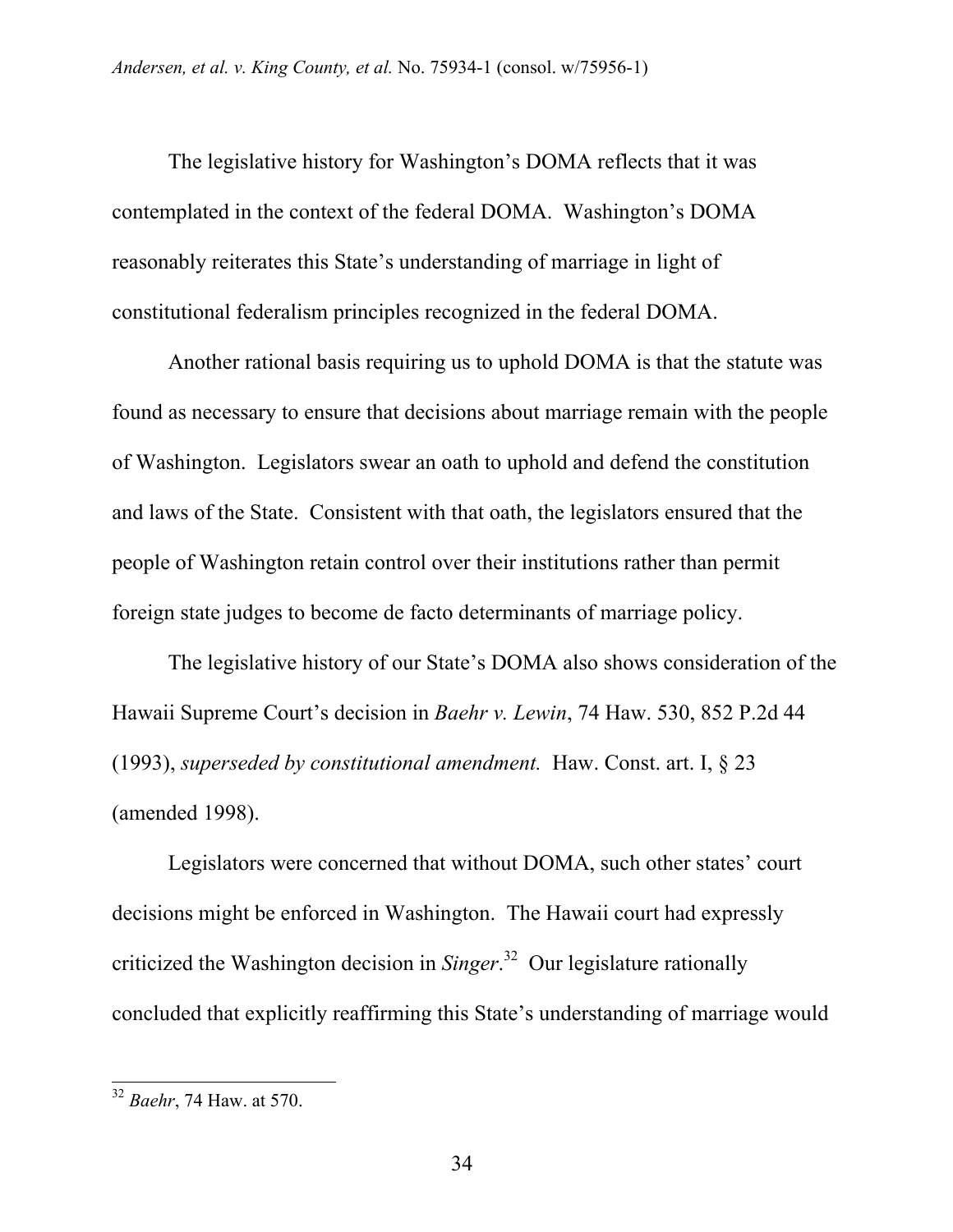The legislative history for Washington's DOMA reflects that it was contemplated in the context of the federal DOMA. Washington's DOMA reasonably reiterates this State's understanding of marriage in light of constitutional federalism principles recognized in the federal DOMA.

Another rational basis requiring us to uphold DOMA is that the statute was found as necessary to ensure that decisions about marriage remain with the people of Washington. Legislators swear an oath to uphold and defend the constitution and laws of the State. Consistent with that oath, the legislators ensured that the people of Washington retain control over their institutions rather than permit foreign state judges to become de facto determinants of marriage policy.

The legislative history of our State's DOMA also shows consideration of the Hawaii Supreme Court's decision in *Baehr v. Lewin*, 74 Haw. 530, 852 P.2d 44 (1993), *superseded by constitutional amendment.* Haw. Const. art. I, § 23 (amended 1998).

Legislators were concerned that without DOMA, such other states' court decisions might be enforced in Washington. The Hawaii court had expressly criticized the Washington decision in *Singer*.[32] Our legislature rationally concluded that explicitly reaffirming this State's understanding of marriage would

---

[32] *Baehr*, 74 Haw. at 570.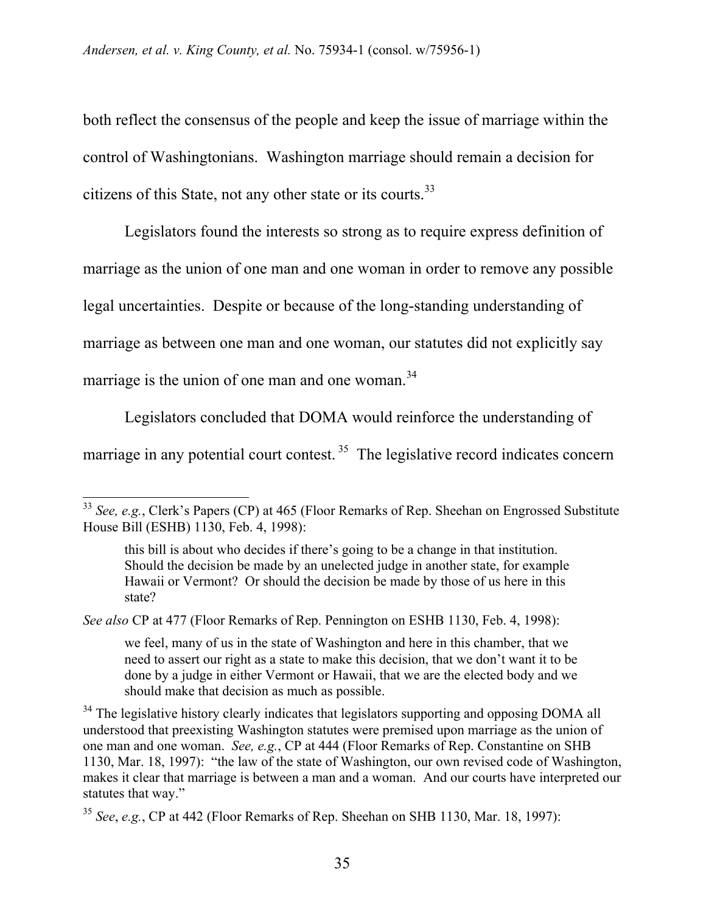both reflect the consensus of the people and keep the issue of marriage within the control of Washingtonians. Washington marriage should remain a decision for citizens of this State, not any other state or its courts.[33]

Legislators found the interests so strong as to require express definition of marriage as the union of one man and one woman in order to remove any possible legal uncertainties. Despite or because of the long-standing understanding of marriage as between one man and one woman, our statutes did not explicitly say marriage is the union of one man and one woman.[34]

Legislators concluded that DOMA would reinforce the understanding of marriage in any potential court contest.[35] The legislative record indicates concern

---

[33] *See, e.g.*, Clerk's Papers (CP) at 465 (Floor Remarks of Rep. Sheehan on Engrossed Substitute House Bill (ESHB) 1130, Feb. 4, 1998):

> this bill is about who decides if there's going to be a change in that institution. Should the decision be made by an unelected judge in another state, for example Hawaii or Vermont? Or should the decision be made by those of us here in this state?

*See also* CP at 477 (Floor Remarks of Rep. Pennington on ESHB 1130, Feb. 4, 1998):

> we feel, many of us in the state of Washington and here in this chamber, that we need to assert our right as a state to make this decision, that we don't want it to be done by a judge in either Vermont or Hawaii, that we are the elected body and we should make that decision as much as possible.

[34] The legislative history clearly indicates that legislators supporting and opposing DOMA all understood that preexisting Washington statutes were premised upon marriage as the union of one man and one woman. *See, e.g.*, CP at 444 (Floor Remarks of Rep. Constantine on SHB 1130, Mar. 18, 1997): "the law of the state of Washington, our own revised code of Washington, makes it clear that marriage is between a man and a woman. And our courts have interpreted our statutes that way."

[35] *See*, *e.g.*, CP at 442 (Floor Remarks of Rep. Sheehan on SHB 1130, Mar. 18, 1997):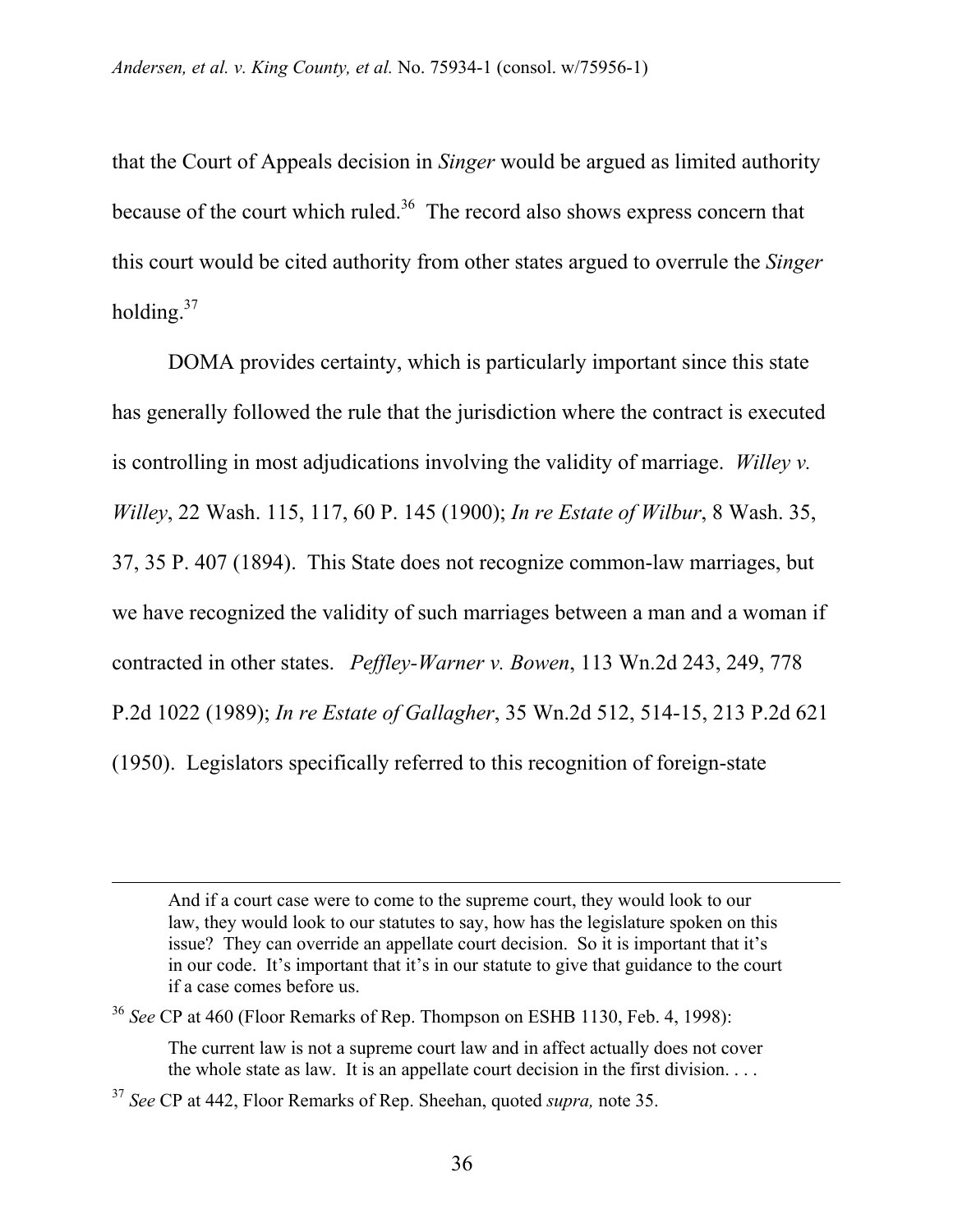that the Court of Appeals decision in *Singer* would be argued as limited authority because of the court which ruled.[36] The record also shows express concern that this court would be cited authority from other states argued to overrule the *Singer* holding.[37]

DOMA provides certainty, which is particularly important since this state has generally followed the rule that the jurisdiction where the contract is executed is controlling in most adjudications involving the validity of marriage. *Willey v. Willey*, 22 Wash. 115, 117, 60 P. 145 (1900); *In re Estate of Wilbur*, 8 Wash. 35, 37, 35 P. 407 (1894). This State does not recognize common-law marriages, but we have recognized the validity of such marriages between a man and a woman if contracted in other states. *Peffley-Warner v. Bowen*, 113 Wn.2d 243, 249, 778 P.2d 1022 (1989); *In re Estate of Gallagher*, 35 Wn.2d 512, 514-15, 213 P.2d 621 (1950). Legislators specifically referred to this recognition of foreign-state

---

> And if a court case were to come to the supreme court, they would look to our law, they would look to our statutes to say, how has the legislature spoken on this issue? They can override an appellate court decision. So it is important that it's in our code. It's important that it's in our statute to give that guidance to the court if a case comes before us.

[36] *See* CP at 460 (Floor Remarks of Rep. Thompson on ESHB 1130, Feb. 4, 1998):

> The current law is not a supreme court law and in affect actually does not cover the whole state as law. It is an appellate court decision in the first division. . . .

[37] *See* CP at 442, Floor Remarks of Rep. Sheehan, quoted *supra,* note 35.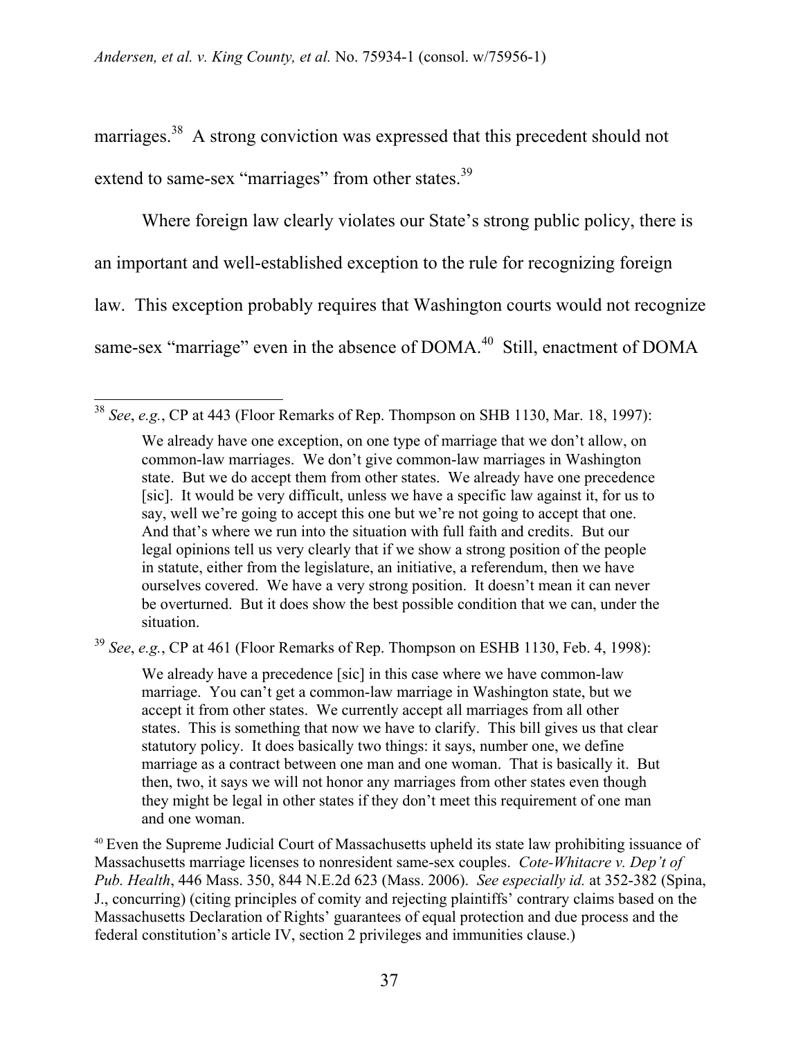marriages.[38] A strong conviction was expressed that this precedent should not extend to same-sex "marriages" from other states.[39]

Where foreign law clearly violates our State's strong public policy, there is an important and well-established exception to the rule for recognizing foreign law. This exception probably requires that Washington courts would not recognize same-sex "marriage" even in the absence of DOMA.[40] Still, enactment of DOMA

---

[38] *See*, *e.g.*, CP at 443 (Floor Remarks of Rep. Thompson on SHB 1130, Mar. 18, 1997):

> We already have one exception, on one type of marriage that we don't allow, on common-law marriages. We don't give common-law marriages in Washington state. But we do accept them from other states. We already have one precedence [sic]. It would be very difficult, unless we have a specific law against it, for us to say, well we're going to accept this one but we're not going to accept that one. And that's where we run into the situation with full faith and credits. But our legal opinions tell us very clearly that if we show a strong position of the people in statute, either from the legislature, an initiative, a referendum, then we have ourselves covered. We have a very strong position. It doesn't mean it can never be overturned. But it does show the best possible condition that we can, under the situation.

[39] *See*, *e.g.*, CP at 461 (Floor Remarks of Rep. Thompson on ESHB 1130, Feb. 4, 1998):

> We already have a precedence [sic] in this case where we have common-law marriage. You can't get a common-law marriage in Washington state, but we accept it from other states. We currently accept all marriages from all other states. This is something that now we have to clarify. This bill gives us that clear statutory policy. It does basically two things: it says, number one, we define marriage as a contract between one man and one woman. That is basically it. But then, two, it says we will not honor any marriages from other states even though they might be legal in other states if they don't meet this requirement of one man and one woman.

[40] Even the Supreme Judicial Court of Massachusetts upheld its state law prohibiting issuance of Massachusetts marriage licenses to nonresident same-sex couples. *Cote-Whitacre v. Dep't of Pub. Health*, 446 Mass. 350, 844 N.E.2d 623 (Mass. 2006). *See especially id.* at 352-382 (Spina, J., concurring) (citing principles of comity and rejecting plaintiffs' contrary claims based on the Massachusetts Declaration of Rights' guarantees of equal protection and due process and the federal constitution's article IV, section 2 privileges and immunities clause.)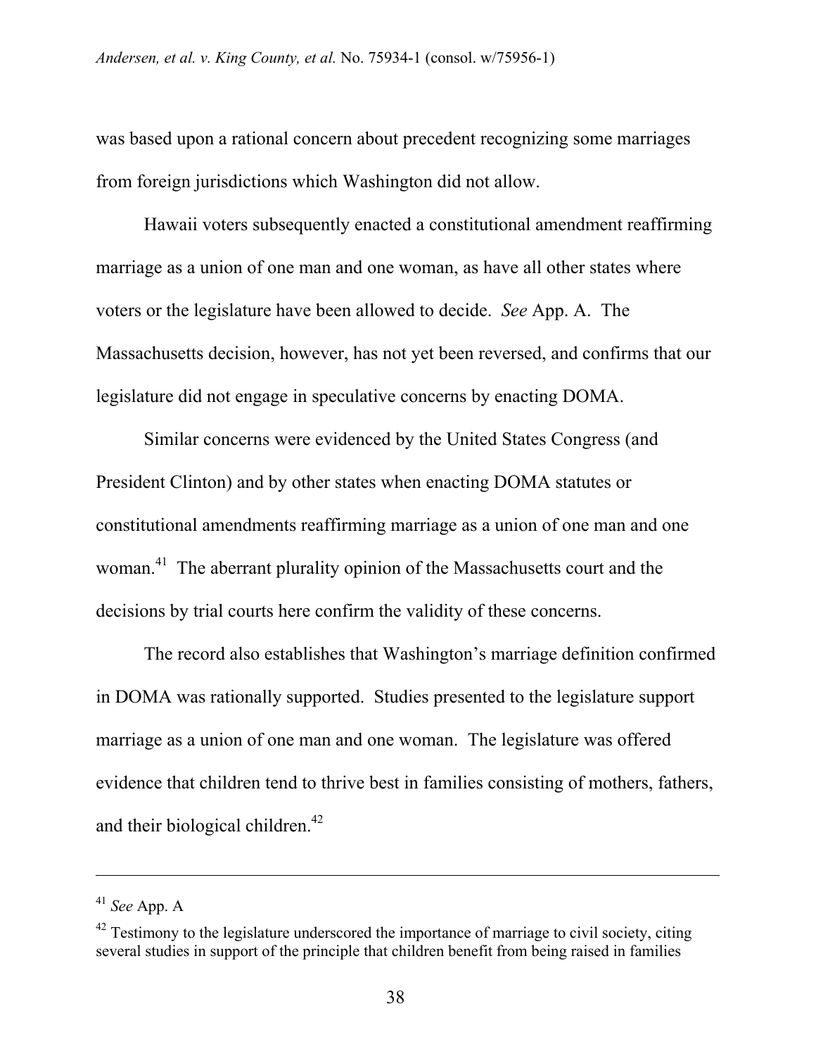was based upon a rational concern about precedent recognizing some marriages from foreign jurisdictions which Washington did not allow.

Hawaii voters subsequently enacted a constitutional amendment reaffirming marriage as a union of one man and one woman, as have all other states where voters or the legislature have been allowed to decide. *See* App. A. The Massachusetts decision, however, has not yet been reversed, and confirms that our legislature did not engage in speculative concerns by enacting DOMA.

Similar concerns were evidenced by the United States Congress (and President Clinton) and by other states when enacting DOMA statutes or constitutional amendments reaffirming marriage as a union of one man and one woman.[41] The aberrant plurality opinion of the Massachusetts court and the decisions by trial courts here confirm the validity of these concerns.

The record also establishes that Washington's marriage definition confirmed in DOMA was rationally supported. Studies presented to the legislature support marriage as a union of one man and one woman. The legislature was offered evidence that children tend to thrive best in families consisting of mothers, fathers, and their biological children.[42]

---

[41] *See* App. A

[42] Testimony to the legislature underscored the importance of marriage to civil society, citing several studies in support of the principle that children benefit from being raised in families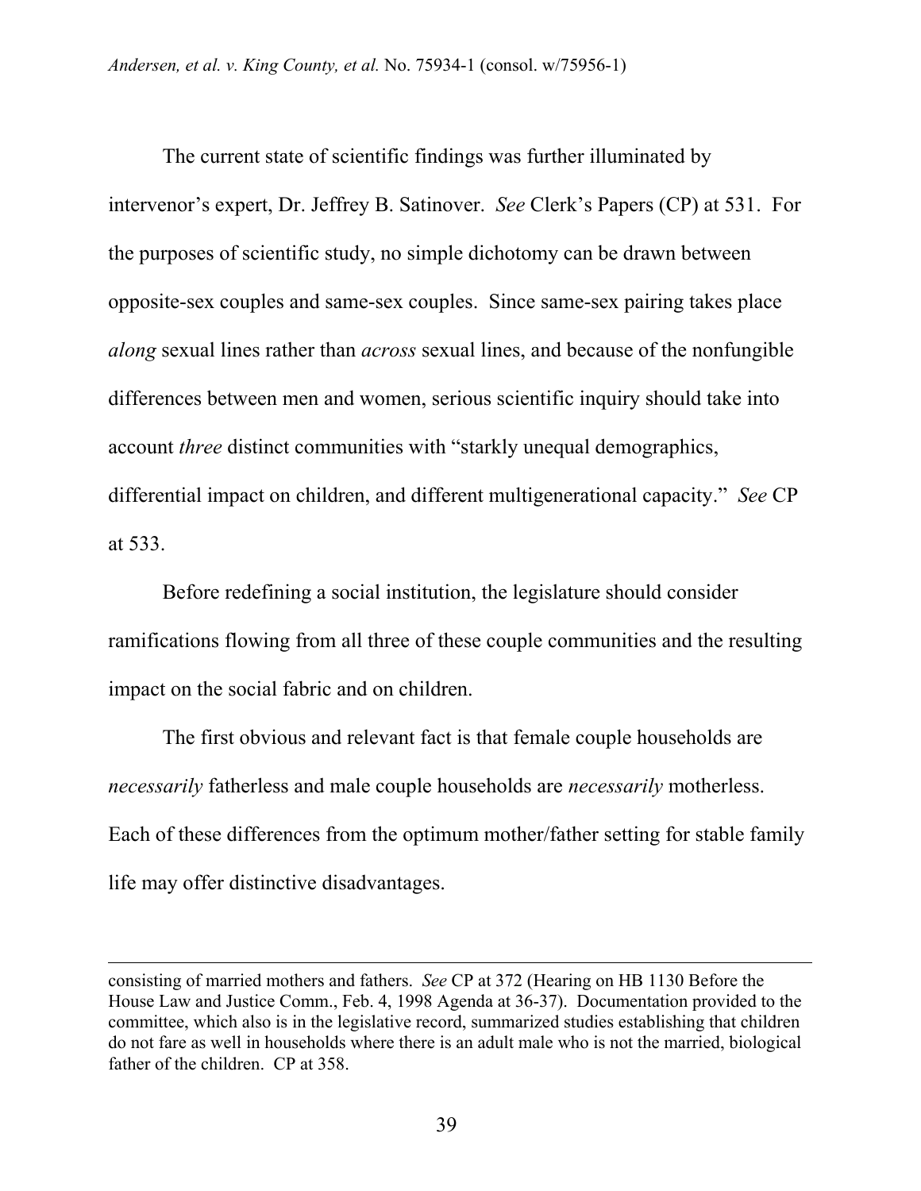The current state of scientific findings was further illuminated by intervenor's expert, Dr. Jeffrey B. Satinover. *See* Clerk's Papers (CP) at 531. For the purposes of scientific study, no simple dichotomy can be drawn between opposite-sex couples and same-sex couples. Since same-sex pairing takes place *along* sexual lines rather than *across* sexual lines, and because of the nonfungible differences between men and women, serious scientific inquiry should take into account *three* distinct communities with "starkly unequal demographics, differential impact on children, and different multigenerational capacity." *See* CP at 533.

Before redefining a social institution, the legislature should consider ramifications flowing from all three of these couple communities and the resulting impact on the social fabric and on children.

The first obvious and relevant fact is that female couple households are *necessarily* fatherless and male couple households are *necessarily* motherless. Each of these differences from the optimum mother/father setting for stable family life may offer distinctive disadvantages.

---

consisting of married mothers and fathers. *See* CP at 372 (Hearing on HB 1130 Before the House Law and Justice Comm., Feb. 4, 1998 Agenda at 36-37). Documentation provided to the committee, which also is in the legislative record, summarized studies establishing that children do not fare as well in households where there is an adult male who is not the married, biological father of the children. CP at 358.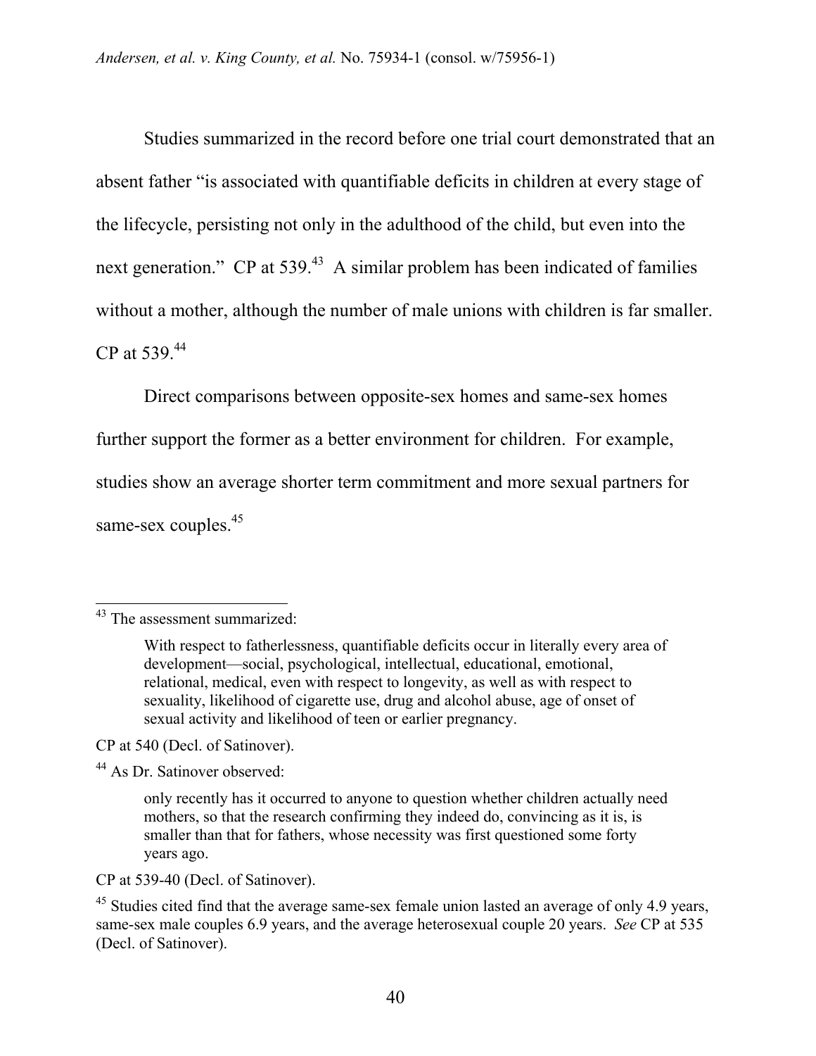Studies summarized in the record before one trial court demonstrated that an absent father "is associated with quantifiable deficits in children at every stage of the lifecycle, persisting not only in the adulthood of the child, but even into the next generation." CP at 539.[43] A similar problem has been indicated of families without a mother, although the number of male unions with children is far smaller. CP at 539.[44]

Direct comparisons between opposite-sex homes and same-sex homes further support the former as a better environment for children. For example, studies show an average shorter term commitment and more sexual partners for same-sex couples.[45]

---

[43] The assessment summarized:

> With respect to fatherlessness, quantifiable deficits occur in literally every area of development—social, psychological, intellectual, educational, emotional, relational, medical, even with respect to longevity, as well as with respect to sexuality, likelihood of cigarette use, drug and alcohol abuse, age of onset of sexual activity and likelihood of teen or earlier pregnancy.

CP at 540 (Decl. of Satinover).

[44] As Dr. Satinover observed:

> only recently has it occurred to anyone to question whether children actually need mothers, so that the research confirming they indeed do, convincing as it is, is smaller than that for fathers, whose necessity was first questioned some forty years ago.

CP at 539-40 (Decl. of Satinover).

[45] Studies cited find that the average same-sex female union lasted an average of only 4.9 years, same-sex male couples 6.9 years, and the average heterosexual couple 20 years. *See* CP at 535 (Decl. of Satinover).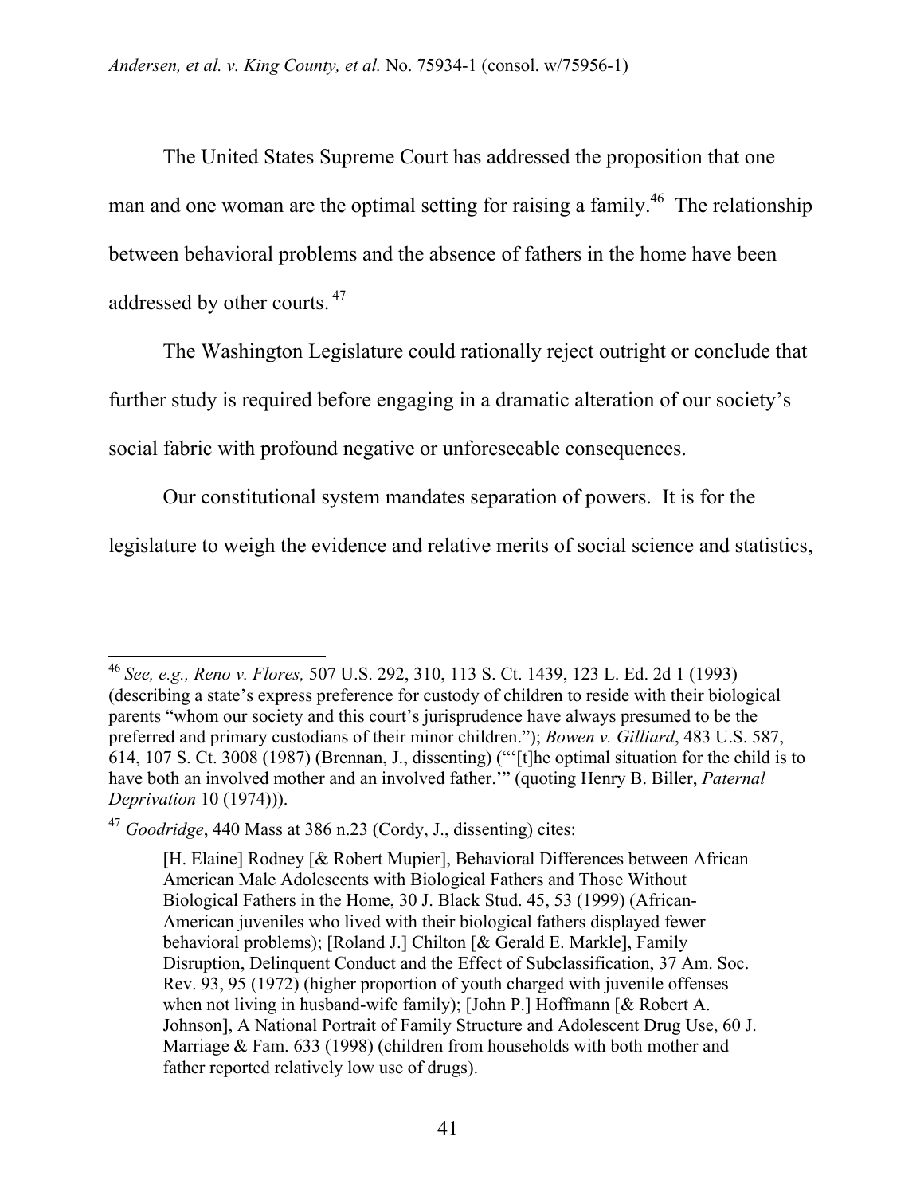The United States Supreme Court has addressed the proposition that one man and one woman are the optimal setting for raising a family.[46] The relationship between behavioral problems and the absence of fathers in the home have been addressed by other courts.[47]

The Washington Legislature could rationally reject outright or conclude that further study is required before engaging in a dramatic alteration of our society's social fabric with profound negative or unforeseeable consequences.

Our constitutional system mandates separation of powers. It is for the legislature to weigh the evidence and relative merits of social science and statistics,

---

[46] *See, e.g., Reno v. Flores,* 507 U.S. 292, 310, 113 S. Ct. 1439, 123 L. Ed. 2d 1 (1993) (describing a state's express preference for custody of children to reside with their biological parents "whom our society and this court's jurisprudence have always presumed to be the preferred and primary custodians of their minor children."); *Bowen v. Gilliard*, 483 U.S. 587, 614, 107 S. Ct. 3008 (1987) (Brennan, J., dissenting) ("'[t]he optimal situation for the child is to have both an involved mother and an involved father.'" (quoting Henry B. Biller, *Paternal Deprivation* 10 (1974))).

[47] *Goodridge*, 440 Mass at 386 n.23 (Cordy, J., dissenting) cites:

> [H. Elaine] Rodney [& Robert Mupier], Behavioral Differences between African American Male Adolescents with Biological Fathers and Those Without Biological Fathers in the Home, 30 J. Black Stud. 45, 53 (1999) (African-American juveniles who lived with their biological fathers displayed fewer behavioral problems); [Roland J.] Chilton [& Gerald E. Markle], Family Disruption, Delinquent Conduct and the Effect of Subclassification, 37 Am. Soc. Rev. 93, 95 (1972) (higher proportion of youth charged with juvenile offenses when not living in husband-wife family); [John P.] Hoffmann [& Robert A. Johnson], A National Portrait of Family Structure and Adolescent Drug Use, 60 J. Marriage & Fam. 633 (1998) (children from households with both mother and father reported relatively low use of drugs).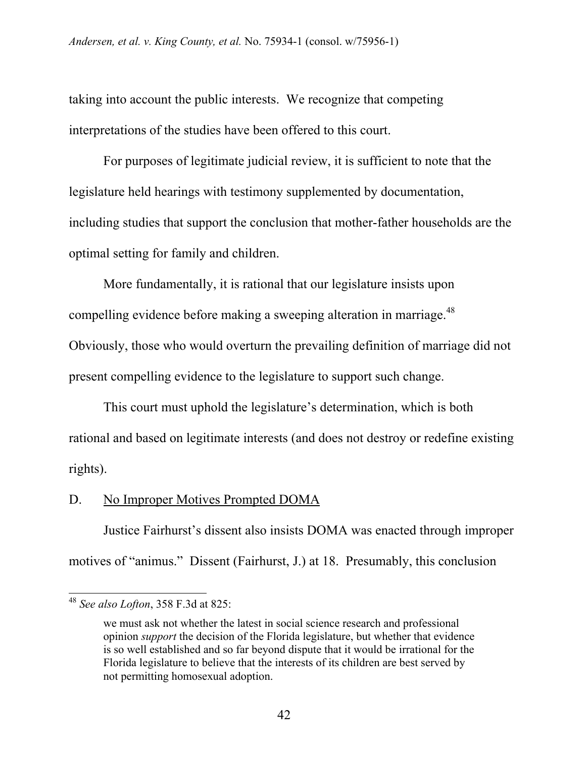taking into account the public interests. We recognize that competing interpretations of the studies have been offered to this court.

For purposes of legitimate judicial review, it is sufficient to note that the legislature held hearings with testimony supplemented by documentation, including studies that support the conclusion that mother-father households are the optimal setting for family and children.

More fundamentally, it is rational that our legislature insists upon compelling evidence before making a sweeping alteration in marriage.[48] Obviously, those who would overturn the prevailing definition of marriage did not present compelling evidence to the legislature to support such change.

This court must uphold the legislature's determination, which is both rational and based on legitimate interests (and does not destroy or redefine existing rights).

D. <u>No Improper Motives Prompted DOMA</u>

Justice Fairhurst's dissent also insists DOMA was enacted through improper motives of "animus." Dissent (Fairhurst, J.) at 18. Presumably, this conclusion

---

[48] *See also Lofton*, 358 F.3d at 825:

> we must ask not whether the latest in social science research and professional opinion *support* the decision of the Florida legislature, but whether that evidence is so well established and so far beyond dispute that it would be irrational for the Florida legislature to believe that the interests of its children are best served by not permitting homosexual adoption.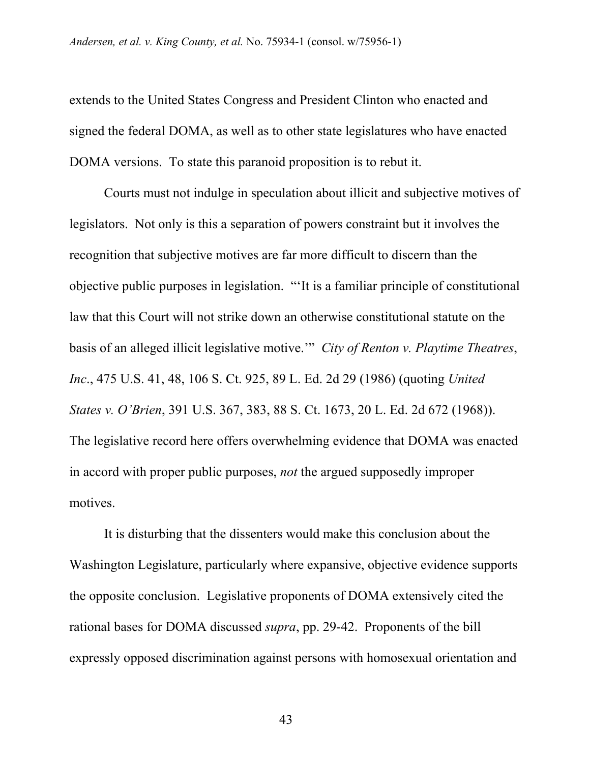extends to the United States Congress and President Clinton who enacted and signed the federal DOMA, as well as to other state legislatures who have enacted DOMA versions. To state this paranoid proposition is to rebut it.

Courts must not indulge in speculation about illicit and subjective motives of legislators. Not only is this a separation of powers constraint but it involves the recognition that subjective motives are far more difficult to discern than the objective public purposes in legislation. "'It is a familiar principle of constitutional law that this Court will not strike down an otherwise constitutional statute on the basis of an alleged illicit legislative motive.'" *City of Renton v. Playtime Theatres, Inc*., 475 U.S. 41, 48, 106 S. Ct. 925, 89 L. Ed. 2d 29 (1986) (quoting *United States v. O'Brien*, 391 U.S. 367, 383, 88 S. Ct. 1673, 20 L. Ed. 2d 672 (1968)). The legislative record here offers overwhelming evidence that DOMA was enacted in accord with proper public purposes, *not* the argued supposedly improper motives.

It is disturbing that the dissenters would make this conclusion about the Washington Legislature, particularly where expansive, objective evidence supports the opposite conclusion. Legislative proponents of DOMA extensively cited the rational bases for DOMA discussed *supra*, pp. 29-42. Proponents of the bill expressly opposed discrimination against persons with homosexual orientation and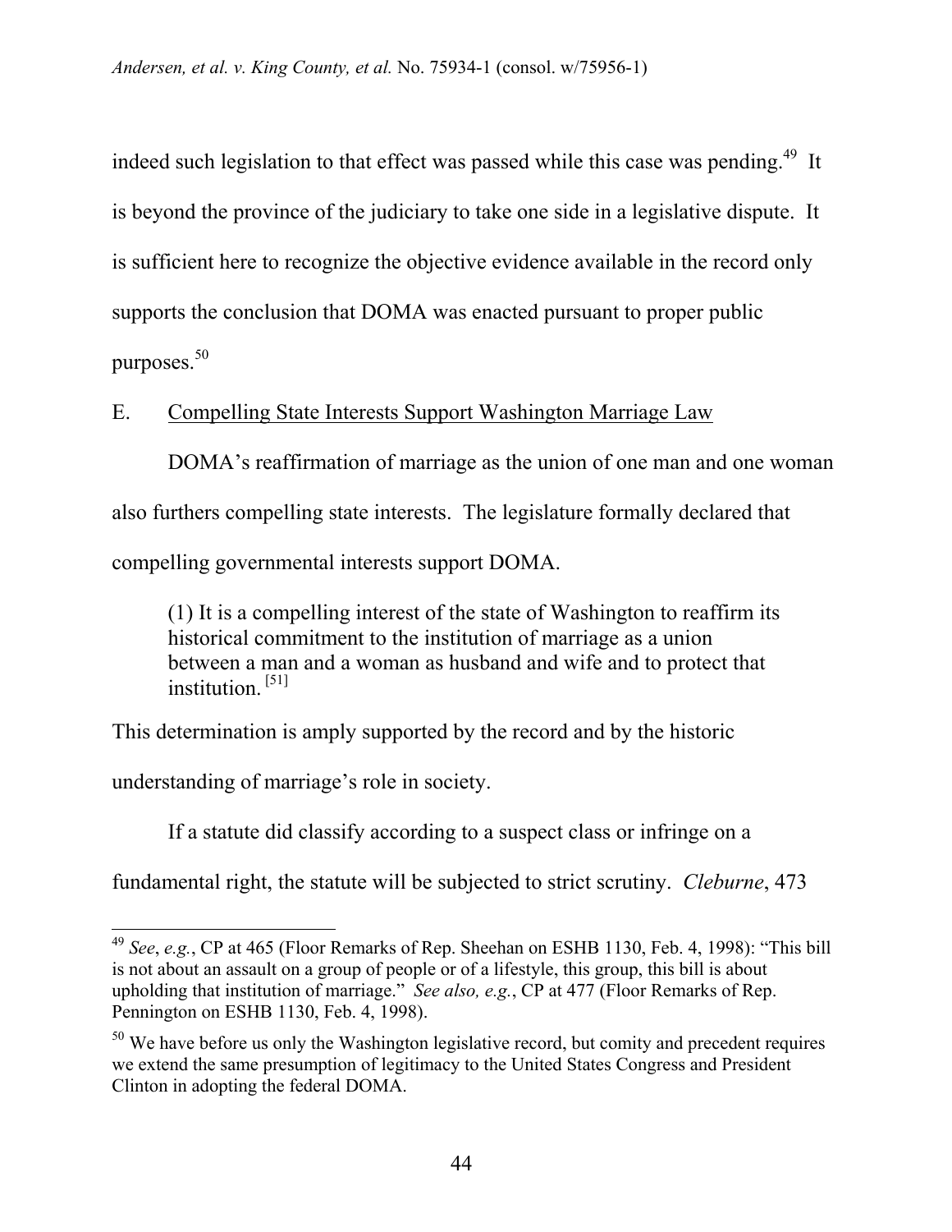indeed such legislation to that effect was passed while this case was pending.[49] It is beyond the province of the judiciary to take one side in a legislative dispute. It is sufficient here to recognize the objective evidence available in the record only supports the conclusion that DOMA was enacted pursuant to proper public purposes.[50]

E. <u>Compelling State Interests Support Washington Marriage Law</u>

DOMA's reaffirmation of marriage as the union of one man and one woman also furthers compelling state interests. The legislature formally declared that compelling governmental interests support DOMA.

> (1) It is a compelling interest of the state of Washington to reaffirm its historical commitment to the institution of marriage as a union between a man and a woman as husband and wife and to protect that institution. [51]

This determination is amply supported by the record and by the historic understanding of marriage's role in society.

If a statute did classify according to a suspect class or infringe on a fundamental right, the statute will be subjected to strict scrutiny. *Cleburne*, 473

---

[49] *See*, *e.g.*, CP at 465 (Floor Remarks of Rep. Sheehan on ESHB 1130, Feb. 4, 1998): "This bill is not about an assault on a group of people or of a lifestyle, this group, this bill is about upholding that institution of marriage." *See also, e.g.*, CP at 477 (Floor Remarks of Rep. Pennington on ESHB 1130, Feb. 4, 1998).

[50] We have before us only the Washington legislative record, but comity and precedent requires we extend the same presumption of legitimacy to the United States Congress and President Clinton in adopting the federal DOMA.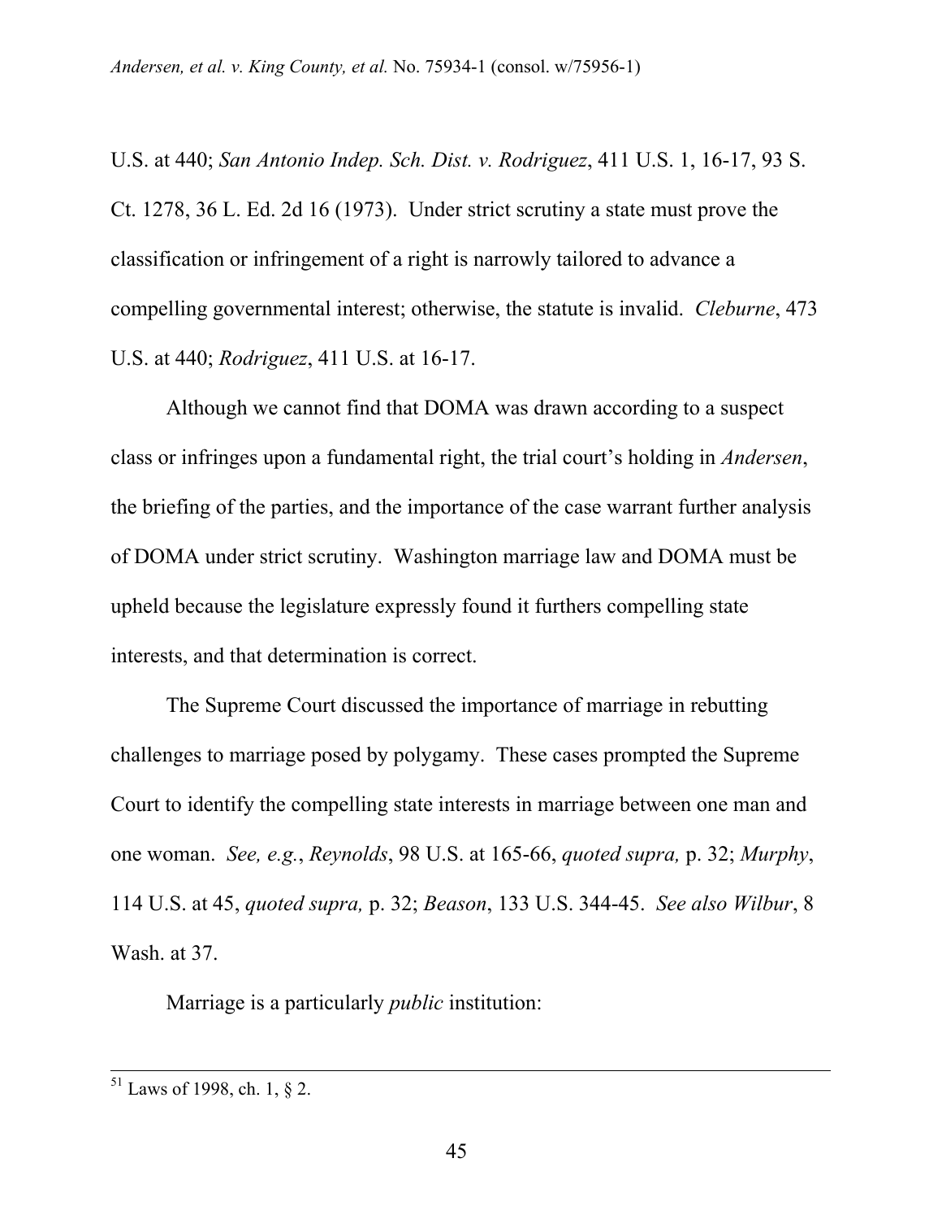U.S. at 440; *San Antonio Indep. Sch. Dist. v. Rodriguez*, 411 U.S. 1, 16-17, 93 S. Ct. 1278, 36 L. Ed. 2d 16 (1973). Under strict scrutiny a state must prove the classification or infringement of a right is narrowly tailored to advance a compelling governmental interest; otherwise, the statute is invalid. *Cleburne*, 473 U.S. at 440; *Rodriguez*, 411 U.S. at 16-17.

Although we cannot find that DOMA was drawn according to a suspect class or infringes upon a fundamental right, the trial court's holding in *Andersen*, the briefing of the parties, and the importance of the case warrant further analysis of DOMA under strict scrutiny. Washington marriage law and DOMA must be upheld because the legislature expressly found it furthers compelling state interests, and that determination is correct.

The Supreme Court discussed the importance of marriage in rebutting challenges to marriage posed by polygamy. These cases prompted the Supreme Court to identify the compelling state interests in marriage between one man and one woman. *See, e.g.*, *Reynolds*, 98 U.S. at 165-66, *quoted supra,* p. 32; *Murphy*, 114 U.S. at 45, *quoted supra,* p. 32; *Beason*, 133 U.S. 344-45. *See also Wilbur*, 8 Wash. at 37.

Marriage is a particularly *public* institution:

---

[51] Laws of 1998, ch. 1, § 2.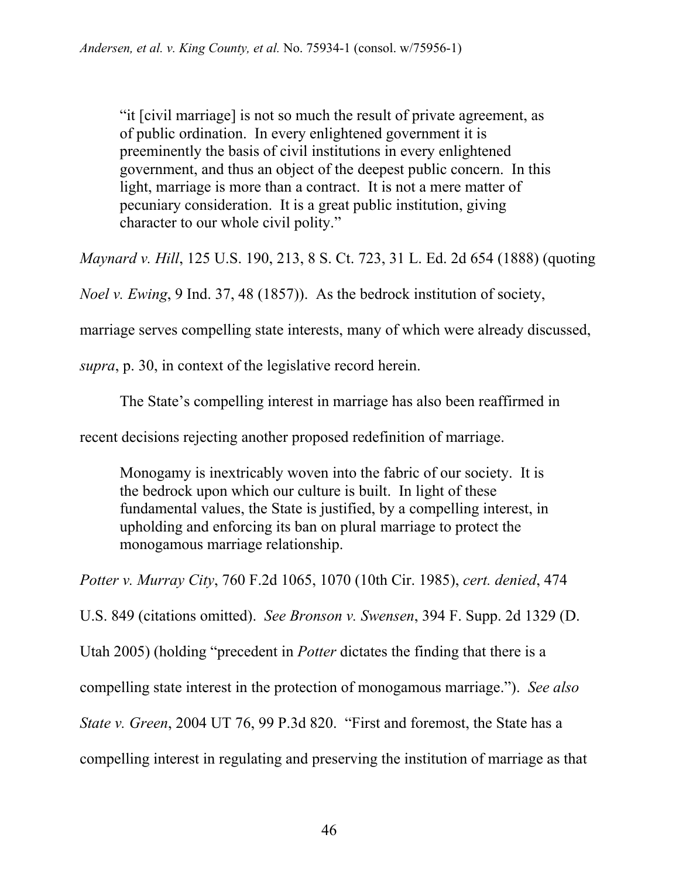"it [civil marriage] is not so much the result of private agreement, as of public ordination. In every enlightened government it is preeminently the basis of civil institutions in every enlightened government, and thus an object of the deepest public concern. In this light, marriage is more than a contract. It is not a mere matter of pecuniary consideration. It is a great public institution, giving character to our whole civil polity."

*Maynard v. Hill*, 125 U.S. 190, 213, 8 S. Ct. 723, 31 L. Ed. 2d 654 (1888) (quoting *Noel v. Ewing*, 9 Ind. 37, 48 (1857)). As the bedrock institution of society, marriage serves compelling state interests, many of which were already discussed, *supra*, p. 30, in context of the legislative record herein.

The State's compelling interest in marriage has also been reaffirmed in recent decisions rejecting another proposed redefinition of marriage.

> Monogamy is inextricably woven into the fabric of our society. It is the bedrock upon which our culture is built. In light of these fundamental values, the State is justified, by a compelling interest, in upholding and enforcing its ban on plural marriage to protect the monogamous marriage relationship.

*Potter v. Murray City*, 760 F.2d 1065, 1070 (10th Cir. 1985), *cert. denied*, 474 U.S. 849 (citations omitted). *See Bronson v. Swensen*, 394 F. Supp. 2d 1329 (D. Utah 2005) (holding "precedent in *Potter* dictates the finding that there is a compelling state interest in the protection of monogamous marriage."). *See also State v. Green*, 2004 UT 76, 99 P.3d 820. "First and foremost, the State has a compelling interest in regulating and preserving the institution of marriage as that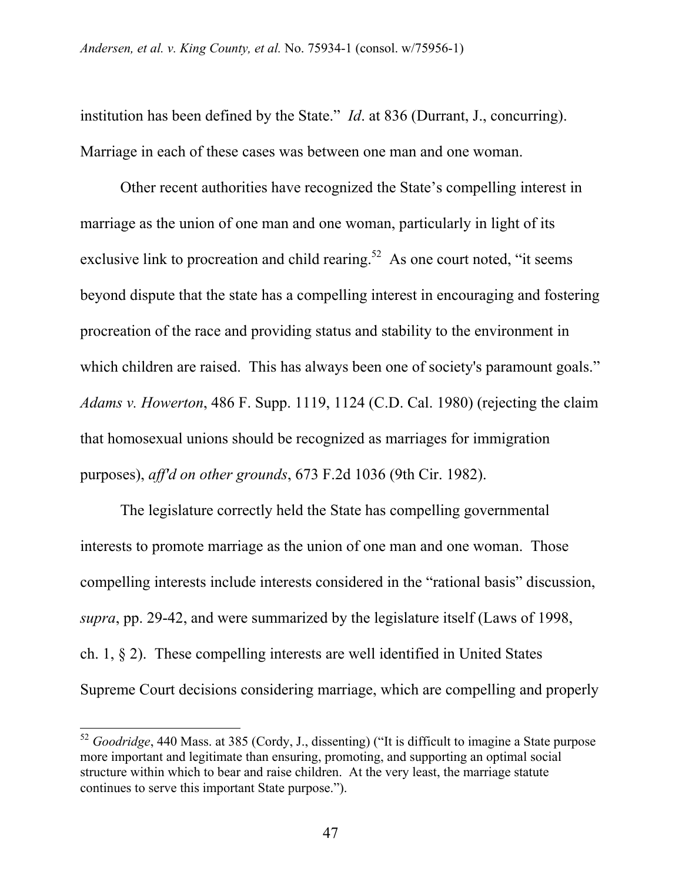institution has been defined by the State." *Id*. at 836 (Durrant, J., concurring). Marriage in each of these cases was between one man and one woman.

Other recent authorities have recognized the State's compelling interest in marriage as the union of one man and one woman, particularly in light of its exclusive link to procreation and child rearing.[52] As one court noted, "it seems beyond dispute that the state has a compelling interest in encouraging and fostering procreation of the race and providing status and stability to the environment in which children are raised. This has always been one of society's paramount goals." *Adams v. Howerton*, 486 F. Supp. 1119, 1124 (C.D. Cal. 1980) (rejecting the claim that homosexual unions should be recognized as marriages for immigration purposes), *aff'd on other grounds*, 673 F.2d 1036 (9th Cir. 1982).

The legislature correctly held the State has compelling governmental interests to promote marriage as the union of one man and one woman. Those compelling interests include interests considered in the "rational basis" discussion, *supra*, pp. 29-42, and were summarized by the legislature itself (Laws of 1998, ch. 1, § 2). These compelling interests are well identified in United States Supreme Court decisions considering marriage, which are compelling and properly

---

[52] *Goodridge*, 440 Mass. at 385 (Cordy, J., dissenting) ("It is difficult to imagine a State purpose more important and legitimate than ensuring, promoting, and supporting an optimal social structure within which to bear and raise children. At the very least, the marriage statute continues to serve this important State purpose.").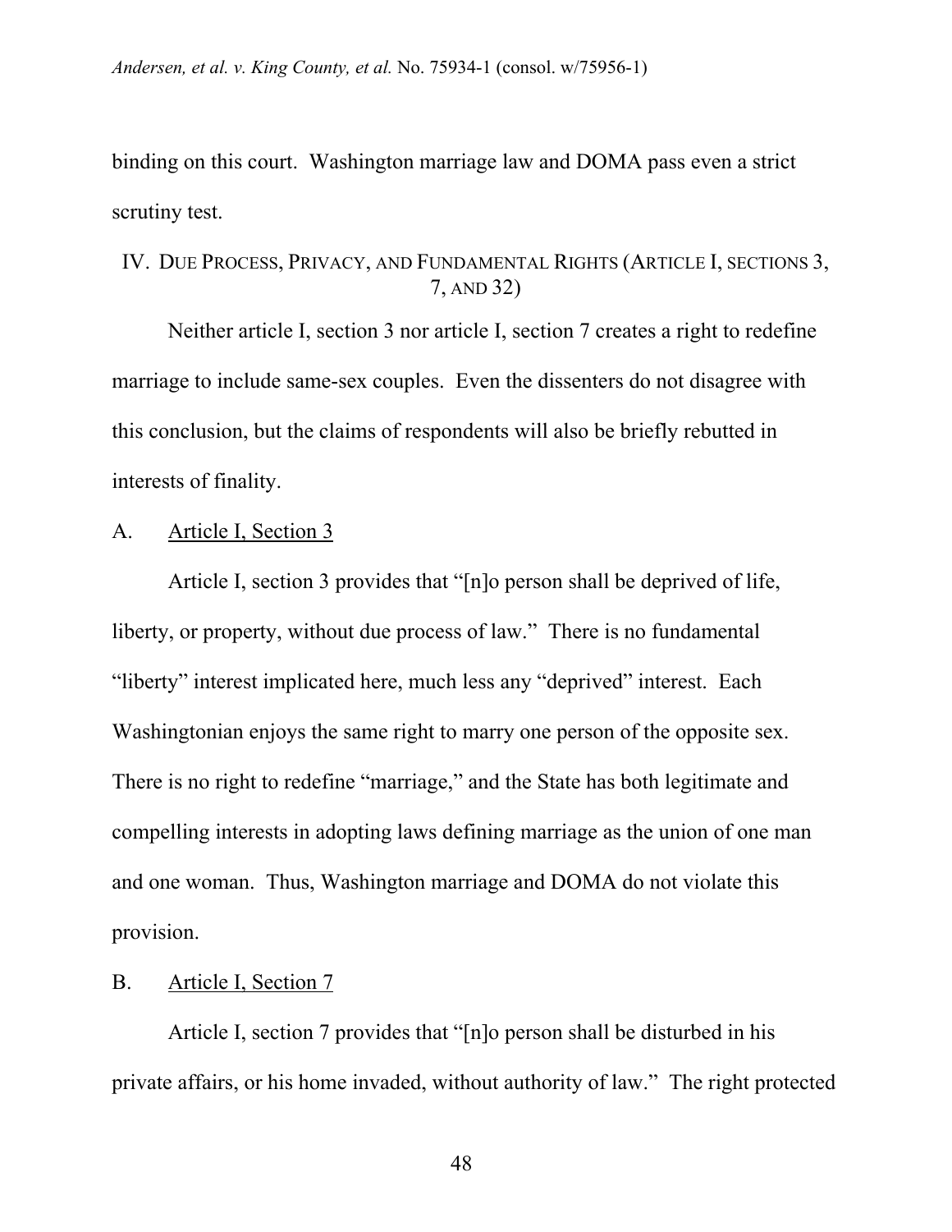binding on this court. Washington marriage law and DOMA pass even a strict scrutiny test.

## IV. Due Process, Privacy, and Fundamental Rights (Article I, sections 3, 7, and 32)

Neither article I, section 3 nor article I, section 7 creates a right to redefine marriage to include same-sex couples. Even the dissenters do not disagree with this conclusion, but the claims of respondents will also be briefly rebutted in interests of finality.

### A. Article I, Section 3

Article I, section 3 provides that "[n]o person shall be deprived of life, liberty, or property, without due process of law." There is no fundamental "liberty" interest implicated here, much less any "deprived" interest. Each Washingtonian enjoys the same right to marry one person of the opposite sex. There is no right to redefine "marriage," and the State has both legitimate and compelling interests in adopting laws defining marriage as the union of one man and one woman. Thus, Washington marriage and DOMA do not violate this provision.

### B. Article I, Section 7

Article I, section 7 provides that "[n]o person shall be disturbed in his private affairs, or his home invaded, without authority of law." The right protected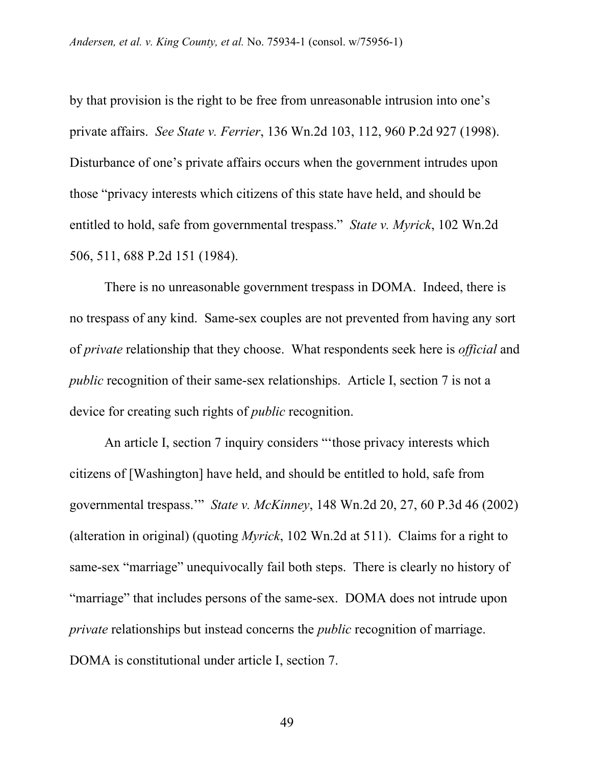by that provision is the right to be free from unreasonable intrusion into one's private affairs. *See State v. Ferrier*, 136 Wn.2d 103, 112, 960 P.2d 927 (1998). Disturbance of one's private affairs occurs when the government intrudes upon those "privacy interests which citizens of this state have held, and should be entitled to hold, safe from governmental trespass." *State v. Myrick*, 102 Wn.2d 506, 511, 688 P.2d 151 (1984).

There is no unreasonable government trespass in DOMA. Indeed, there is no trespass of any kind. Same-sex couples are not prevented from having any sort of *private* relationship that they choose. What respondents seek here is *official* and *public* recognition of their same-sex relationships. Article I, section 7 is not a device for creating such rights of *public* recognition.

An article I, section 7 inquiry considers "'those privacy interests which citizens of [Washington] have held, and should be entitled to hold, safe from governmental trespass.'" *State v. McKinney*, 148 Wn.2d 20, 27, 60 P.3d 46 (2002) (alteration in original) (quoting *Myrick*, 102 Wn.2d at 511). Claims for a right to same-sex "marriage" unequivocally fail both steps. There is clearly no history of "marriage" that includes persons of the same-sex. DOMA does not intrude upon *private* relationships but instead concerns the *public* recognition of marriage. DOMA is constitutional under article I, section 7.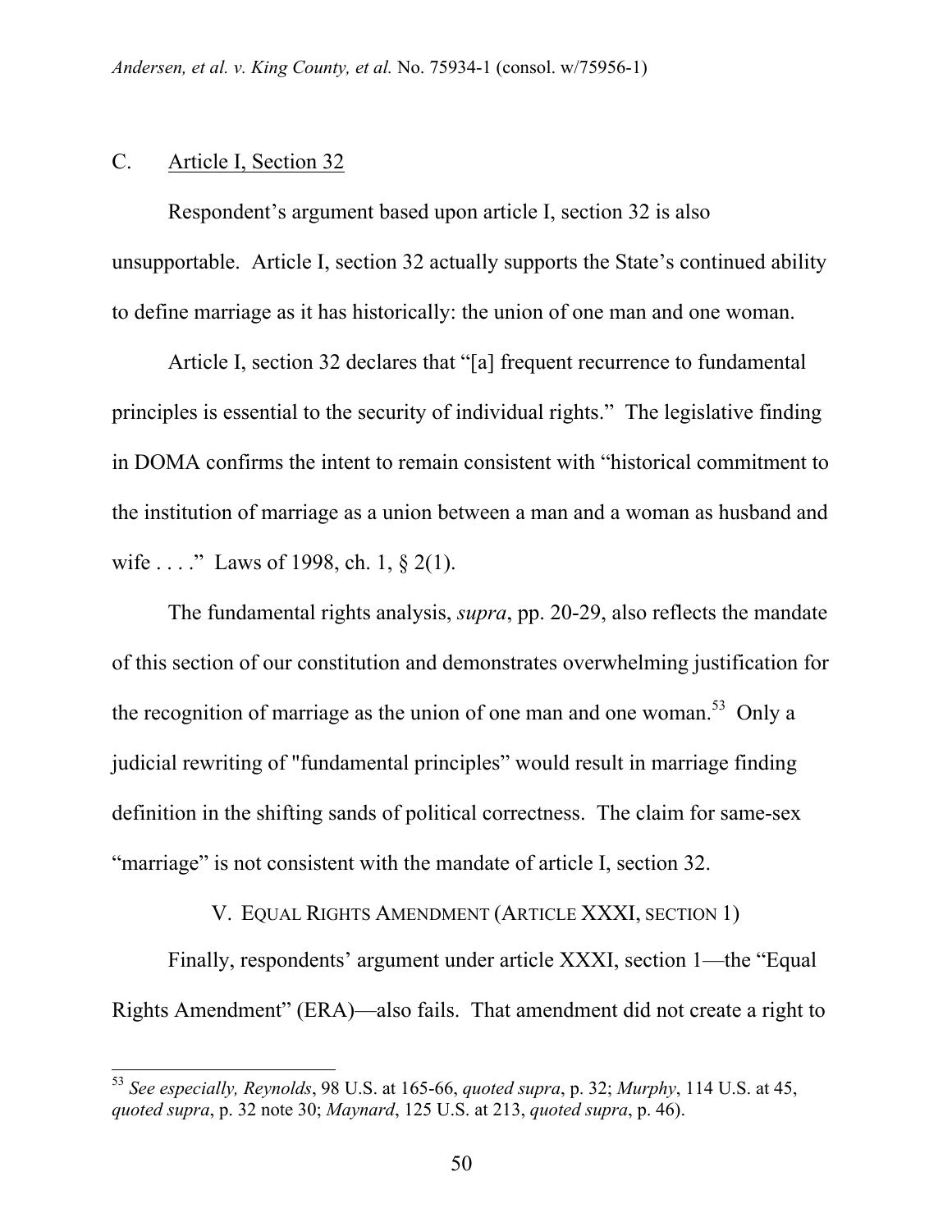### C. Article I, Section 32

Respondent's argument based upon article I, section 32 is also unsupportable. Article I, section 32 actually supports the State's continued ability to define marriage as it has historically: the union of one man and one woman.

Article I, section 32 declares that "[a] frequent recurrence to fundamental principles is essential to the security of individual rights." The legislative finding in DOMA confirms the intent to remain consistent with "historical commitment to the institution of marriage as a union between a man and a woman as husband and wife . . . ." Laws of 1998, ch. 1, § 2(1).

The fundamental rights analysis, *supra*, pp. 20-29, also reflects the mandate of this section of our constitution and demonstrates overwhelming justification for the recognition of marriage as the union of one man and one woman.[53] Only a judicial rewriting of "fundamental principles" would result in marriage finding definition in the shifting sands of political correctness. The claim for same-sex "marriage" is not consistent with the mandate of article I, section 32.

## V. EQUAL RIGHTS AMENDMENT (ARTICLE XXXI, SECTION 1)

Finally, respondents' argument under article XXXI, section 1—the "Equal Rights Amendment" (ERA)—also fails. That amendment did not create a right to

---

[53] *See especially, Reynolds*, 98 U.S. at 165-66, *quoted supra*, p. 32; *Murphy*, 114 U.S. at 45, *quoted supra*, p. 32 note 30; *Maynard*, 125 U.S. at 213, *quoted supra*, p. 46).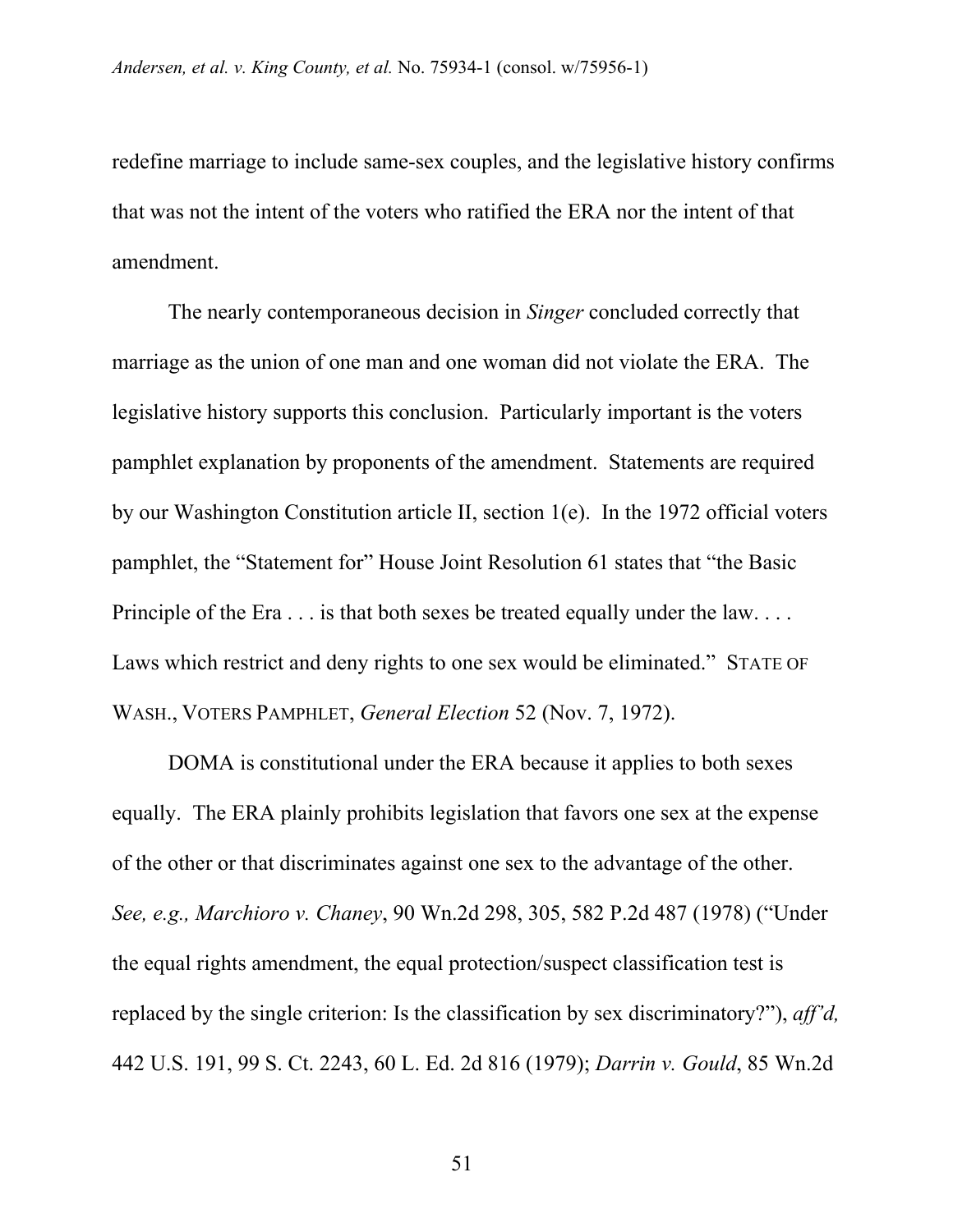redefine marriage to include same-sex couples, and the legislative history confirms that was not the intent of the voters who ratified the ERA nor the intent of that amendment.

The nearly contemporaneous decision in *Singer* concluded correctly that marriage as the union of one man and one woman did not violate the ERA. The legislative history supports this conclusion. Particularly important is the voters pamphlet explanation by proponents of the amendment. Statements are required by our Washington Constitution article II, section 1(e). In the 1972 official voters pamphlet, the "Statement for" House Joint Resolution 61 states that "the Basic Principle of the Era . . . is that both sexes be treated equally under the law. . . . Laws which restrict and deny rights to one sex would be eliminated." STATE OF WASH., VOTERS PAMPHLET, *General Election* 52 (Nov. 7, 1972).

DOMA is constitutional under the ERA because it applies to both sexes equally. The ERA plainly prohibits legislation that favors one sex at the expense of the other or that discriminates against one sex to the advantage of the other. *See, e.g., Marchioro v. Chaney*, 90 Wn.2d 298, 305, 582 P.2d 487 (1978) ("Under the equal rights amendment, the equal protection/suspect classification test is replaced by the single criterion: Is the classification by sex discriminatory?"), *aff'd,* 442 U.S. 191, 99 S. Ct. 2243, 60 L. Ed. 2d 816 (1979); *Darrin v. Gould*, 85 Wn.2d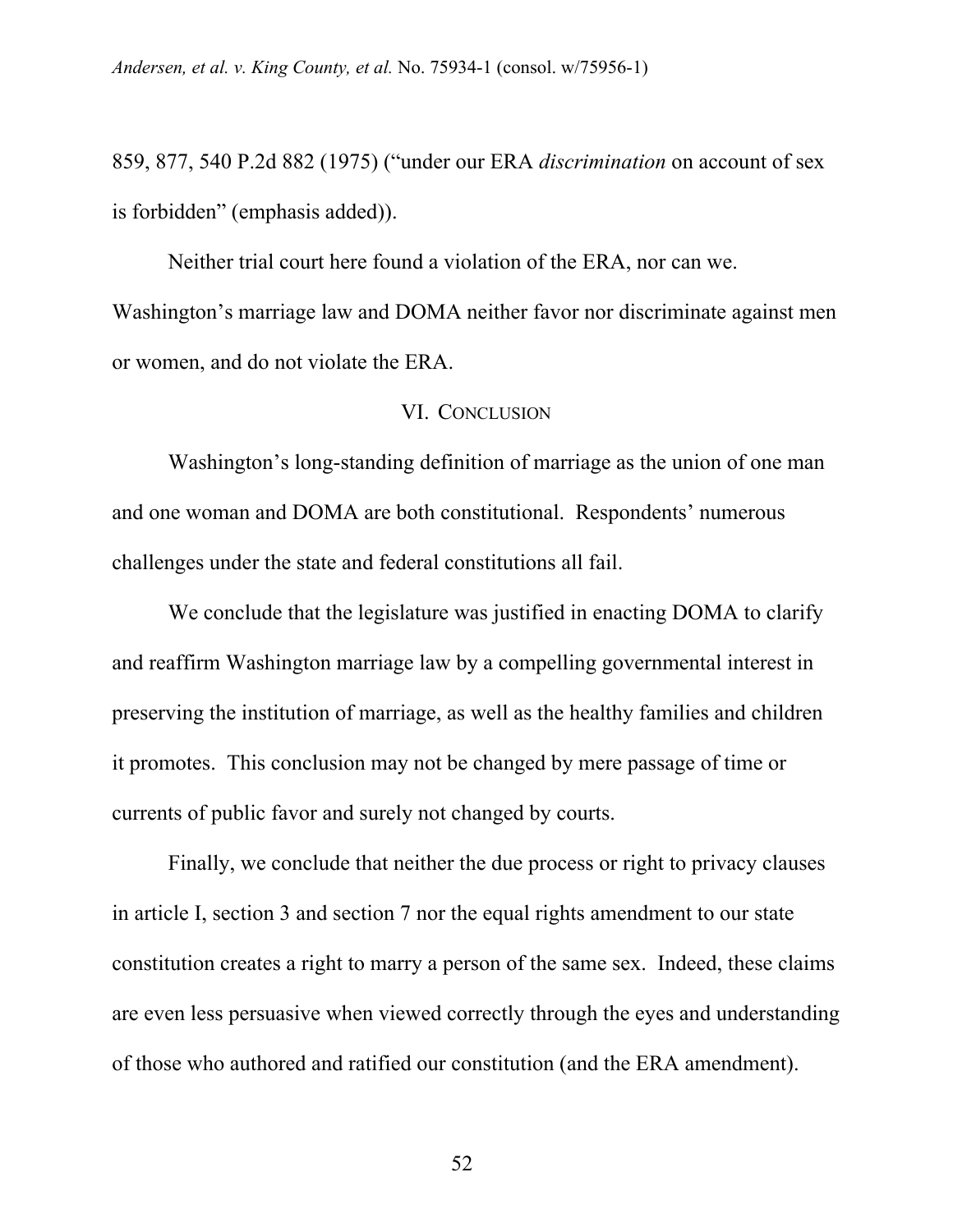859, 877, 540 P.2d 882 (1975) ("under our ERA *discrimination* on account of sex is forbidden" (emphasis added)).

Neither trial court here found a violation of the ERA, nor can we. Washington's marriage law and DOMA neither favor nor discriminate against men or women, and do not violate the ERA.

## VI. Conclusion

Washington's long-standing definition of marriage as the union of one man and one woman and DOMA are both constitutional. Respondents' numerous challenges under the state and federal constitutions all fail.

We conclude that the legislature was justified in enacting DOMA to clarify and reaffirm Washington marriage law by a compelling governmental interest in preserving the institution of marriage, as well as the healthy families and children it promotes. This conclusion may not be changed by mere passage of time or currents of public favor and surely not changed by courts.

Finally, we conclude that neither the due process or right to privacy clauses in article I, section 3 and section 7 nor the equal rights amendment to our state constitution creates a right to marry a person of the same sex. Indeed, these claims are even less persuasive when viewed correctly through the eyes and understanding of those who authored and ratified our constitution (and the ERA amendment).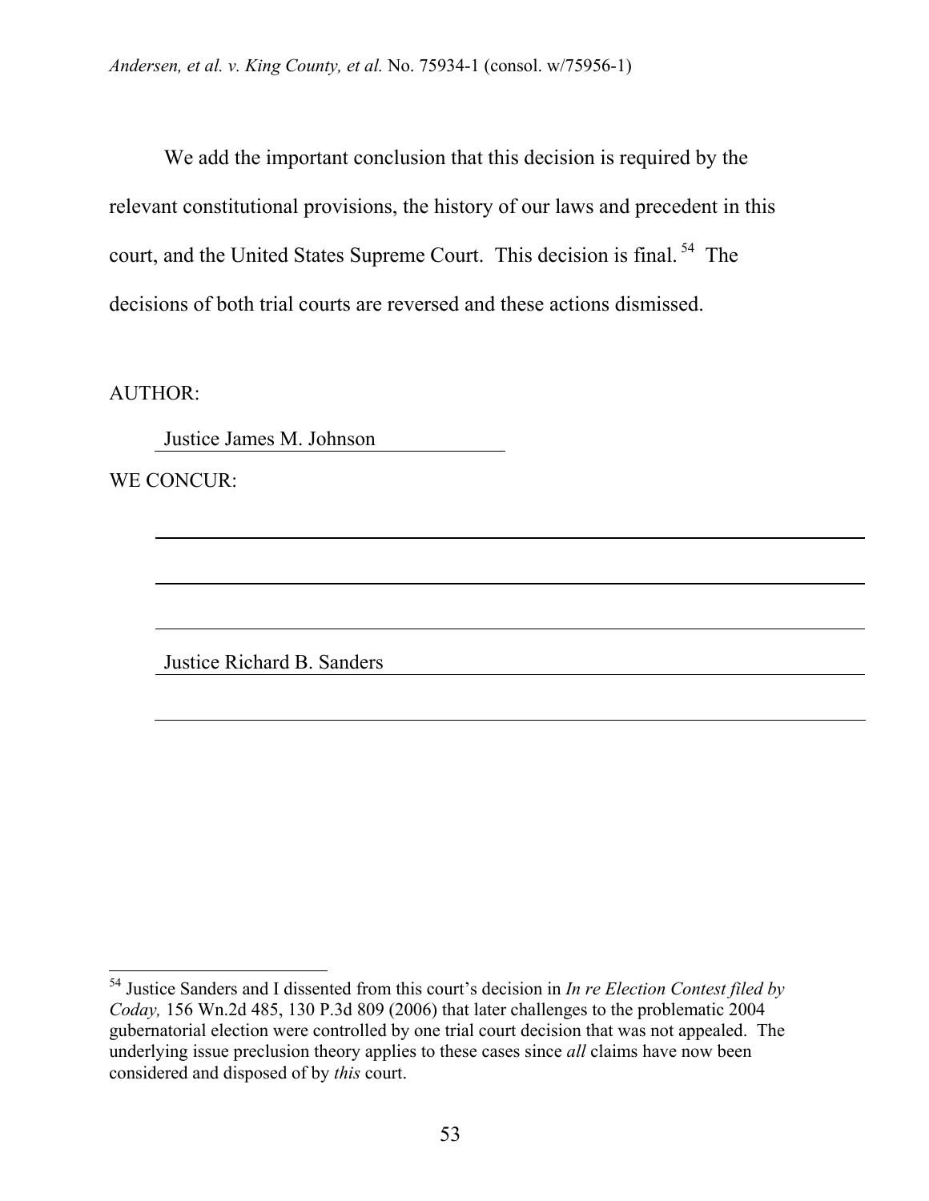We add the important conclusion that this decision is required by the relevant constitutional provisions, the history of our laws and precedent in this court, and the United States Supreme Court. This decision is final.[54] The decisions of both trial courts are reversed and these actions dismissed.

AUTHOR:

Justice James M. Johnson

WE CONCUR:

Justice Richard B. Sanders

---

[54] Justice Sanders and I dissented from this court's decision in *In re Election Contest filed by Coday,* 156 Wn.2d 485, 130 P.3d 809 (2006) that later challenges to the problematic 2004 gubernatorial election were controlled by one trial court decision that was not appealed. The underlying issue preclusion theory applies to these cases since *all* claims have now been considered and disposed of by *this* court.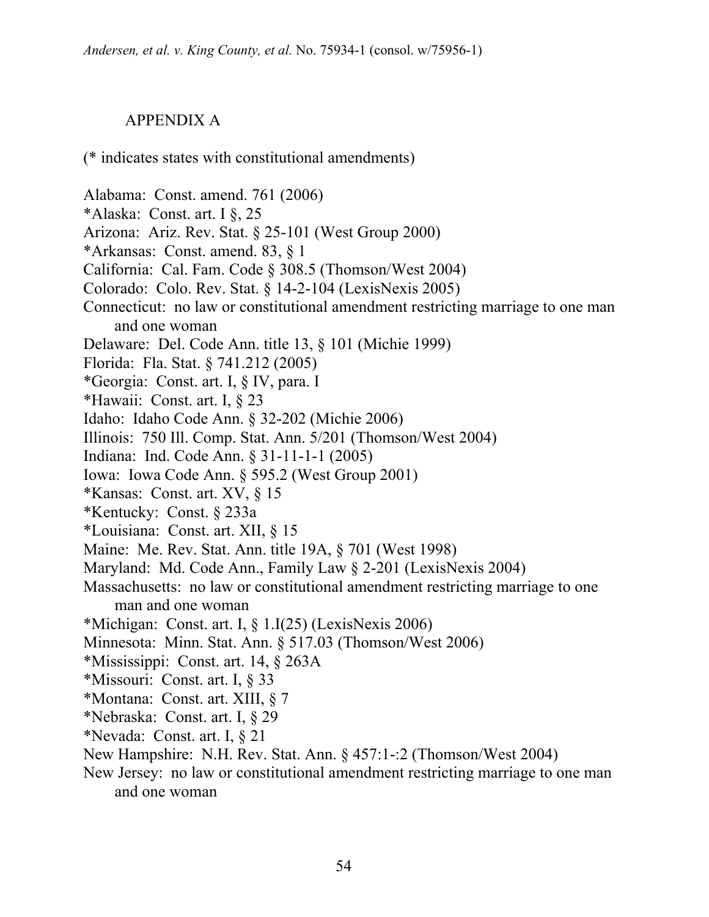## APPENDIX A

(* indicates states with constitutional amendments)

Alabama: Const. amend. 761 (2006)
*Alaska: Const. art. I §, 25
Arizona: Ariz. Rev. Stat. § 25-101 (West Group 2000)
*Arkansas: Const. amend. 83, § 1
California: Cal. Fam. Code § 308.5 (Thomson/West 2004)
Colorado: Colo. Rev. Stat. § 14-2-104 (LexisNexis 2005)
Connecticut: no law or constitutional amendment restricting marriage to one man and one woman
Delaware: Del. Code Ann. title 13, § 101 (Michie 1999)
Florida: Fla. Stat. § 741.212 (2005)
*Georgia: Const. art. I, § IV, para. I
*Hawaii: Const. art. I, § 23
Idaho: Idaho Code Ann. § 32-202 (Michie 2006)
Illinois: 750 Ill. Comp. Stat. Ann. 5/201 (Thomson/West 2004)
Indiana: Ind. Code Ann. § 31-11-1-1 (2005)
Iowa: Iowa Code Ann. § 595.2 (West Group 2001)
*Kansas: Const. art. XV, § 15
*Kentucky: Const. § 233a
*Louisiana: Const. art. XII, § 15
Maine: Me. Rev. Stat. Ann. title 19A, § 701 (West 1998)
Maryland: Md. Code Ann., Family Law § 2-201 (LexisNexis 2004)
Massachusetts: no law or constitutional amendment restricting marriage to one man and one woman
*Michigan: Const. art. I, § 1.I(25) (LexisNexis 2006)
Minnesota: Minn. Stat. Ann. § 517.03 (Thomson/West 2006)
*Mississippi: Const. art. 14, § 263A
*Missouri: Const. art. I, § 33
*Montana: Const. art. XIII, § 7
*Nebraska: Const. art. I, § 29
*Nevada: Const. art. I, § 21
New Hampshire: N.H. Rev. Stat. Ann. § 457:1-:2 (Thomson/West 2004)
New Jersey: no law or constitutional amendment restricting marriage to one man and one woman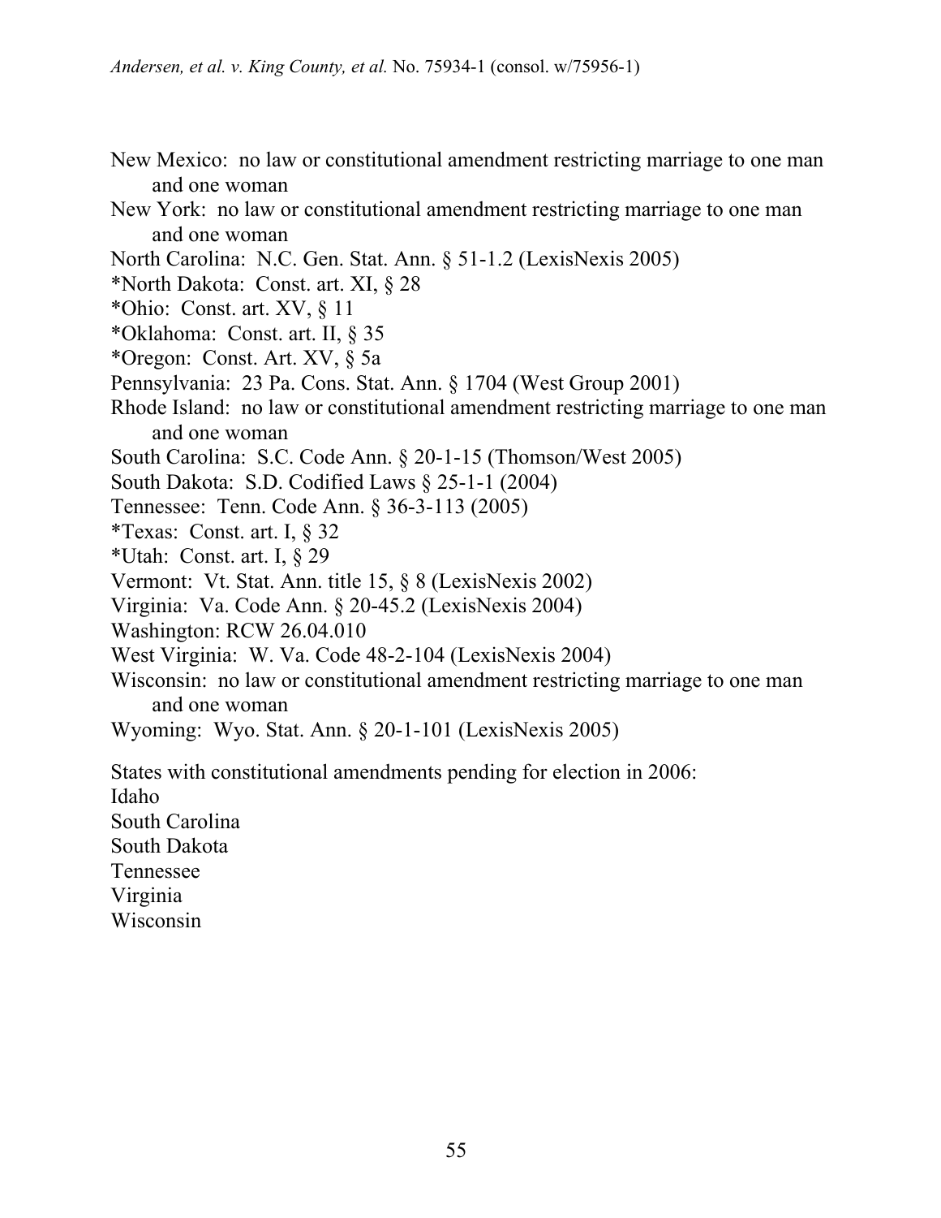New Mexico: no law or constitutional amendment restricting marriage to one man and one woman

New York: no law or constitutional amendment restricting marriage to one man and one woman

North Carolina: N.C. Gen. Stat. Ann. § 51-1.2 (LexisNexis 2005)

*North Dakota: Const. art. XI, § 28

*Ohio: Const. art. XV, § 11

*Oklahoma: Const. art. II, § 35

*Oregon: Const. Art. XV, § 5a

Pennsylvania: 23 Pa. Cons. Stat. Ann. § 1704 (West Group 2001)

Rhode Island: no law or constitutional amendment restricting marriage to one man and one woman

South Carolina: S.C. Code Ann. § 20-1-15 (Thomson/West 2005)

South Dakota: S.D. Codified Laws § 25-1-1 (2004)

Tennessee: Tenn. Code Ann. § 36-3-113 (2005)

*Texas: Const. art. I, § 32

*Utah: Const. art. I, § 29

Vermont: Vt. Stat. Ann. title 15, § 8 (LexisNexis 2002)

Virginia: Va. Code Ann. § 20-45.2 (LexisNexis 2004)

Washington: RCW 26.04.010

West Virginia: W. Va. Code 48-2-104 (LexisNexis 2004)

Wisconsin: no law or constitutional amendment restricting marriage to one man and one woman

Wyoming: Wyo. Stat. Ann. § 20-1-101 (LexisNexis 2005)

States with constitutional amendments pending for election in 2006:

Idaho

South Carolina

South Dakota

Tennessee

Virginia

Wisconsin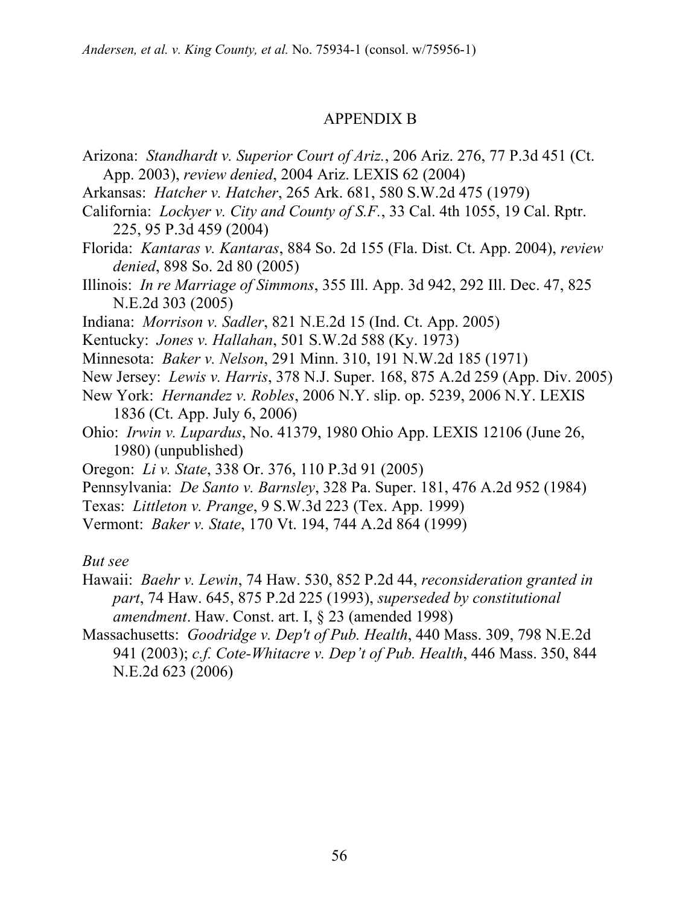## APPENDIX B

Arizona: *Standhardt v. Superior Court of Ariz.*, 206 Ariz. 276, 77 P.3d 451 (Ct. App. 2003), *review denied*, 2004 Ariz. LEXIS 62 (2004)

Arkansas: *Hatcher v. Hatcher*, 265 Ark. 681, 580 S.W.2d 475 (1979)

California: *Lockyer v. City and County of S.F.*, 33 Cal. 4th 1055, 19 Cal. Rptr. 225, 95 P.3d 459 (2004)

Florida: *Kantaras v. Kantaras*, 884 So. 2d 155 (Fla. Dist. Ct. App. 2004), *review denied*, 898 So. 2d 80 (2005)

Illinois: *In re Marriage of Simmons*, 355 Ill. App. 3d 942, 292 Ill. Dec. 47, 825 N.E.2d 303 (2005)

Indiana: *Morrison v. Sadler*, 821 N.E.2d 15 (Ind. Ct. App. 2005)

Kentucky: *Jones v. Hallahan*, 501 S.W.2d 588 (Ky. 1973)

Minnesota: *Baker v. Nelson*, 291 Minn. 310, 191 N.W.2d 185 (1971)

New Jersey: *Lewis v. Harris*, 378 N.J. Super. 168, 875 A.2d 259 (App. Div. 2005)

New York: *Hernandez v. Robles*, 2006 N.Y. slip. op. 5239, 2006 N.Y. LEXIS 1836 (Ct. App. July 6, 2006)

Ohio: *Irwin v. Lupardus*, No. 41379, 1980 Ohio App. LEXIS 12106 (June 26, 1980) (unpublished)

Oregon: *Li v. State*, 338 Or. 376, 110 P.3d 91 (2005)

Pennsylvania: *De Santo v. Barnsley*, 328 Pa. Super. 181, 476 A.2d 952 (1984)

Texas: *Littleton v. Prange*, 9 S.W.3d 223 (Tex. App. 1999)

Vermont: *Baker v. State*, 170 Vt. 194, 744 A.2d 864 (1999)

*But see*

Hawaii: *Baehr v. Lewin*, 74 Haw. 530, 852 P.2d 44, *reconsideration granted in part*, 74 Haw. 645, 875 P.2d 225 (1993), *superseded by constitutional amendment*. Haw. Const. art. I, § 23 (amended 1998)

Massachusetts: *Goodridge v. Dep't of Pub. Health*, 440 Mass. 309, 798 N.E.2d 941 (2003); *c.f. Cote-Whitacre v. Dep't of Pub. Health*, 446 Mass. 350, 844 N.E.2d 623 (2006)